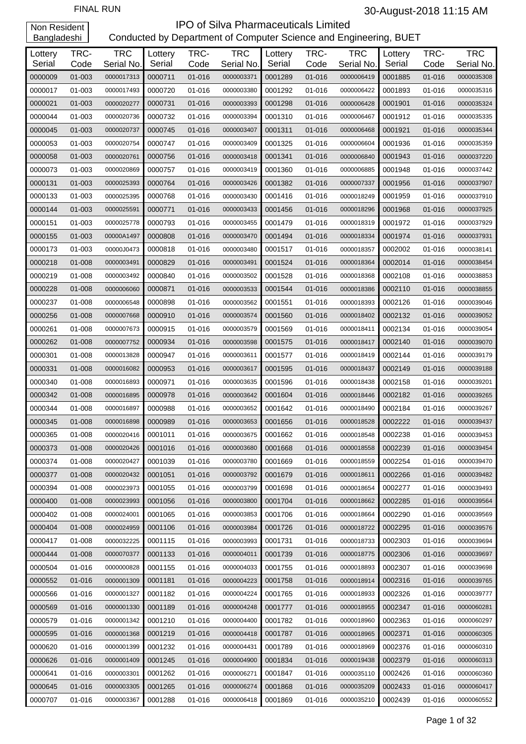FINAL RUN

30-August-2018 11:15 AM

Non Resident Bangladeshi

# IPO of Silva Pharmaceuticals Limited

Conducted by Department of Computer Science and Engineering, BUET

| Lottery Serial | TRC-Code | TRC Serial No. | Lottery Serial | TRC-Code | TRC Serial No. | Lottery Serial | TRC-Code | TRC Serial No. | Lottery Serial | TRC-Code | TRC Serial No. |
|---|---|---|---|---|---|---|---|---|---|---|---|
| 0000009 | 01-003 | 0000017313 | 0000711 | 01-016 | 0000003371 | 0001289 | 01-016 | 0000006419 | 0001885 | 01-016 | 0000035308 |
| 0000017 | 01-003 | 0000017493 | 0000720 | 01-016 | 0000003380 | 0001292 | 01-016 | 0000006422 | 0001893 | 01-016 | 0000035316 |
| 0000021 | 01-003 | 0000020277 | 0000731 | 01-016 | 0000003393 | 0001298 | 01-016 | 0000006428 | 0001901 | 01-016 | 0000035324 |
| 0000044 | 01-003 | 0000020736 | 0000732 | 01-016 | 0000003394 | 0001310 | 01-016 | 0000006467 | 0001912 | 01-016 | 0000035335 |
| 0000045 | 01-003 | 0000020737 | 0000745 | 01-016 | 0000003407 | 0001311 | 01-016 | 0000006468 | 0001921 | 01-016 | 0000035344 |
| 0000053 | 01-003 | 0000020754 | 0000747 | 01-016 | 0000003409 | 0001325 | 01-016 | 0000006604 | 0001936 | 01-016 | 0000035359 |
| 0000058 | 01-003 | 0000020761 | 0000756 | 01-016 | 0000003418 | 0001341 | 01-016 | 0000006840 | 0001943 | 01-016 | 0000037220 |
| 0000073 | 01-003 | 0000020869 | 0000757 | 01-016 | 0000003419 | 0001360 | 01-016 | 0000006885 | 0001948 | 01-016 | 0000037442 |
| 0000131 | 01-003 | 0000025393 | 0000764 | 01-016 | 0000003426 | 0001382 | 01-016 | 0000007337 | 0001956 | 01-016 | 0000037907 |
| 0000133 | 01-003 | 0000025395 | 0000768 | 01-016 | 0000003430 | 0001416 | 01-016 | 0000018249 | 0001959 | 01-016 | 0000037910 |
| 0000144 | 01-003 | 0000025591 | 0000771 | 01-016 | 0000003433 | 0001456 | 01-016 | 0000018296 | 0001968 | 01-016 | 0000037925 |
| 0000151 | 01-003 | 0000025778 | 0000793 | 01-016 | 0000003455 | 0001479 | 01-016 | 0000018319 | 0001972 | 01-016 | 0000037929 |
| 0000155 | 01-003 | 00000A1497 | 0000808 | 01-016 | 0000003470 | 0001494 | 01-016 | 0000018334 | 0001974 | 01-016 | 0000037931 |
| 0000173 | 01-003 | 00000J0473 | 0000818 | 01-016 | 0000003480 | 0001517 | 01-016 | 0000018357 | 0002002 | 01-016 | 0000038141 |
| 0000218 | 01-008 | 0000003491 | 0000829 | 01-016 | 0000003491 | 0001524 | 01-016 | 0000018364 | 0002014 | 01-016 | 0000038454 |
| 0000219 | 01-008 | 0000003492 | 0000840 | 01-016 | 0000003502 | 0001528 | 01-016 | 0000018368 | 0002108 | 01-016 | 0000038853 |
| 0000228 | 01-008 | 0000006060 | 0000871 | 01-016 | 0000003533 | 0001544 | 01-016 | 0000018386 | 0002110 | 01-016 | 0000038855 |
| 0000237 | 01-008 | 0000006548 | 0000898 | 01-016 | 0000003562 | 0001551 | 01-016 | 0000018393 | 0002126 | 01-016 | 0000039046 |
| 0000256 | 01-008 | 0000007668 | 0000910 | 01-016 | 0000003574 | 0001560 | 01-016 | 0000018402 | 0002132 | 01-016 | 0000039052 |
| 0000261 | 01-008 | 0000007673 | 0000915 | 01-016 | 0000003579 | 0001569 | 01-016 | 0000018411 | 0002134 | 01-016 | 0000039054 |
| 0000262 | 01-008 | 0000007752 | 0000934 | 01-016 | 0000003598 | 0001575 | 01-016 | 0000018417 | 0002140 | 01-016 | 0000039070 |
| 0000301 | 01-008 | 0000013828 | 0000947 | 01-016 | 0000003611 | 0001577 | 01-016 | 0000018419 | 0002144 | 01-016 | 0000039179 |
| 0000331 | 01-008 | 0000016082 | 0000953 | 01-016 | 0000003617 | 0001595 | 01-016 | 0000018437 | 0002149 | 01-016 | 0000039188 |
| 0000340 | 01-008 | 0000016893 | 0000971 | 01-016 | 0000003635 | 0001596 | 01-016 | 0000018438 | 0002158 | 01-016 | 0000039201 |
| 0000342 | 01-008 | 0000016895 | 0000978 | 01-016 | 0000003642 | 0001604 | 01-016 | 0000018446 | 0002182 | 01-016 | 0000039265 |
| 0000344 | 01-008 | 0000016897 | 0000988 | 01-016 | 0000003652 | 0001642 | 01-016 | 0000018490 | 0002184 | 01-016 | 0000039267 |
| 0000345 | 01-008 | 0000016898 | 0000989 | 01-016 | 0000003653 | 0001656 | 01-016 | 0000018528 | 0002222 | 01-016 | 0000039437 |
| 0000365 | 01-008 | 0000020416 | 0001011 | 01-016 | 0000003675 | 0001662 | 01-016 | 0000018548 | 0002238 | 01-016 | 0000039453 |
| 0000373 | 01-008 | 0000020426 | 0001016 | 01-016 | 0000003680 | 0001668 | 01-016 | 0000018558 | 0002239 | 01-016 | 0000039454 |
| 0000374 | 01-008 | 0000020427 | 0001039 | 01-016 | 0000003780 | 0001669 | 01-016 | 0000018559 | 0002254 | 01-016 | 0000039470 |
| 0000377 | 01-008 | 0000020432 | 0001051 | 01-016 | 0000003792 | 0001679 | 01-016 | 0000018611 | 0002266 | 01-016 | 0000039482 |
| 0000394 | 01-008 | 0000023973 | 0001055 | 01-016 | 0000003799 | 0001698 | 01-016 | 0000018654 | 0002277 | 01-016 | 0000039493 |
| 0000400 | 01-008 | 0000023993 | 0001056 | 01-016 | 0000003800 | 0001704 | 01-016 | 0000018662 | 0002285 | 01-016 | 0000039564 |
| 0000402 | 01-008 | 0000024001 | 0001065 | 01-016 | 0000003853 | 0001706 | 01-016 | 0000018664 | 0002290 | 01-016 | 0000039569 |
| 0000404 | 01-008 | 0000024959 | 0001106 | 01-016 | 0000003984 | 0001726 | 01-016 | 0000018722 | 0002295 | 01-016 | 0000039576 |
| 0000417 | 01-008 | 0000032225 | 0001115 | 01-016 | 0000003993 | 0001731 | 01-016 | 0000018733 | 0002303 | 01-016 | 0000039694 |
| 0000444 | 01-008 | 0000070377 | 0001133 | 01-016 | 0000004011 | 0001739 | 01-016 | 0000018775 | 0002306 | 01-016 | 0000039697 |
| 0000504 | 01-016 | 0000000828 | 0001155 | 01-016 | 0000004033 | 0001755 | 01-016 | 0000018893 | 0002307 | 01-016 | 0000039698 |
| 0000552 | 01-016 | 0000001309 | 0001181 | 01-016 | 0000004223 | 0001758 | 01-016 | 0000018914 | 0002316 | 01-016 | 0000039765 |
| 0000566 | 01-016 | 0000001327 | 0001182 | 01-016 | 0000004224 | 0001765 | 01-016 | 0000018933 | 0002326 | 01-016 | 0000039777 |
| 0000569 | 01-016 | 0000001330 | 0001189 | 01-016 | 0000004248 | 0001777 | 01-016 | 0000018955 | 0002347 | 01-016 | 0000060281 |
| 0000579 | 01-016 | 0000001342 | 0001210 | 01-016 | 0000004400 | 0001782 | 01-016 | 0000018960 | 0002363 | 01-016 | 0000060297 |
| 0000595 | 01-016 | 0000001368 | 0001219 | 01-016 | 0000004418 | 0001787 | 01-016 | 0000018965 | 0002371 | 01-016 | 0000060305 |
| 0000620 | 01-016 | 0000001399 | 0001232 | 01-016 | 0000004431 | 0001789 | 01-016 | 0000018969 | 0002376 | 01-016 | 0000060310 |
| 0000626 | 01-016 | 0000001409 | 0001245 | 01-016 | 0000004900 | 0001834 | 01-016 | 0000019438 | 0002379 | 01-016 | 0000060313 |
| 0000641 | 01-016 | 0000003301 | 0001262 | 01-016 | 0000006271 | 0001847 | 01-016 | 0000035110 | 0002426 | 01-016 | 0000060360 |
| 0000645 | 01-016 | 0000003305 | 0001265 | 01-016 | 0000006274 | 0001868 | 01-016 | 0000035209 | 0002433 | 01-016 | 0000060417 |
| 0000707 | 01-016 | 0000003367 | 0001288 | 01-016 | 0000006418 | 0001869 | 01-016 | 0000035210 | 0002439 | 01-016 | 0000060552 |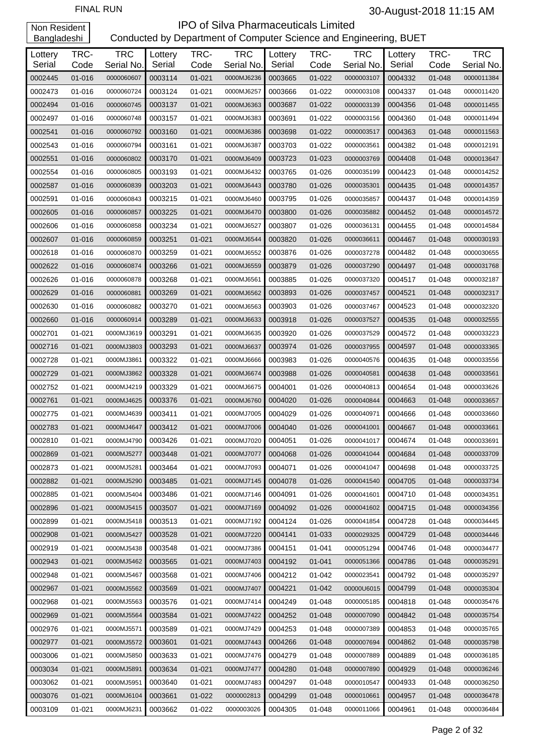FINAL RUN

30-August-2018 11:15 AM

Non Resident Bangladeshi

# IPO of Silva Pharmaceuticals Limited

Conducted by Department of Computer Science and Engineering, BUET

| Lottery Serial | TRC-Code | TRC Serial No. | Lottery Serial | TRC-Code | TRC Serial No. | Lottery Serial | TRC-Code | TRC Serial No. | Lottery Serial | TRC-Code | TRC Serial No. |
|---|---|---|---|---|---|---|---|---|---|---|---|
| 0002445 | 01-016 | 0000060607 | 0003114 | 01-021 | 0000MJ6236 | 0003665 | 01-022 | 0000003107 | 0004332 | 01-048 | 0000011384 |
| 0002473 | 01-016 | 0000060724 | 0003124 | 01-021 | 0000MJ6257 | 0003666 | 01-022 | 0000003108 | 0004337 | 01-048 | 0000011420 |
| 0002494 | 01-016 | 0000060745 | 0003137 | 01-021 | 0000MJ6363 | 0003687 | 01-022 | 0000003139 | 0004356 | 01-048 | 0000011455 |
| 0002497 | 01-016 | 0000060748 | 0003157 | 01-021 | 0000MJ6383 | 0003691 | 01-022 | 0000003156 | 0004360 | 01-048 | 0000011494 |
| 0002541 | 01-016 | 0000060792 | 0003160 | 01-021 | 0000MJ6386 | 0003698 | 01-022 | 0000003517 | 0004363 | 01-048 | 0000011563 |
| 0002543 | 01-016 | 0000060794 | 0003161 | 01-021 | 0000MJ6387 | 0003703 | 01-022 | 0000003561 | 0004382 | 01-048 | 0000012191 |
| 0002551 | 01-016 | 0000060802 | 0003170 | 01-021 | 0000MJ6409 | 0003723 | 01-023 | 0000003769 | 0004408 | 01-048 | 0000013647 |
| 0002554 | 01-016 | 0000060805 | 0003193 | 01-021 | 0000MJ6432 | 0003765 | 01-026 | 0000035199 | 0004423 | 01-048 | 0000014252 |
| 0002587 | 01-016 | 0000060839 | 0003203 | 01-021 | 0000MJ6443 | 0003780 | 01-026 | 0000035301 | 0004435 | 01-048 | 0000014357 |
| 0002591 | 01-016 | 0000060843 | 0003215 | 01-021 | 0000MJ6460 | 0003795 | 01-026 | 0000035857 | 0004437 | 01-048 | 0000014359 |
| 0002605 | 01-016 | 0000060857 | 0003225 | 01-021 | 0000MJ6470 | 0003800 | 01-026 | 0000035882 | 0004452 | 01-048 | 0000014572 |
| 0002606 | 01-016 | 0000060858 | 0003234 | 01-021 | 0000MJ6527 | 0003807 | 01-026 | 0000036131 | 0004455 | 01-048 | 0000014584 |
| 0002607 | 01-016 | 0000060859 | 0003251 | 01-021 | 0000MJ6544 | 0003820 | 01-026 | 0000036611 | 0004467 | 01-048 | 0000030193 |
| 0002618 | 01-016 | 0000060870 | 0003259 | 01-021 | 0000MJ6552 | 0003876 | 01-026 | 0000037278 | 0004482 | 01-048 | 0000030655 |
| 0002622 | 01-016 | 0000060874 | 0003266 | 01-021 | 0000MJ6559 | 0003879 | 01-026 | 0000037290 | 0004497 | 01-048 | 0000031768 |
| 0002626 | 01-016 | 0000060878 | 0003268 | 01-021 | 0000MJ6561 | 0003885 | 01-026 | 0000037320 | 0004517 | 01-048 | 0000032187 |
| 0002629 | 01-016 | 0000060881 | 0003269 | 01-021 | 0000MJ6562 | 0003893 | 01-026 | 0000037457 | 0004521 | 01-048 | 0000032317 |
| 0002630 | 01-016 | 0000060882 | 0003270 | 01-021 | 0000MJ6563 | 0003903 | 01-026 | 0000037467 | 0004523 | 01-048 | 0000032320 |
| 0002660 | 01-016 | 0000060914 | 0003289 | 01-021 | 0000MJ6633 | 0003918 | 01-026 | 0000037527 | 0004535 | 01-048 | 0000032555 |
| 0002701 | 01-021 | 0000MJ3619 | 0003291 | 01-021 | 0000MJ6635 | 0003920 | 01-026 | 0000037529 | 0004572 | 01-048 | 0000033223 |
| 0002716 | 01-021 | 0000MJ3803 | 0003293 | 01-021 | 0000MJ6637 | 0003974 | 01-026 | 0000037955 | 0004597 | 01-048 | 0000033365 |
| 0002728 | 01-021 | 0000MJ3861 | 0003322 | 01-021 | 0000MJ6666 | 0003983 | 01-026 | 0000040576 | 0004635 | 01-048 | 0000033556 |
| 0002729 | 01-021 | 0000MJ3862 | 0003328 | 01-021 | 0000MJ6674 | 0003988 | 01-026 | 0000040581 | 0004638 | 01-048 | 0000033561 |
| 0002752 | 01-021 | 0000MJ4219 | 0003329 | 01-021 | 0000MJ6675 | 0004001 | 01-026 | 0000040813 | 0004654 | 01-048 | 0000033626 |
| 0002761 | 01-021 | 0000MJ4625 | 0003376 | 01-021 | 0000MJ6760 | 0004020 | 01-026 | 0000040844 | 0004663 | 01-048 | 0000033657 |
| 0002775 | 01-021 | 0000MJ4639 | 0003411 | 01-021 | 0000MJ7005 | 0004029 | 01-026 | 0000040971 | 0004666 | 01-048 | 0000033660 |
| 0002783 | 01-021 | 0000MJ4647 | 0003412 | 01-021 | 0000MJ7006 | 0004040 | 01-026 | 0000041001 | 0004667 | 01-048 | 0000033661 |
| 0002810 | 01-021 | 0000MJ4790 | 0003426 | 01-021 | 0000MJ7020 | 0004051 | 01-026 | 0000041017 | 0004674 | 01-048 | 0000033691 |
| 0002869 | 01-021 | 0000MJ5277 | 0003448 | 01-021 | 0000MJ7077 | 0004068 | 01-026 | 0000041044 | 0004684 | 01-048 | 0000033709 |
| 0002873 | 01-021 | 0000MJ5281 | 0003464 | 01-021 | 0000MJ7093 | 0004071 | 01-026 | 0000041047 | 0004698 | 01-048 | 0000033725 |
| 0002882 | 01-021 | 0000MJ5290 | 0003485 | 01-021 | 0000MJ7145 | 0004078 | 01-026 | 0000041540 | 0004705 | 01-048 | 0000033734 |
| 0002885 | 01-021 | 0000MJ5404 | 0003486 | 01-021 | 0000MJ7146 | 0004091 | 01-026 | 0000041601 | 0004710 | 01-048 | 0000034351 |
| 0002896 | 01-021 | 0000MJ5415 | 0003507 | 01-021 | 0000MJ7169 | 0004092 | 01-026 | 0000041602 | 0004715 | 01-048 | 0000034356 |
| 0002899 | 01-021 | 0000MJ5418 | 0003513 | 01-021 | 0000MJ7192 | 0004124 | 01-026 | 0000041854 | 0004728 | 01-048 | 0000034445 |
| 0002908 | 01-021 | 0000MJ5427 | 0003528 | 01-021 | 0000MJ7220 | 0004141 | 01-033 | 0000029325 | 0004729 | 01-048 | 0000034446 |
| 0002919 | 01-021 | 0000MJ5438 | 0003548 | 01-021 | 0000MJ7386 | 0004151 | 01-041 | 0000051294 | 0004746 | 01-048 | 0000034477 |
| 0002943 | 01-021 | 0000MJ5462 | 0003565 | 01-021 | 0000MJ7403 | 0004192 | 01-041 | 0000051366 | 0004786 | 01-048 | 0000035291 |
| 0002948 | 01-021 | 0000MJ5467 | 0003568 | 01-021 | 0000MJ7406 | 0004212 | 01-042 | 0000023541 | 0004792 | 01-048 | 0000035297 |
| 0002967 | 01-021 | 0000MJ5562 | 0003569 | 01-021 | 0000MJ7407 | 0004221 | 01-042 | 00000U6015 | 0004799 | 01-048 | 0000035304 |
| 0002968 | 01-021 | 0000MJ5563 | 0003576 | 01-021 | 0000MJ7414 | 0004249 | 01-048 | 0000005185 | 0004818 | 01-048 | 0000035476 |
| 0002969 | 01-021 | 0000MJ5564 | 0003584 | 01-021 | 0000MJ7422 | 0004252 | 01-048 | 0000007090 | 0004842 | 01-048 | 0000035754 |
| 0002976 | 01-021 | 0000MJ5571 | 0003589 | 01-021 | 0000MJ7429 | 0004253 | 01-048 | 0000007389 | 0004853 | 01-048 | 0000035765 |
| 0002977 | 01-021 | 0000MJ5572 | 0003601 | 01-021 | 0000MJ7443 | 0004266 | 01-048 | 0000007694 | 0004862 | 01-048 | 0000035798 |
| 0003006 | 01-021 | 0000MJ5850 | 0003633 | 01-021 | 0000MJ7476 | 0004279 | 01-048 | 0000007889 | 0004889 | 01-048 | 0000036185 |
| 0003034 | 01-021 | 0000MJ5891 | 0003634 | 01-021 | 0000MJ7477 | 0004280 | 01-048 | 0000007890 | 0004929 | 01-048 | 0000036246 |
| 0003062 | 01-021 | 0000MJ5951 | 0003640 | 01-021 | 0000MJ7483 | 0004297 | 01-048 | 0000010547 | 0004933 | 01-048 | 0000036250 |
| 0003076 | 01-021 | 0000MJ6104 | 0003661 | 01-022 | 0000002813 | 0004299 | 01-048 | 0000010661 | 0004957 | 01-048 | 0000036478 |
| 0003109 | 01-021 | 0000MJ6231 | 0003662 | 01-022 | 0000003026 | 0004305 | 01-048 | 0000011066 | 0004961 | 01-048 | 0000036484 |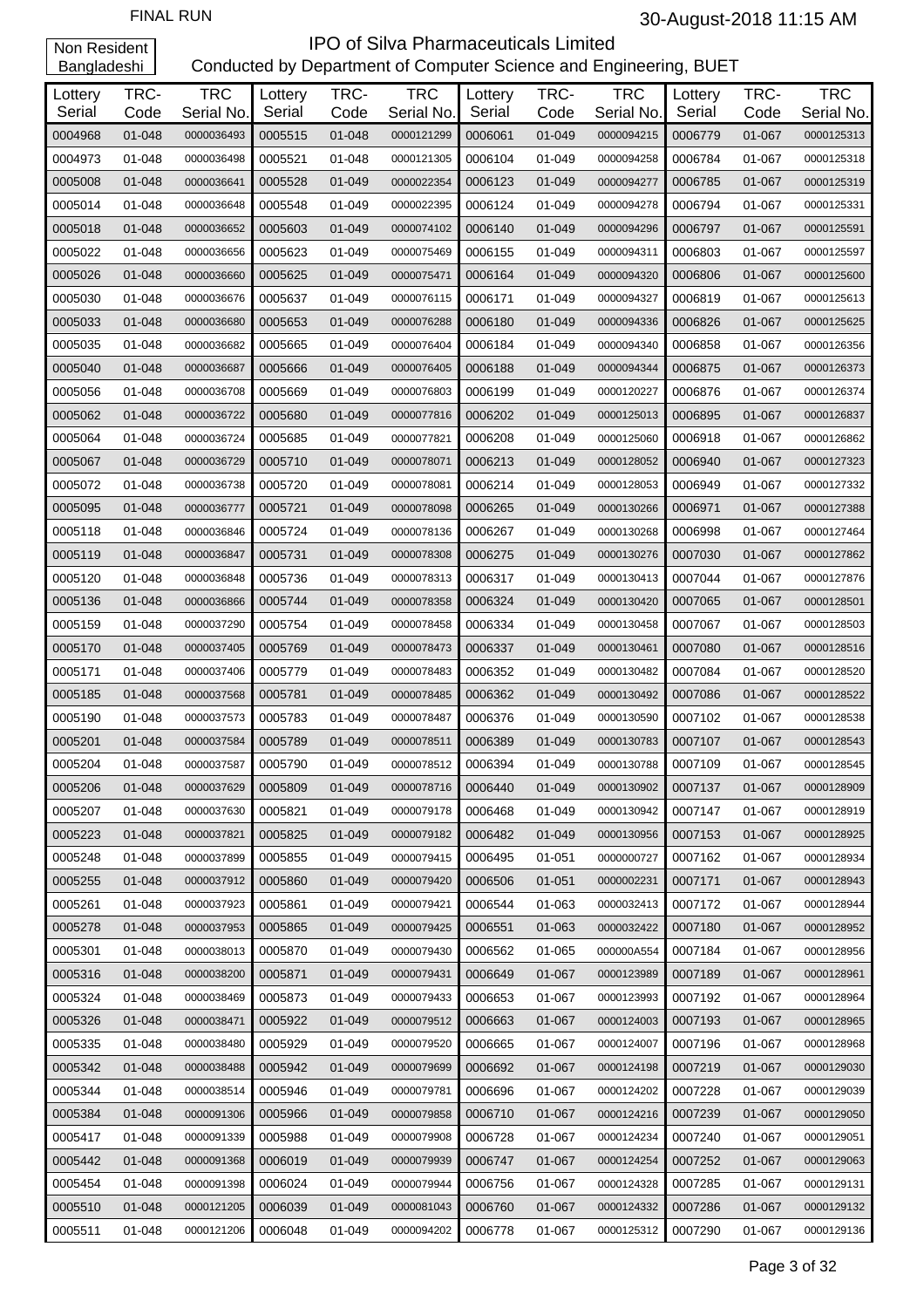Non Resident Bangladeshi

# IPO of Silva Pharmaceuticals Limited

Conducted by Department of Computer Science and Engineering, BUET

FINAL RUN

30-August-2018 11:15 AM

| Lottery Serial | TRC-Code | TRC Serial No. | Lottery Serial | TRC-Code | TRC Serial No. | Lottery Serial | TRC-Code | TRC Serial No. | Lottery Serial | TRC-Code | TRC Serial No. |
|---|---|---|---|---|---|---|---|---|---|---|---|
| 0004968 | 01-048 | 0000036493 | 0005515 | 01-048 | 0000121299 | 0006061 | 01-049 | 0000094215 | 0006779 | 01-067 | 0000125313 |
| 0004973 | 01-048 | 0000036498 | 0005521 | 01-048 | 0000121305 | 0006104 | 01-049 | 0000094258 | 0006784 | 01-067 | 0000125318 |
| 0005008 | 01-048 | 0000036641 | 0005528 | 01-049 | 0000022354 | 0006123 | 01-049 | 0000094277 | 0006785 | 01-067 | 0000125319 |
| 0005014 | 01-048 | 0000036648 | 0005548 | 01-049 | 0000022395 | 0006124 | 01-049 | 0000094278 | 0006794 | 01-067 | 0000125331 |
| 0005018 | 01-048 | 0000036652 | 0005603 | 01-049 | 0000074102 | 0006140 | 01-049 | 0000094296 | 0006797 | 01-067 | 0000125591 |
| 0005022 | 01-048 | 0000036656 | 0005623 | 01-049 | 0000075469 | 0006155 | 01-049 | 0000094311 | 0006803 | 01-067 | 0000125597 |
| 0005026 | 01-048 | 0000036660 | 0005625 | 01-049 | 0000075471 | 0006164 | 01-049 | 0000094320 | 0006806 | 01-067 | 0000125600 |
| 0005030 | 01-048 | 0000036676 | 0005637 | 01-049 | 0000076115 | 0006171 | 01-049 | 0000094327 | 0006819 | 01-067 | 0000125613 |
| 0005033 | 01-048 | 0000036680 | 0005653 | 01-049 | 0000076288 | 0006180 | 01-049 | 0000094336 | 0006826 | 01-067 | 0000125625 |
| 0005035 | 01-048 | 0000036682 | 0005665 | 01-049 | 0000076404 | 0006184 | 01-049 | 0000094340 | 0006858 | 01-067 | 0000126356 |
| 0005040 | 01-048 | 0000036687 | 0005666 | 01-049 | 0000076405 | 0006188 | 01-049 | 0000094344 | 0006875 | 01-067 | 0000126373 |
| 0005056 | 01-048 | 0000036708 | 0005669 | 01-049 | 0000076803 | 0006199 | 01-049 | 0000120227 | 0006876 | 01-067 | 0000126374 |
| 0005062 | 01-048 | 0000036722 | 0005680 | 01-049 | 0000077816 | 0006202 | 01-049 | 0000125013 | 0006895 | 01-067 | 0000126837 |
| 0005064 | 01-048 | 0000036724 | 0005685 | 01-049 | 0000077821 | 0006208 | 01-049 | 0000125060 | 0006918 | 01-067 | 0000126862 |
| 0005067 | 01-048 | 0000036729 | 0005710 | 01-049 | 0000078071 | 0006213 | 01-049 | 0000128052 | 0006940 | 01-067 | 0000127323 |
| 0005072 | 01-048 | 0000036738 | 0005720 | 01-049 | 0000078081 | 0006214 | 01-049 | 0000128053 | 0006949 | 01-067 | 0000127332 |
| 0005095 | 01-048 | 0000036777 | 0005721 | 01-049 | 0000078098 | 0006265 | 01-049 | 0000130266 | 0006971 | 01-067 | 0000127388 |
| 0005118 | 01-048 | 0000036846 | 0005724 | 01-049 | 0000078136 | 0006267 | 01-049 | 0000130268 | 0006998 | 01-067 | 0000127464 |
| 0005119 | 01-048 | 0000036847 | 0005731 | 01-049 | 0000078308 | 0006275 | 01-049 | 0000130276 | 0007030 | 01-067 | 0000127862 |
| 0005120 | 01-048 | 0000036848 | 0005736 | 01-049 | 0000078313 | 0006317 | 01-049 | 0000130413 | 0007044 | 01-067 | 0000127876 |
| 0005136 | 01-048 | 0000036866 | 0005744 | 01-049 | 0000078358 | 0006324 | 01-049 | 0000130420 | 0007065 | 01-067 | 0000128501 |
| 0005159 | 01-048 | 0000037290 | 0005754 | 01-049 | 0000078458 | 0006334 | 01-049 | 0000130458 | 0007067 | 01-067 | 0000128503 |
| 0005170 | 01-048 | 0000037405 | 0005769 | 01-049 | 0000078473 | 0006337 | 01-049 | 0000130461 | 0007080 | 01-067 | 0000128516 |
| 0005171 | 01-048 | 0000037406 | 0005779 | 01-049 | 0000078483 | 0006352 | 01-049 | 0000130482 | 0007084 | 01-067 | 0000128520 |
| 0005185 | 01-048 | 0000037568 | 0005781 | 01-049 | 0000078485 | 0006362 | 01-049 | 0000130492 | 0007086 | 01-067 | 0000128522 |
| 0005190 | 01-048 | 0000037573 | 0005783 | 01-049 | 0000078487 | 0006376 | 01-049 | 0000130590 | 0007102 | 01-067 | 0000128538 |
| 0005201 | 01-048 | 0000037584 | 0005789 | 01-049 | 0000078511 | 0006389 | 01-049 | 0000130783 | 0007107 | 01-067 | 0000128543 |
| 0005204 | 01-048 | 0000037587 | 0005790 | 01-049 | 0000078512 | 0006394 | 01-049 | 0000130788 | 0007109 | 01-067 | 0000128545 |
| 0005206 | 01-048 | 0000037629 | 0005809 | 01-049 | 0000078716 | 0006440 | 01-049 | 0000130902 | 0007137 | 01-067 | 0000128909 |
| 0005207 | 01-048 | 0000037630 | 0005821 | 01-049 | 0000079178 | 0006468 | 01-049 | 0000130942 | 0007147 | 01-067 | 0000128919 |
| 0005223 | 01-048 | 0000037821 | 0005825 | 01-049 | 0000079182 | 0006482 | 01-049 | 0000130956 | 0007153 | 01-067 | 0000128925 |
| 0005248 | 01-048 | 0000037899 | 0005855 | 01-049 | 0000079415 | 0006495 | 01-051 | 0000000727 | 0007162 | 01-067 | 0000128934 |
| 0005255 | 01-048 | 0000037912 | 0005860 | 01-049 | 0000079420 | 0006506 | 01-051 | 0000002231 | 0007171 | 01-067 | 0000128943 |
| 0005261 | 01-048 | 0000037923 | 0005861 | 01-049 | 0000079421 | 0006544 | 01-063 | 0000032413 | 0007172 | 01-067 | 0000128944 |
| 0005278 | 01-048 | 0000037953 | 0005865 | 01-049 | 0000079425 | 0006551 | 01-063 | 0000032422 | 0007180 | 01-067 | 0000128952 |
| 0005301 | 01-048 | 0000038013 | 0005870 | 01-049 | 0000079430 | 0006562 | 01-065 | 000000A554 | 0007184 | 01-067 | 0000128956 |
| 0005316 | 01-048 | 0000038200 | 0005871 | 01-049 | 0000079431 | 0006649 | 01-067 | 0000123989 | 0007189 | 01-067 | 0000128961 |
| 0005324 | 01-048 | 0000038469 | 0005873 | 01-049 | 0000079433 | 0006653 | 01-067 | 0000123993 | 0007192 | 01-067 | 0000128964 |
| 0005326 | 01-048 | 0000038471 | 0005922 | 01-049 | 0000079512 | 0006663 | 01-067 | 0000124003 | 0007193 | 01-067 | 0000128965 |
| 0005335 | 01-048 | 0000038480 | 0005929 | 01-049 | 0000079520 | 0006665 | 01-067 | 0000124007 | 0007196 | 01-067 | 0000128968 |
| 0005342 | 01-048 | 0000038488 | 0005942 | 01-049 | 0000079699 | 0006692 | 01-067 | 0000124198 | 0007219 | 01-067 | 0000129030 |
| 0005344 | 01-048 | 0000038514 | 0005946 | 01-049 | 0000079781 | 0006696 | 01-067 | 0000124202 | 0007228 | 01-067 | 0000129039 |
| 0005384 | 01-048 | 0000091306 | 0005966 | 01-049 | 0000079858 | 0006710 | 01-067 | 0000124216 | 0007239 | 01-067 | 0000129050 |
| 0005417 | 01-048 | 0000091339 | 0005988 | 01-049 | 0000079908 | 0006728 | 01-067 | 0000124234 | 0007240 | 01-067 | 0000129051 |
| 0005442 | 01-048 | 0000091368 | 0006019 | 01-049 | 0000079939 | 0006747 | 01-067 | 0000124254 | 0007252 | 01-067 | 0000129063 |
| 0005454 | 01-048 | 0000091398 | 0006024 | 01-049 | 0000079944 | 0006756 | 01-067 | 0000124328 | 0007285 | 01-067 | 0000129131 |
| 0005510 | 01-048 | 0000121205 | 0006039 | 01-049 | 0000081043 | 0006760 | 01-067 | 0000124332 | 0007286 | 01-067 | 0000129132 |
| 0005511 | 01-048 | 0000121206 | 0006048 | 01-049 | 0000094202 | 0006778 | 01-067 | 0000125312 | 0007290 | 01-067 | 0000129136 |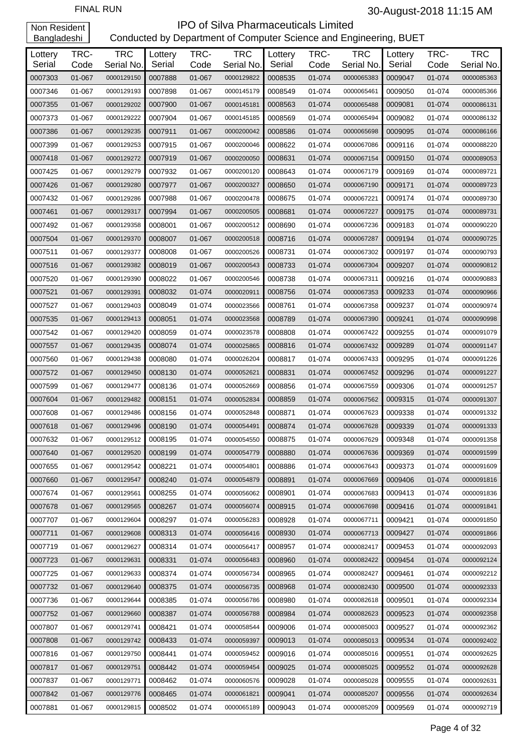FINAL RUN

30-August-2018 11:15 AM

Non Resident Bangladeshi

# IPO of Silva Pharmaceuticals Limited

## Conducted by Department of Computer Science and Engineering, BUET

| Lottery Serial | TRC-Code | TRC Serial No. | Lottery Serial | TRC-Code | TRC Serial No. | Lottery Serial | TRC-Code | TRC Serial No. | Lottery Serial | TRC-Code | TRC Serial No. |
|---|---|---|---|---|---|---|---|---|---|---|---|
| 0007303 | 01-067 | 0000129150 | 0007888 | 01-067 | 0000129822 | 0008535 | 01-074 | 0000065383 | 0009047 | 01-074 | 0000085363 |
| 0007346 | 01-067 | 0000129193 | 0007898 | 01-067 | 0000145179 | 0008549 | 01-074 | 0000065461 | 0009050 | 01-074 | 0000085366 |
| 0007355 | 01-067 | 0000129202 | 0007900 | 01-067 | 0000145181 | 0008563 | 01-074 | 0000065488 | 0009081 | 01-074 | 0000086131 |
| 0007373 | 01-067 | 0000129222 | 0007904 | 01-067 | 0000145185 | 0008569 | 01-074 | 0000065494 | 0009082 | 01-074 | 0000086132 |
| 0007386 | 01-067 | 0000129235 | 0007911 | 01-067 | 0000200042 | 0008586 | 01-074 | 0000065698 | 0009095 | 01-074 | 0000086166 |
| 0007399 | 01-067 | 0000129253 | 0007915 | 01-067 | 0000200046 | 0008622 | 01-074 | 0000067086 | 0009116 | 01-074 | 0000088220 |
| 0007418 | 01-067 | 0000129272 | 0007919 | 01-067 | 0000200050 | 0008631 | 01-074 | 0000067154 | 0009150 | 01-074 | 0000089053 |
| 0007425 | 01-067 | 0000129279 | 0007932 | 01-067 | 0000200120 | 0008643 | 01-074 | 0000067179 | 0009169 | 01-074 | 0000089721 |
| 0007426 | 01-067 | 0000129280 | 0007977 | 01-067 | 0000200327 | 0008650 | 01-074 | 0000067190 | 0009171 | 01-074 | 0000089723 |
| 0007432 | 01-067 | 0000129286 | 0007988 | 01-067 | 0000200478 | 0008675 | 01-074 | 0000067221 | 0009174 | 01-074 | 0000089730 |
| 0007461 | 01-067 | 0000129317 | 0007994 | 01-067 | 0000200505 | 0008681 | 01-074 | 0000067227 | 0009175 | 01-074 | 0000089731 |
| 0007492 | 01-067 | 0000129358 | 0008001 | 01-067 | 0000200512 | 0008690 | 01-074 | 0000067236 | 0009183 | 01-074 | 0000090220 |
| 0007504 | 01-067 | 0000129370 | 0008007 | 01-067 | 0000200518 | 0008716 | 01-074 | 0000067287 | 0009194 | 01-074 | 0000090725 |
| 0007511 | 01-067 | 0000129377 | 0008008 | 01-067 | 0000200526 | 0008731 | 01-074 | 0000067302 | 0009197 | 01-074 | 0000090793 |
| 0007516 | 01-067 | 0000129382 | 0008019 | 01-067 | 0000200543 | 0008733 | 01-074 | 0000067304 | 0009207 | 01-074 | 0000090812 |
| 0007520 | 01-067 | 0000129390 | 0008022 | 01-067 | 0000200546 | 0008738 | 01-074 | 0000067311 | 0009216 | 01-074 | 0000090883 |
| 0007521 | 01-067 | 0000129391 | 0008032 | 01-074 | 0000020911 | 0008756 | 01-074 | 0000067353 | 0009233 | 01-074 | 0000090966 |
| 0007527 | 01-067 | 0000129403 | 0008049 | 01-074 | 0000023566 | 0008761 | 01-074 | 0000067358 | 0009237 | 01-074 | 0000090974 |
| 0007535 | 01-067 | 0000129413 | 0008051 | 01-074 | 0000023568 | 0008789 | 01-074 | 0000067390 | 0009241 | 01-074 | 0000090998 |
| 0007542 | 01-067 | 0000129420 | 0008059 | 01-074 | 0000023578 | 0008808 | 01-074 | 0000067422 | 0009255 | 01-074 | 0000091079 |
| 0007557 | 01-067 | 0000129435 | 0008074 | 01-074 | 0000025865 | 0008816 | 01-074 | 0000067432 | 0009289 | 01-074 | 0000091147 |
| 0007560 | 01-067 | 0000129438 | 0008080 | 01-074 | 0000026204 | 0008817 | 01-074 | 0000067433 | 0009295 | 01-074 | 0000091226 |
| 0007572 | 01-067 | 0000129450 | 0008130 | 01-074 | 0000052621 | 0008831 | 01-074 | 0000067452 | 0009296 | 01-074 | 0000091227 |
| 0007599 | 01-067 | 0000129477 | 0008136 | 01-074 | 0000052669 | 0008856 | 01-074 | 0000067559 | 0009306 | 01-074 | 0000091257 |
| 0007604 | 01-067 | 0000129482 | 0008151 | 01-074 | 0000052834 | 0008859 | 01-074 | 0000067562 | 0009315 | 01-074 | 0000091307 |
| 0007608 | 01-067 | 0000129486 | 0008156 | 01-074 | 0000052848 | 0008871 | 01-074 | 0000067623 | 0009338 | 01-074 | 0000091332 |
| 0007618 | 01-067 | 0000129496 | 0008190 | 01-074 | 0000054491 | 0008874 | 01-074 | 0000067628 | 0009339 | 01-074 | 0000091333 |
| 0007632 | 01-067 | 0000129512 | 0008195 | 01-074 | 0000054550 | 0008875 | 01-074 | 0000067629 | 0009348 | 01-074 | 0000091358 |
| 0007640 | 01-067 | 0000129520 | 0008199 | 01-074 | 0000054779 | 0008880 | 01-074 | 0000067636 | 0009369 | 01-074 | 0000091599 |
| 0007655 | 01-067 | 0000129542 | 0008221 | 01-074 | 0000054801 | 0008886 | 01-074 | 0000067643 | 0009373 | 01-074 | 0000091609 |
| 0007660 | 01-067 | 0000129547 | 0008240 | 01-074 | 0000054879 | 0008891 | 01-074 | 0000067669 | 0009406 | 01-074 | 0000091816 |
| 0007674 | 01-067 | 0000129561 | 0008255 | 01-074 | 0000056062 | 0008901 | 01-074 | 0000067683 | 0009413 | 01-074 | 0000091836 |
| 0007678 | 01-067 | 0000129565 | 0008267 | 01-074 | 0000056074 | 0008915 | 01-074 | 0000067698 | 0009416 | 01-074 | 0000091841 |
| 0007707 | 01-067 | 0000129604 | 0008297 | 01-074 | 0000056283 | 0008928 | 01-074 | 0000067711 | 0009421 | 01-074 | 0000091850 |
| 0007711 | 01-067 | 0000129608 | 0008313 | 01-074 | 0000056416 | 0008930 | 01-074 | 0000067713 | 0009427 | 01-074 | 0000091866 |
| 0007719 | 01-067 | 0000129627 | 0008314 | 01-074 | 0000056417 | 0008957 | 01-074 | 0000082417 | 0009453 | 01-074 | 0000092093 |
| 0007723 | 01-067 | 0000129631 | 0008331 | 01-074 | 0000056483 | 0008960 | 01-074 | 0000082422 | 0009454 | 01-074 | 0000092124 |
| 0007725 | 01-067 | 0000129633 | 0008374 | 01-074 | 0000056734 | 0008965 | 01-074 | 0000082427 | 0009461 | 01-074 | 0000092212 |
| 0007732 | 01-067 | 0000129640 | 0008375 | 01-074 | 0000056735 | 0008968 | 01-074 | 0000082430 | 0009500 | 01-074 | 0000092333 |
| 0007736 | 01-067 | 0000129644 | 0008385 | 01-074 | 0000056786 | 0008980 | 01-074 | 0000082618 | 0009501 | 01-074 | 0000092334 |
| 0007752 | 01-067 | 0000129660 | 0008387 | 01-074 | 0000056788 | 0008984 | 01-074 | 0000082623 | 0009523 | 01-074 | 0000092358 |
| 0007807 | 01-067 | 0000129741 | 0008421 | 01-074 | 0000058544 | 0009006 | 01-074 | 0000085003 | 0009527 | 01-074 | 0000092362 |
| 0007808 | 01-067 | 0000129742 | 0008433 | 01-074 | 0000059397 | 0009013 | 01-074 | 0000085013 | 0009534 | 01-074 | 0000092402 |
| 0007816 | 01-067 | 0000129750 | 0008441 | 01-074 | 0000059452 | 0009016 | 01-074 | 0000085016 | 0009551 | 01-074 | 0000092625 |
| 0007817 | 01-067 | 0000129751 | 0008442 | 01-074 | 0000059454 | 0009025 | 01-074 | 0000085025 | 0009552 | 01-074 | 0000092628 |
| 0007837 | 01-067 | 0000129771 | 0008462 | 01-074 | 0000060576 | 0009028 | 01-074 | 0000085028 | 0009555 | 01-074 | 0000092631 |
| 0007842 | 01-067 | 0000129776 | 0008465 | 01-074 | 0000061821 | 0009041 | 01-074 | 0000085207 | 0009556 | 01-074 | 0000092634 |
| 0007881 | 01-067 | 0000129815 | 0008502 | 01-074 | 0000065189 | 0009043 | 01-074 | 0000085209 | 0009569 | 01-074 | 0000092719 |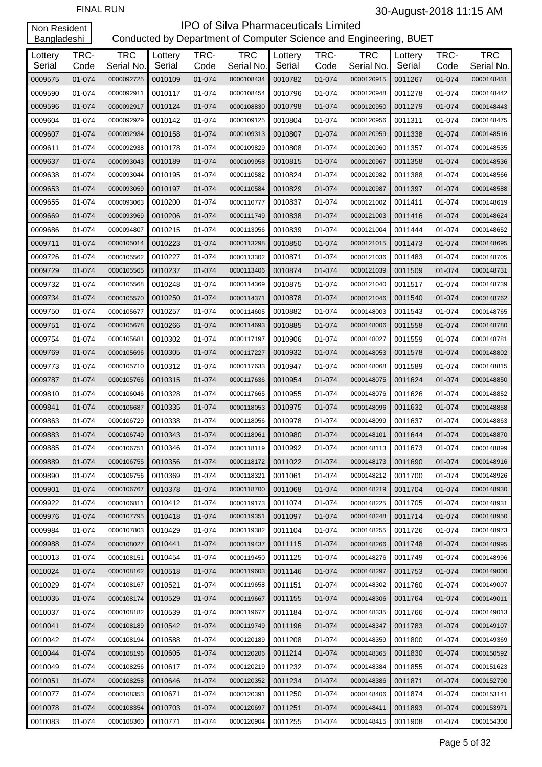FINAL RUN

30-August-2018 11:15 AM

Non Resident Bangladeshi

# IPO of Silva Pharmaceuticals Limited

## Conducted by Department of Computer Science and Engineering, BUET

| Lottery Serial | TRC-Code | TRC Serial No. | Lottery Serial | TRC-Code | TRC Serial No. | Lottery Serial | TRC-Code | TRC Serial No. | Lottery Serial | TRC-Code | TRC Serial No. |
|---|---|---|---|---|---|---|---|---|---|---|---|
| 0009575 | 01-074 | 0000092725 | 0010109 | 01-074 | 0000108434 | 0010782 | 01-074 | 0000120915 | 0011267 | 01-074 | 0000148431 |
| 0009590 | 01-074 | 0000092911 | 0010117 | 01-074 | 0000108454 | 0010796 | 01-074 | 0000120948 | 0011278 | 01-074 | 0000148442 |
| 0009596 | 01-074 | 0000092917 | 0010124 | 01-074 | 0000108830 | 0010798 | 01-074 | 0000120950 | 0011279 | 01-074 | 0000148443 |
| 0009604 | 01-074 | 0000092929 | 0010142 | 01-074 | 0000109125 | 0010804 | 01-074 | 0000120956 | 0011311 | 01-074 | 0000148475 |
| 0009607 | 01-074 | 0000092934 | 0010158 | 01-074 | 0000109313 | 0010807 | 01-074 | 0000120959 | 0011338 | 01-074 | 0000148516 |
| 0009611 | 01-074 | 0000092938 | 0010178 | 01-074 | 0000109829 | 0010808 | 01-074 | 0000120960 | 0011357 | 01-074 | 0000148535 |
| 0009637 | 01-074 | 0000093043 | 0010189 | 01-074 | 0000109958 | 0010815 | 01-074 | 0000120967 | 0011358 | 01-074 | 0000148536 |
| 0009638 | 01-074 | 0000093044 | 0010195 | 01-074 | 0000110582 | 0010824 | 01-074 | 0000120982 | 0011388 | 01-074 | 0000148566 |
| 0009653 | 01-074 | 0000093059 | 0010197 | 01-074 | 0000110584 | 0010829 | 01-074 | 0000120987 | 0011397 | 01-074 | 0000148588 |
| 0009655 | 01-074 | 0000093063 | 0010200 | 01-074 | 0000110777 | 0010837 | 01-074 | 0000121002 | 0011411 | 01-074 | 0000148619 |
| 0009669 | 01-074 | 0000093969 | 0010206 | 01-074 | 0000111749 | 0010838 | 01-074 | 0000121003 | 0011416 | 01-074 | 0000148624 |
| 0009686 | 01-074 | 0000094807 | 0010215 | 01-074 | 0000113056 | 0010839 | 01-074 | 0000121004 | 0011444 | 01-074 | 0000148652 |
| 0009711 | 01-074 | 0000105014 | 0010223 | 01-074 | 0000113298 | 0010850 | 01-074 | 0000121015 | 0011473 | 01-074 | 0000148695 |
| 0009726 | 01-074 | 0000105562 | 0010227 | 01-074 | 0000113302 | 0010871 | 01-074 | 0000121036 | 0011483 | 01-074 | 0000148705 |
| 0009729 | 01-074 | 0000105565 | 0010237 | 01-074 | 0000113406 | 0010874 | 01-074 | 0000121039 | 0011509 | 01-074 | 0000148731 |
| 0009732 | 01-074 | 0000105568 | 0010248 | 01-074 | 0000114369 | 0010875 | 01-074 | 0000121040 | 0011517 | 01-074 | 0000148739 |
| 0009734 | 01-074 | 0000105570 | 0010250 | 01-074 | 0000114371 | 0010878 | 01-074 | 0000121046 | 0011540 | 01-074 | 0000148762 |
| 0009750 | 01-074 | 0000105677 | 0010257 | 01-074 | 0000114605 | 0010882 | 01-074 | 0000148003 | 0011543 | 01-074 | 0000148765 |
| 0009751 | 01-074 | 0000105678 | 0010266 | 01-074 | 0000114693 | 0010885 | 01-074 | 0000148006 | 0011558 | 01-074 | 0000148780 |
| 0009754 | 01-074 | 0000105681 | 0010302 | 01-074 | 0000117197 | 0010906 | 01-074 | 0000148027 | 0011559 | 01-074 | 0000148781 |
| 0009769 | 01-074 | 0000105696 | 0010305 | 01-074 | 0000117227 | 0010932 | 01-074 | 0000148053 | 0011578 | 01-074 | 0000148802 |
| 0009773 | 01-074 | 0000105710 | 0010312 | 01-074 | 0000117633 | 0010947 | 01-074 | 0000148068 | 0011589 | 01-074 | 0000148815 |
| 0009787 | 01-074 | 0000105766 | 0010315 | 01-074 | 0000117636 | 0010954 | 01-074 | 0000148075 | 0011624 | 01-074 | 0000148850 |
| 0009810 | 01-074 | 0000106046 | 0010328 | 01-074 | 0000117665 | 0010955 | 01-074 | 0000148076 | 0011626 | 01-074 | 0000148852 |
| 0009841 | 01-074 | 0000106687 | 0010335 | 01-074 | 0000118053 | 0010975 | 01-074 | 0000148096 | 0011632 | 01-074 | 0000148858 |
| 0009863 | 01-074 | 0000106729 | 0010338 | 01-074 | 0000118056 | 0010978 | 01-074 | 0000148099 | 0011637 | 01-074 | 0000148863 |
| 0009883 | 01-074 | 0000106749 | 0010343 | 01-074 | 0000118061 | 0010980 | 01-074 | 0000148101 | 0011644 | 01-074 | 0000148870 |
| 0009885 | 01-074 | 0000106751 | 0010346 | 01-074 | 0000118119 | 0010992 | 01-074 | 0000148113 | 0011673 | 01-074 | 0000148899 |
| 0009889 | 01-074 | 0000106755 | 0010356 | 01-074 | 0000118172 | 0011022 | 01-074 | 0000148173 | 0011690 | 01-074 | 0000148916 |
| 0009890 | 01-074 | 0000106756 | 0010369 | 01-074 | 0000118321 | 0011061 | 01-074 | 0000148212 | 0011700 | 01-074 | 0000148926 |
| 0009901 | 01-074 | 0000106767 | 0010378 | 01-074 | 0000118700 | 0011068 | 01-074 | 0000148219 | 0011704 | 01-074 | 0000148930 |
| 0009922 | 01-074 | 0000106811 | 0010412 | 01-074 | 0000119173 | 0011074 | 01-074 | 0000148225 | 0011705 | 01-074 | 0000148931 |
| 0009976 | 01-074 | 0000107795 | 0010418 | 01-074 | 0000119351 | 0011097 | 01-074 | 0000148248 | 0011714 | 01-074 | 0000148950 |
| 0009984 | 01-074 | 0000107803 | 0010429 | 01-074 | 0000119382 | 0011104 | 01-074 | 0000148255 | 0011726 | 01-074 | 0000148973 |
| 0009988 | 01-074 | 0000108027 | 0010441 | 01-074 | 0000119437 | 0011115 | 01-074 | 0000148266 | 0011748 | 01-074 | 0000148995 |
| 0010013 | 01-074 | 0000108151 | 0010454 | 01-074 | 0000119450 | 0011125 | 01-074 | 0000148276 | 0011749 | 01-074 | 0000148996 |
| 0010024 | 01-074 | 0000108162 | 0010518 | 01-074 | 0000119603 | 0011146 | 01-074 | 0000148297 | 0011753 | 01-074 | 0000149000 |
| 0010029 | 01-074 | 0000108167 | 0010521 | 01-074 | 0000119658 | 0011151 | 01-074 | 0000148302 | 0011760 | 01-074 | 0000149007 |
| 0010035 | 01-074 | 0000108174 | 0010529 | 01-074 | 0000119667 | 0011155 | 01-074 | 0000148306 | 0011764 | 01-074 | 0000149011 |
| 0010037 | 01-074 | 0000108182 | 0010539 | 01-074 | 0000119677 | 0011184 | 01-074 | 0000148335 | 0011766 | 01-074 | 0000149013 |
| 0010041 | 01-074 | 0000108189 | 0010542 | 01-074 | 0000119749 | 0011196 | 01-074 | 0000148347 | 0011783 | 01-074 | 0000149107 |
| 0010042 | 01-074 | 0000108194 | 0010588 | 01-074 | 0000120189 | 0011208 | 01-074 | 0000148359 | 0011800 | 01-074 | 0000149369 |
| 0010044 | 01-074 | 0000108196 | 0010605 | 01-074 | 0000120206 | 0011214 | 01-074 | 0000148365 | 0011830 | 01-074 | 0000150592 |
| 0010049 | 01-074 | 0000108256 | 0010617 | 01-074 | 0000120219 | 0011232 | 01-074 | 0000148384 | 0011855 | 01-074 | 0000151623 |
| 0010051 | 01-074 | 0000108258 | 0010646 | 01-074 | 0000120352 | 0011234 | 01-074 | 0000148386 | 0011871 | 01-074 | 0000152790 |
| 0010077 | 01-074 | 0000108353 | 0010671 | 01-074 | 0000120391 | 0011250 | 01-074 | 0000148406 | 0011874 | 01-074 | 0000153141 |
| 0010078 | 01-074 | 0000108354 | 0010703 | 01-074 | 0000120697 | 0011251 | 01-074 | 0000148411 | 0011893 | 01-074 | 0000153971 |
| 0010083 | 01-074 | 0000108360 | 0010771 | 01-074 | 0000120904 | 0011255 | 01-074 | 0000148415 | 0011908 | 01-074 | 0000154300 |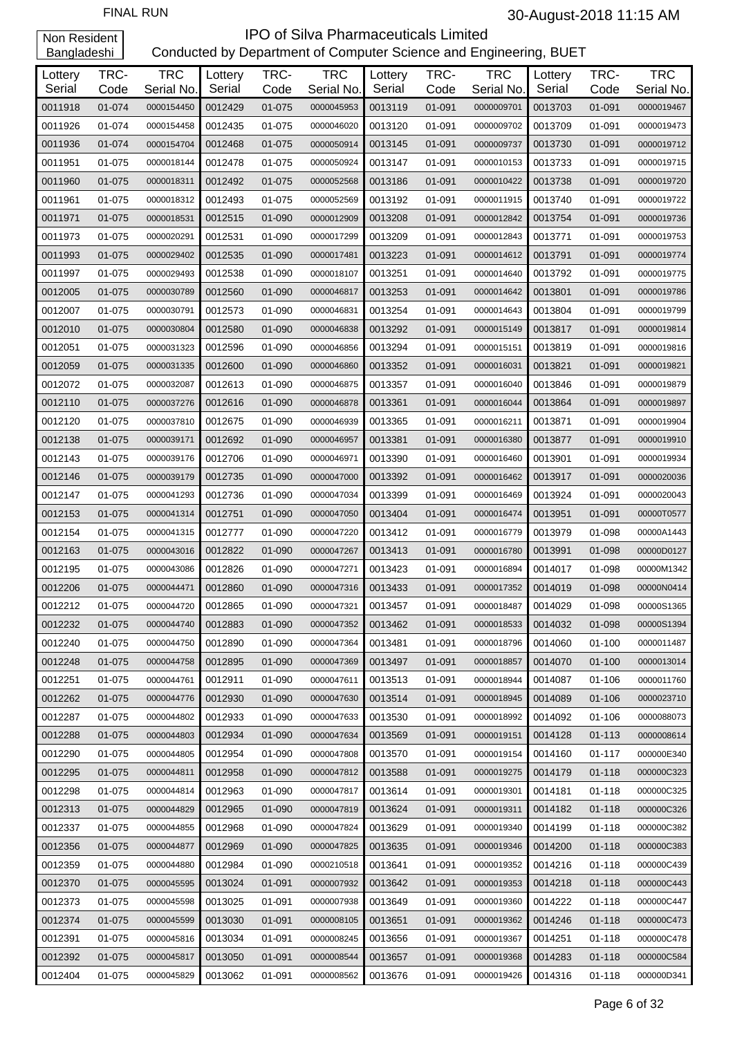FINAL RUN

30-August-2018 11:15 AM

Non Resident Bangladeshi

# IPO of Silva Pharmaceuticals Limited

Conducted by Department of Computer Science and Engineering, BUET

| Lottery Serial | TRC-Code | TRC Serial No. | Lottery Serial | TRC-Code | TRC Serial No. | Lottery Serial | TRC-Code | TRC Serial No. | Lottery Serial | TRC-Code | TRC Serial No. |
|---|---|---|---|---|---|---|---|---|---|---|---|
| 0011918 | 01-074 | 0000154450 | 0012429 | 01-075 | 0000045953 | 0013119 | 01-091 | 0000009701 | 0013703 | 01-091 | 0000019467 |
| 0011926 | 01-074 | 0000154458 | 0012435 | 01-075 | 0000046020 | 0013120 | 01-091 | 0000009702 | 0013709 | 01-091 | 0000019473 |
| 0011936 | 01-074 | 0000154704 | 0012468 | 01-075 | 0000050914 | 0013145 | 01-091 | 0000009737 | 0013730 | 01-091 | 0000019712 |
| 0011951 | 01-075 | 0000018144 | 0012478 | 01-075 | 0000050924 | 0013147 | 01-091 | 0000010153 | 0013733 | 01-091 | 0000019715 |
| 0011960 | 01-075 | 0000018311 | 0012492 | 01-075 | 0000052568 | 0013186 | 01-091 | 0000010422 | 0013738 | 01-091 | 0000019720 |
| 0011961 | 01-075 | 0000018312 | 0012493 | 01-075 | 0000052569 | 0013192 | 01-091 | 0000011915 | 0013740 | 01-091 | 0000019722 |
| 0011971 | 01-075 | 0000018531 | 0012515 | 01-090 | 0000012909 | 0013208 | 01-091 | 0000012842 | 0013754 | 01-091 | 0000019736 |
| 0011973 | 01-075 | 0000020291 | 0012531 | 01-090 | 0000017299 | 0013209 | 01-091 | 0000012843 | 0013771 | 01-091 | 0000019753 |
| 0011993 | 01-075 | 0000029402 | 0012535 | 01-090 | 0000017481 | 0013223 | 01-091 | 0000014612 | 0013791 | 01-091 | 0000019774 |
| 0011997 | 01-075 | 0000029493 | 0012538 | 01-090 | 0000018107 | 0013251 | 01-091 | 0000014640 | 0013792 | 01-091 | 0000019775 |
| 0012005 | 01-075 | 0000030789 | 0012560 | 01-090 | 0000046817 | 0013253 | 01-091 | 0000014642 | 0013801 | 01-091 | 0000019786 |
| 0012007 | 01-075 | 0000030791 | 0012573 | 01-090 | 0000046831 | 0013254 | 01-091 | 0000014643 | 0013804 | 01-091 | 0000019799 |
| 0012010 | 01-075 | 0000030804 | 0012580 | 01-090 | 0000046838 | 0013292 | 01-091 | 0000015149 | 0013817 | 01-091 | 0000019814 |
| 0012051 | 01-075 | 0000031323 | 0012596 | 01-090 | 0000046856 | 0013294 | 01-091 | 0000015151 | 0013819 | 01-091 | 0000019816 |
| 0012059 | 01-075 | 0000031335 | 0012600 | 01-090 | 0000046860 | 0013352 | 01-091 | 0000016031 | 0013821 | 01-091 | 0000019821 |
| 0012072 | 01-075 | 0000032087 | 0012613 | 01-090 | 0000046875 | 0013357 | 01-091 | 0000016040 | 0013846 | 01-091 | 0000019879 |
| 0012110 | 01-075 | 0000037276 | 0012616 | 01-090 | 0000046878 | 0013361 | 01-091 | 0000016044 | 0013864 | 01-091 | 0000019897 |
| 0012120 | 01-075 | 0000037810 | 0012675 | 01-090 | 0000046939 | 0013365 | 01-091 | 0000016211 | 0013871 | 01-091 | 0000019904 |
| 0012138 | 01-075 | 0000039171 | 0012692 | 01-090 | 0000046957 | 0013381 | 01-091 | 0000016380 | 0013877 | 01-091 | 0000019910 |
| 0012143 | 01-075 | 0000039176 | 0012706 | 01-090 | 0000046971 | 0013390 | 01-091 | 0000016460 | 0013901 | 01-091 | 0000019934 |
| 0012146 | 01-075 | 0000039179 | 0012735 | 01-090 | 0000047000 | 0013392 | 01-091 | 0000016462 | 0013917 | 01-091 | 0000020036 |
| 0012147 | 01-075 | 0000041293 | 0012736 | 01-090 | 0000047034 | 0013399 | 01-091 | 0000016469 | 0013924 | 01-091 | 0000020043 |
| 0012153 | 01-075 | 0000041314 | 0012751 | 01-090 | 0000047050 | 0013404 | 01-091 | 0000016474 | 0013951 | 01-091 | 00000T0577 |
| 0012154 | 01-075 | 0000041315 | 0012777 | 01-090 | 0000047220 | 0013412 | 01-091 | 0000016779 | 0013979 | 01-098 | 00000A1443 |
| 0012163 | 01-075 | 0000043016 | 0012822 | 01-090 | 0000047267 | 0013413 | 01-091 | 0000016780 | 0013991 | 01-098 | 00000D0127 |
| 0012195 | 01-075 | 0000043086 | 0012826 | 01-090 | 0000047271 | 0013423 | 01-091 | 0000016894 | 0014017 | 01-098 | 00000M1342 |
| 0012206 | 01-075 | 0000044471 | 0012860 | 01-090 | 0000047316 | 0013433 | 01-091 | 0000017352 | 0014019 | 01-098 | 00000N0414 |
| 0012212 | 01-075 | 0000044720 | 0012865 | 01-090 | 0000047321 | 0013457 | 01-091 | 0000018487 | 0014029 | 01-098 | 00000S1365 |
| 0012232 | 01-075 | 0000044740 | 0012883 | 01-090 | 0000047352 | 0013462 | 01-091 | 0000018533 | 0014032 | 01-098 | 00000S1394 |
| 0012240 | 01-075 | 0000044750 | 0012890 | 01-090 | 0000047364 | 0013481 | 01-091 | 0000018796 | 0014060 | 01-100 | 0000011487 |
| 0012248 | 01-075 | 0000044758 | 0012895 | 01-090 | 0000047369 | 0013497 | 01-091 | 0000018857 | 0014070 | 01-100 | 0000013014 |
| 0012251 | 01-075 | 0000044761 | 0012911 | 01-090 | 0000047611 | 0013513 | 01-091 | 0000018944 | 0014087 | 01-106 | 0000011760 |
| 0012262 | 01-075 | 0000044776 | 0012930 | 01-090 | 0000047630 | 0013514 | 01-091 | 0000018945 | 0014089 | 01-106 | 0000023710 |
| 0012287 | 01-075 | 0000044802 | 0012933 | 01-090 | 0000047633 | 0013530 | 01-091 | 0000018992 | 0014092 | 01-106 | 0000088073 |
| 0012288 | 01-075 | 0000044803 | 0012934 | 01-090 | 0000047634 | 0013569 | 01-091 | 0000019151 | 0014128 | 01-113 | 0000008614 |
| 0012290 | 01-075 | 0000044805 | 0012954 | 01-090 | 0000047808 | 0013570 | 01-091 | 0000019154 | 0014160 | 01-117 | 000000E340 |
| 0012295 | 01-075 | 0000044811 | 0012958 | 01-090 | 0000047812 | 0013588 | 01-091 | 0000019275 | 0014179 | 01-118 | 000000C323 |
| 0012298 | 01-075 | 0000044814 | 0012963 | 01-090 | 0000047817 | 0013614 | 01-091 | 0000019301 | 0014181 | 01-118 | 000000C325 |
| 0012313 | 01-075 | 0000044829 | 0012965 | 01-090 | 0000047819 | 0013624 | 01-091 | 0000019311 | 0014182 | 01-118 | 000000C326 |
| 0012337 | 01-075 | 0000044855 | 0012968 | 01-090 | 0000047824 | 0013629 | 01-091 | 0000019340 | 0014199 | 01-118 | 000000C382 |
| 0012356 | 01-075 | 0000044877 | 0012969 | 01-090 | 0000047825 | 0013635 | 01-091 | 0000019346 | 0014200 | 01-118 | 000000C383 |
| 0012359 | 01-075 | 0000044880 | 0012984 | 01-090 | 0000210518 | 0013641 | 01-091 | 0000019352 | 0014216 | 01-118 | 000000C439 |
| 0012370 | 01-075 | 0000045595 | 0013024 | 01-091 | 0000007932 | 0013642 | 01-091 | 0000019353 | 0014218 | 01-118 | 000000C443 |
| 0012373 | 01-075 | 0000045598 | 0013025 | 01-091 | 0000007938 | 0013649 | 01-091 | 0000019360 | 0014222 | 01-118 | 000000C447 |
| 0012374 | 01-075 | 0000045599 | 0013030 | 01-091 | 0000008105 | 0013651 | 01-091 | 0000019362 | 0014246 | 01-118 | 000000C473 |
| 0012391 | 01-075 | 0000045816 | 0013034 | 01-091 | 0000008245 | 0013656 | 01-091 | 0000019367 | 0014251 | 01-118 | 000000C478 |
| 0012392 | 01-075 | 0000045817 | 0013050 | 01-091 | 0000008544 | 0013657 | 01-091 | 0000019368 | 0014283 | 01-118 | 000000C584 |
| 0012404 | 01-075 | 0000045829 | 0013062 | 01-091 | 0000008562 | 0013676 | 01-091 | 0000019426 | 0014316 | 01-118 | 000000D341 |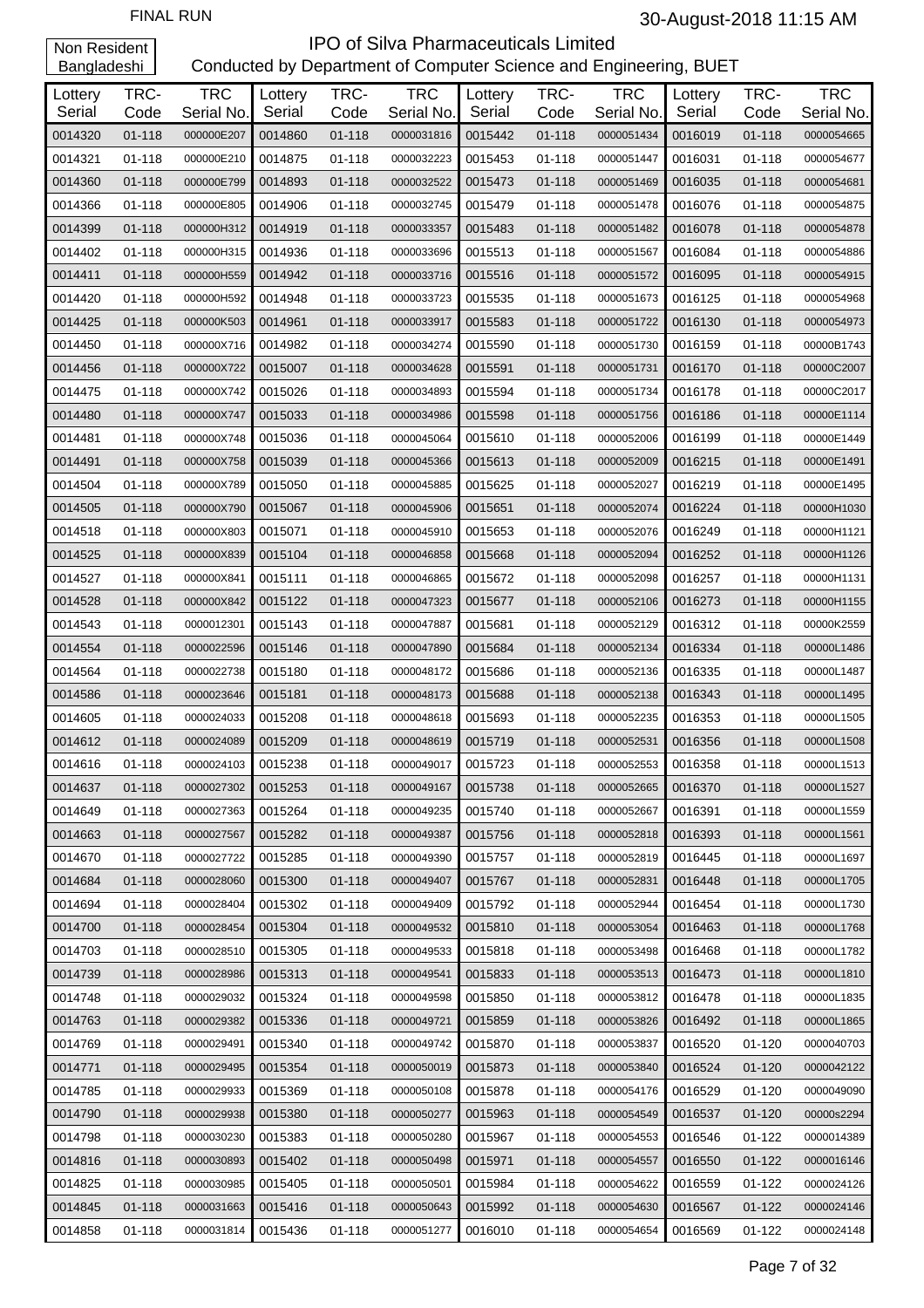FINAL RUN

30-August-2018 11:15 AM

Non Resident Bangladeshi

# IPO of Silva Pharmaceuticals Limited

Conducted by Department of Computer Science and Engineering, BUET

| Lottery Serial | TRC-Code | TRC Serial No. | Lottery Serial | TRC-Code | TRC Serial No. | Lottery Serial | TRC-Code | TRC Serial No. | Lottery Serial | TRC-Code | TRC Serial No. |
|---|---|---|---|---|---|---|---|---|---|---|---|
| 0014320 | 01-118 | 000000E207 | 0014860 | 01-118 | 0000031816 | 0015442 | 01-118 | 0000051434 | 0016019 | 01-118 | 0000054665 |
| 0014321 | 01-118 | 000000E210 | 0014875 | 01-118 | 0000032223 | 0015453 | 01-118 | 0000051447 | 0016031 | 01-118 | 0000054677 |
| 0014360 | 01-118 | 000000E799 | 0014893 | 01-118 | 0000032522 | 0015473 | 01-118 | 0000051469 | 0016035 | 01-118 | 0000054681 |
| 0014366 | 01-118 | 000000E805 | 0014906 | 01-118 | 0000032745 | 0015479 | 01-118 | 0000051478 | 0016076 | 01-118 | 0000054875 |
| 0014399 | 01-118 | 000000H312 | 0014919 | 01-118 | 0000033357 | 0015483 | 01-118 | 0000051482 | 0016078 | 01-118 | 0000054878 |
| 0014402 | 01-118 | 000000H315 | 0014936 | 01-118 | 0000033696 | 0015513 | 01-118 | 0000051567 | 0016084 | 01-118 | 0000054886 |
| 0014411 | 01-118 | 000000H559 | 0014942 | 01-118 | 0000033716 | 0015516 | 01-118 | 0000051572 | 0016095 | 01-118 | 0000054915 |
| 0014420 | 01-118 | 000000H592 | 0014948 | 01-118 | 0000033723 | 0015535 | 01-118 | 0000051673 | 0016125 | 01-118 | 0000054968 |
| 0014425 | 01-118 | 000000K503 | 0014961 | 01-118 | 0000033917 | 0015583 | 01-118 | 0000051722 | 0016130 | 01-118 | 0000054973 |
| 0014450 | 01-118 | 000000X716 | 0014982 | 01-118 | 0000034274 | 0015590 | 01-118 | 0000051730 | 0016159 | 01-118 | 00000B1743 |
| 0014456 | 01-118 | 000000X722 | 0015007 | 01-118 | 0000034628 | 0015591 | 01-118 | 0000051731 | 0016170 | 01-118 | 00000C2007 |
| 0014475 | 01-118 | 000000X742 | 0015026 | 01-118 | 0000034893 | 0015594 | 01-118 | 0000051734 | 0016178 | 01-118 | 00000C2017 |
| 0014480 | 01-118 | 000000X747 | 0015033 | 01-118 | 0000034986 | 0015598 | 01-118 | 0000051756 | 0016186 | 01-118 | 00000E1114 |
| 0014481 | 01-118 | 000000X748 | 0015036 | 01-118 | 0000045064 | 0015610 | 01-118 | 0000052006 | 0016199 | 01-118 | 00000E1449 |
| 0014491 | 01-118 | 000000X758 | 0015039 | 01-118 | 0000045366 | 0015613 | 01-118 | 0000052009 | 0016215 | 01-118 | 00000E1491 |
| 0014504 | 01-118 | 000000X789 | 0015050 | 01-118 | 0000045885 | 0015625 | 01-118 | 0000052027 | 0016219 | 01-118 | 00000E1495 |
| 0014505 | 01-118 | 000000X790 | 0015067 | 01-118 | 0000045906 | 0015651 | 01-118 | 0000052074 | 0016224 | 01-118 | 00000H1030 |
| 0014518 | 01-118 | 000000X803 | 0015071 | 01-118 | 0000045910 | 0015653 | 01-118 | 0000052076 | 0016249 | 01-118 | 00000H1121 |
| 0014525 | 01-118 | 000000X839 | 0015104 | 01-118 | 0000046858 | 0015668 | 01-118 | 0000052094 | 0016252 | 01-118 | 00000H1126 |
| 0014527 | 01-118 | 000000X841 | 0015111 | 01-118 | 0000046865 | 0015672 | 01-118 | 0000052098 | 0016257 | 01-118 | 00000H1131 |
| 0014528 | 01-118 | 000000X842 | 0015122 | 01-118 | 0000047323 | 0015677 | 01-118 | 0000052106 | 0016273 | 01-118 | 00000H1155 |
| 0014543 | 01-118 | 0000012301 | 0015143 | 01-118 | 0000047887 | 0015681 | 01-118 | 0000052129 | 0016312 | 01-118 | 00000K2559 |
| 0014554 | 01-118 | 0000022596 | 0015146 | 01-118 | 0000047890 | 0015684 | 01-118 | 0000052134 | 0016334 | 01-118 | 00000L1486 |
| 0014564 | 01-118 | 0000022738 | 0015180 | 01-118 | 0000048172 | 0015686 | 01-118 | 0000052136 | 0016335 | 01-118 | 00000L1487 |
| 0014586 | 01-118 | 0000023646 | 0015181 | 01-118 | 0000048173 | 0015688 | 01-118 | 0000052138 | 0016343 | 01-118 | 00000L1495 |
| 0014605 | 01-118 | 0000024033 | 0015208 | 01-118 | 0000048618 | 0015693 | 01-118 | 0000052235 | 0016353 | 01-118 | 00000L1505 |
| 0014612 | 01-118 | 0000024089 | 0015209 | 01-118 | 0000048619 | 0015719 | 01-118 | 0000052531 | 0016356 | 01-118 | 00000L1508 |
| 0014616 | 01-118 | 0000024103 | 0015238 | 01-118 | 0000049017 | 0015723 | 01-118 | 0000052553 | 0016358 | 01-118 | 00000L1513 |
| 0014637 | 01-118 | 0000027302 | 0015253 | 01-118 | 0000049167 | 0015738 | 01-118 | 0000052665 | 0016370 | 01-118 | 00000L1527 |
| 0014649 | 01-118 | 0000027363 | 0015264 | 01-118 | 0000049235 | 0015740 | 01-118 | 0000052667 | 0016391 | 01-118 | 00000L1559 |
| 0014663 | 01-118 | 0000027567 | 0015282 | 01-118 | 0000049387 | 0015756 | 01-118 | 0000052818 | 0016393 | 01-118 | 00000L1561 |
| 0014670 | 01-118 | 0000027722 | 0015285 | 01-118 | 0000049390 | 0015757 | 01-118 | 0000052819 | 0016445 | 01-118 | 00000L1697 |
| 0014684 | 01-118 | 0000028060 | 0015300 | 01-118 | 0000049407 | 0015767 | 01-118 | 0000052831 | 0016448 | 01-118 | 00000L1705 |
| 0014694 | 01-118 | 0000028404 | 0015302 | 01-118 | 0000049409 | 0015792 | 01-118 | 0000052944 | 0016454 | 01-118 | 00000L1730 |
| 0014700 | 01-118 | 0000028454 | 0015304 | 01-118 | 0000049532 | 0015810 | 01-118 | 0000053054 | 0016463 | 01-118 | 00000L1768 |
| 0014703 | 01-118 | 0000028510 | 0015305 | 01-118 | 0000049533 | 0015818 | 01-118 | 0000053498 | 0016468 | 01-118 | 00000L1782 |
| 0014739 | 01-118 | 0000028986 | 0015313 | 01-118 | 0000049541 | 0015833 | 01-118 | 0000053513 | 0016473 | 01-118 | 00000L1810 |
| 0014748 | 01-118 | 0000029032 | 0015324 | 01-118 | 0000049598 | 0015850 | 01-118 | 0000053812 | 0016478 | 01-118 | 00000L1835 |
| 0014763 | 01-118 | 0000029382 | 0015336 | 01-118 | 0000049721 | 0015859 | 01-118 | 0000053826 | 0016492 | 01-118 | 00000L1865 |
| 0014769 | 01-118 | 0000029491 | 0015340 | 01-118 | 0000049742 | 0015870 | 01-118 | 0000053837 | 0016520 | 01-120 | 0000040703 |
| 0014771 | 01-118 | 0000029495 | 0015354 | 01-118 | 0000050019 | 0015873 | 01-118 | 0000053840 | 0016524 | 01-120 | 0000042122 |
| 0014785 | 01-118 | 0000029933 | 0015369 | 01-118 | 0000050108 | 0015878 | 01-118 | 0000054176 | 0016529 | 01-120 | 0000049090 |
| 0014790 | 01-118 | 0000029938 | 0015380 | 01-118 | 0000050277 | 0015963 | 01-118 | 0000054549 | 0016537 | 01-120 | 00000s2294 |
| 0014798 | 01-118 | 0000030230 | 0015383 | 01-118 | 0000050280 | 0015967 | 01-118 | 0000054553 | 0016546 | 01-122 | 0000014389 |
| 0014816 | 01-118 | 0000030893 | 0015402 | 01-118 | 0000050498 | 0015971 | 01-118 | 0000054557 | 0016550 | 01-122 | 0000016146 |
| 0014825 | 01-118 | 0000030985 | 0015405 | 01-118 | 0000050501 | 0015984 | 01-118 | 0000054622 | 0016559 | 01-122 | 0000024126 |
| 0014845 | 01-118 | 0000031663 | 0015416 | 01-118 | 0000050643 | 0015992 | 01-118 | 0000054630 | 0016567 | 01-122 | 0000024146 |
| 0014858 | 01-118 | 0000031814 | 0015436 | 01-118 | 0000051277 | 0016010 | 01-118 | 0000054654 | 0016569 | 01-122 | 0000024148 |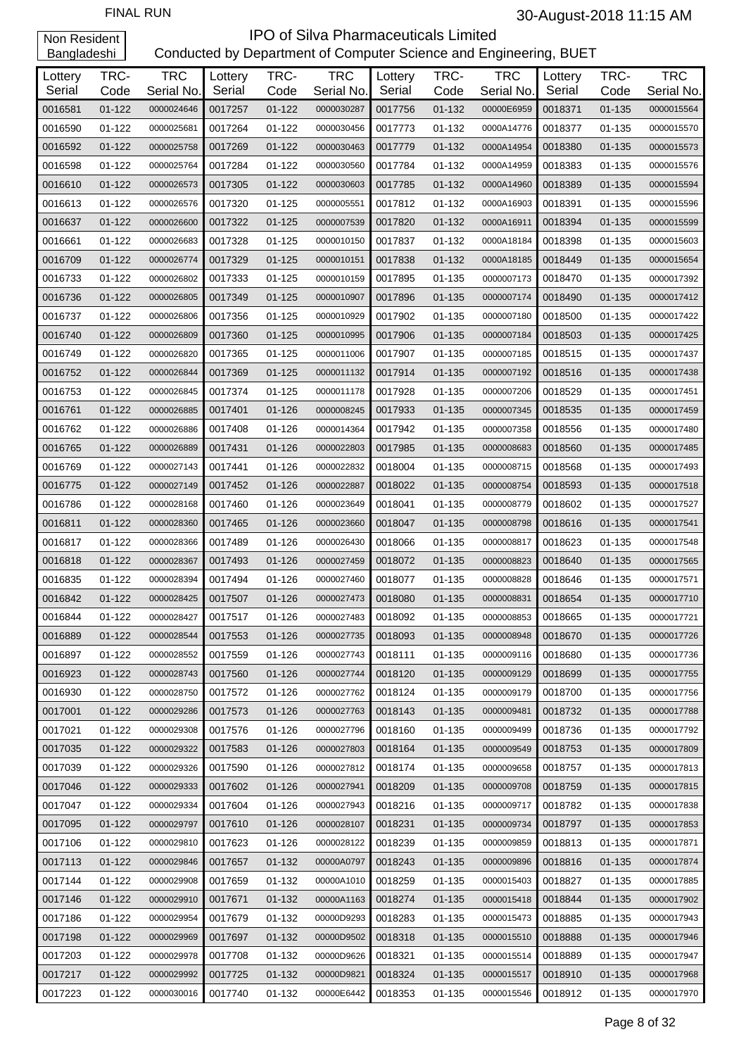FINAL RUN

30-August-2018 11:15 AM

Non Resident Bangladeshi

# IPO of Silva Pharmaceuticals Limited

Conducted by Department of Computer Science and Engineering, BUET

| Lottery Serial | TRC-Code | TRC Serial No. | Lottery Serial | TRC-Code | TRC Serial No. | Lottery Serial | TRC-Code | TRC Serial No. | Lottery Serial | TRC-Code | TRC Serial No. |
|---|---|---|---|---|---|---|---|---|---|---|---|
| 0016581 | 01-122 | 0000024646 | 0017257 | 01-122 | 0000030287 | 0017756 | 01-132 | 00000E6959 | 0018371 | 01-135 | 0000015564 |
| 0016590 | 01-122 | 0000025681 | 0017264 | 01-122 | 0000030456 | 0017773 | 01-132 | 0000A14776 | 0018377 | 01-135 | 0000015570 |
| 0016592 | 01-122 | 0000025758 | 0017269 | 01-122 | 0000030463 | 0017779 | 01-132 | 0000A14954 | 0018380 | 01-135 | 0000015573 |
| 0016598 | 01-122 | 0000025764 | 0017284 | 01-122 | 0000030560 | 0017784 | 01-132 | 0000A14959 | 0018383 | 01-135 | 0000015576 |
| 0016610 | 01-122 | 0000026573 | 0017305 | 01-122 | 0000030603 | 0017785 | 01-132 | 0000A14960 | 0018389 | 01-135 | 0000015594 |
| 0016613 | 01-122 | 0000026576 | 0017320 | 01-125 | 0000005551 | 0017812 | 01-132 | 0000A16903 | 0018391 | 01-135 | 0000015596 |
| 0016637 | 01-122 | 0000026600 | 0017322 | 01-125 | 0000007539 | 0017820 | 01-132 | 0000A16911 | 0018394 | 01-135 | 0000015599 |
| 0016661 | 01-122 | 0000026683 | 0017328 | 01-125 | 0000010150 | 0017837 | 01-132 | 0000A18184 | 0018398 | 01-135 | 0000015603 |
| 0016709 | 01-122 | 0000026774 | 0017329 | 01-125 | 0000010151 | 0017838 | 01-132 | 0000A18185 | 0018449 | 01-135 | 0000015654 |
| 0016733 | 01-122 | 0000026802 | 0017333 | 01-125 | 0000010159 | 0017895 | 01-135 | 0000007173 | 0018470 | 01-135 | 0000017392 |
| 0016736 | 01-122 | 0000026805 | 0017349 | 01-125 | 0000010907 | 0017896 | 01-135 | 0000007174 | 0018490 | 01-135 | 0000017412 |
| 0016737 | 01-122 | 0000026806 | 0017356 | 01-125 | 0000010929 | 0017902 | 01-135 | 0000007180 | 0018500 | 01-135 | 0000017422 |
| 0016740 | 01-122 | 0000026809 | 0017360 | 01-125 | 0000010995 | 0017906 | 01-135 | 0000007184 | 0018503 | 01-135 | 0000017425 |
| 0016749 | 01-122 | 0000026820 | 0017365 | 01-125 | 0000011006 | 0017907 | 01-135 | 0000007185 | 0018515 | 01-135 | 0000017437 |
| 0016752 | 01-122 | 0000026844 | 0017369 | 01-125 | 0000011132 | 0017914 | 01-135 | 0000007192 | 0018516 | 01-135 | 0000017438 |
| 0016753 | 01-122 | 0000026845 | 0017374 | 01-125 | 0000011178 | 0017928 | 01-135 | 0000007206 | 0018529 | 01-135 | 0000017451 |
| 0016761 | 01-122 | 0000026885 | 0017401 | 01-126 | 0000008245 | 0017933 | 01-135 | 0000007345 | 0018535 | 01-135 | 0000017459 |
| 0016762 | 01-122 | 0000026886 | 0017408 | 01-126 | 0000014364 | 0017942 | 01-135 | 0000007358 | 0018556 | 01-135 | 0000017480 |
| 0016765 | 01-122 | 0000026889 | 0017431 | 01-126 | 0000022803 | 0017985 | 01-135 | 0000008683 | 0018560 | 01-135 | 0000017485 |
| 0016769 | 01-122 | 0000027143 | 0017441 | 01-126 | 0000022832 | 0018004 | 01-135 | 0000008715 | 0018568 | 01-135 | 0000017493 |
| 0016775 | 01-122 | 0000027149 | 0017452 | 01-126 | 0000022887 | 0018022 | 01-135 | 0000008754 | 0018593 | 01-135 | 0000017518 |
| 0016786 | 01-122 | 0000028168 | 0017460 | 01-126 | 0000023649 | 0018041 | 01-135 | 0000008779 | 0018602 | 01-135 | 0000017527 |
| 0016811 | 01-122 | 0000028360 | 0017465 | 01-126 | 0000023660 | 0018047 | 01-135 | 0000008798 | 0018616 | 01-135 | 0000017541 |
| 0016817 | 01-122 | 0000028366 | 0017489 | 01-126 | 0000026430 | 0018066 | 01-135 | 0000008817 | 0018623 | 01-135 | 0000017548 |
| 0016818 | 01-122 | 0000028367 | 0017493 | 01-126 | 0000027459 | 0018072 | 01-135 | 0000008823 | 0018640 | 01-135 | 0000017565 |
| 0016835 | 01-122 | 0000028394 | 0017494 | 01-126 | 0000027460 | 0018077 | 01-135 | 0000008828 | 0018646 | 01-135 | 0000017571 |
| 0016842 | 01-122 | 0000028425 | 0017507 | 01-126 | 0000027473 | 0018080 | 01-135 | 0000008831 | 0018654 | 01-135 | 0000017710 |
| 0016844 | 01-122 | 0000028427 | 0017517 | 01-126 | 0000027483 | 0018092 | 01-135 | 0000008853 | 0018665 | 01-135 | 0000017721 |
| 0016889 | 01-122 | 0000028544 | 0017553 | 01-126 | 0000027735 | 0018093 | 01-135 | 0000008948 | 0018670 | 01-135 | 0000017726 |
| 0016897 | 01-122 | 0000028552 | 0017559 | 01-126 | 0000027743 | 0018111 | 01-135 | 0000009116 | 0018680 | 01-135 | 0000017736 |
| 0016923 | 01-122 | 0000028743 | 0017560 | 01-126 | 0000027744 | 0018120 | 01-135 | 0000009129 | 0018699 | 01-135 | 0000017755 |
| 0016930 | 01-122 | 0000028750 | 0017572 | 01-126 | 0000027762 | 0018124 | 01-135 | 0000009179 | 0018700 | 01-135 | 0000017756 |
| 0017001 | 01-122 | 0000029286 | 0017573 | 01-126 | 0000027763 | 0018143 | 01-135 | 0000009481 | 0018732 | 01-135 | 0000017788 |
| 0017021 | 01-122 | 0000029308 | 0017576 | 01-126 | 0000027796 | 0018160 | 01-135 | 0000009499 | 0018736 | 01-135 | 0000017792 |
| 0017035 | 01-122 | 0000029322 | 0017583 | 01-126 | 0000027803 | 0018164 | 01-135 | 0000009549 | 0018753 | 01-135 | 0000017809 |
| 0017039 | 01-122 | 0000029326 | 0017590 | 01-126 | 0000027812 | 0018174 | 01-135 | 0000009658 | 0018757 | 01-135 | 0000017813 |
| 0017046 | 01-122 | 0000029333 | 0017602 | 01-126 | 0000027941 | 0018209 | 01-135 | 0000009708 | 0018759 | 01-135 | 0000017815 |
| 0017047 | 01-122 | 0000029334 | 0017604 | 01-126 | 0000027943 | 0018216 | 01-135 | 0000009717 | 0018782 | 01-135 | 0000017838 |
| 0017095 | 01-122 | 0000029797 | 0017610 | 01-126 | 0000028107 | 0018231 | 01-135 | 0000009734 | 0018797 | 01-135 | 0000017853 |
| 0017106 | 01-122 | 0000029810 | 0017623 | 01-126 | 0000028122 | 0018239 | 01-135 | 0000009859 | 0018813 | 01-135 | 0000017871 |
| 0017113 | 01-122 | 0000029846 | 0017657 | 01-132 | 00000A0797 | 0018243 | 01-135 | 0000009896 | 0018816 | 01-135 | 0000017874 |
| 0017144 | 01-122 | 0000029908 | 0017659 | 01-132 | 00000A1010 | 0018259 | 01-135 | 0000015403 | 0018827 | 01-135 | 0000017885 |
| 0017146 | 01-122 | 0000029910 | 0017671 | 01-132 | 00000A1163 | 0018274 | 01-135 | 0000015418 | 0018844 | 01-135 | 0000017902 |
| 0017186 | 01-122 | 0000029954 | 0017679 | 01-132 | 00000D9293 | 0018283 | 01-135 | 0000015473 | 0018885 | 01-135 | 0000017943 |
| 0017198 | 01-122 | 0000029969 | 0017697 | 01-132 | 00000D9502 | 0018318 | 01-135 | 0000015510 | 0018888 | 01-135 | 0000017946 |
| 0017203 | 01-122 | 0000029978 | 0017708 | 01-132 | 00000D9626 | 0018321 | 01-135 | 0000015514 | 0018889 | 01-135 | 0000017947 |
| 0017217 | 01-122 | 0000029992 | 0017725 | 01-132 | 00000D9821 | 0018324 | 01-135 | 0000015517 | 0018910 | 01-135 | 0000017968 |
| 0017223 | 01-122 | 0000030016 | 0017740 | 01-132 | 00000E6442 | 0018353 | 01-135 | 0000015546 | 0018912 | 01-135 | 0000017970 |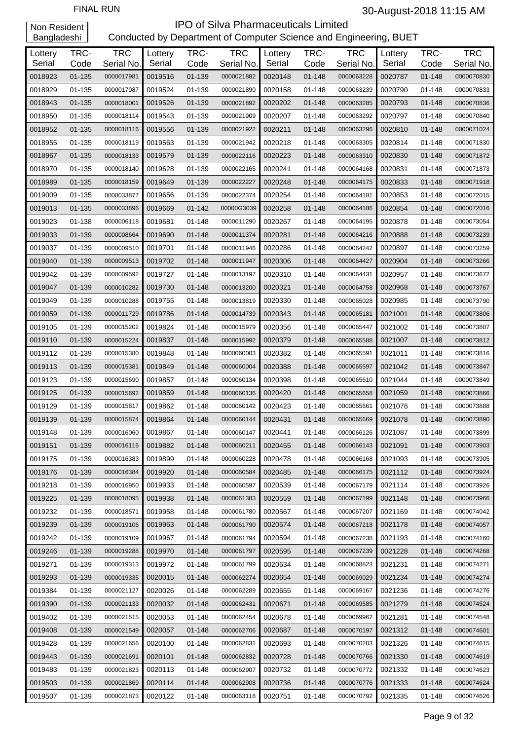FINAL RUN

30-August-2018 11:15 AM

Non Resident Bangladeshi

# IPO of Silva Pharmaceuticals Limited

Conducted by Department of Computer Science and Engineering, BUET

| Lottery Serial | TRC-Code | TRC Serial No. | Lottery Serial | TRC-Code | TRC Serial No. | Lottery Serial | TRC-Code | TRC Serial No. | Lottery Serial | TRC-Code | TRC Serial No. |
|---|---|---|---|---|---|---|---|---|---|---|---|
| 0018923 | 01-135 | 0000017981 | 0019516 | 01-139 | 0000021882 | 0020148 | 01-148 | 0000063228 | 0020787 | 01-148 | 0000070830 |
| 0018929 | 01-135 | 0000017987 | 0019524 | 01-139 | 0000021890 | 0020158 | 01-148 | 0000063239 | 0020790 | 01-148 | 0000070833 |
| 0018943 | 01-135 | 0000018001 | 0019526 | 01-139 | 0000021892 | 0020202 | 01-148 | 0000063285 | 0020793 | 01-148 | 0000070836 |
| 0018950 | 01-135 | 0000018114 | 0019543 | 01-139 | 0000021909 | 0020207 | 01-148 | 0000063292 | 0020797 | 01-148 | 0000070840 |
| 0018952 | 01-135 | 0000018116 | 0019556 | 01-139 | 0000021922 | 0020211 | 01-148 | 0000063296 | 0020810 | 01-148 | 0000071024 |
| 0018955 | 01-135 | 0000018119 | 0019563 | 01-139 | 0000021942 | 0020218 | 01-148 | 0000063305 | 0020814 | 01-148 | 0000071830 |
| 0018967 | 01-135 | 0000018133 | 0019579 | 01-139 | 0000022116 | 0020223 | 01-148 | 0000063310 | 0020830 | 01-148 | 0000071872 |
| 0018970 | 01-135 | 0000018140 | 0019628 | 01-139 | 0000022165 | 0020241 | 01-148 | 0000064168 | 0020831 | 01-148 | 0000071873 |
| 0018989 | 01-135 | 0000018159 | 0019649 | 01-139 | 0000022227 | 0020248 | 01-148 | 0000064175 | 0020833 | 01-148 | 0000071918 |
| 0019009 | 01-135 | 0000033877 | 0019656 | 01-139 | 0000022374 | 0020254 | 01-148 | 0000064181 | 0020853 | 01-148 | 0000072015 |
| 0019013 | 01-135 | 0000033896 | 0019669 | 01-142 | 00000G3039 | 0020258 | 01-148 | 0000064186 | 0020854 | 01-148 | 0000072016 |
| 0019023 | 01-138 | 0000006118 | 0019681 | 01-148 | 0000011290 | 0020267 | 01-148 | 0000064195 | 0020878 | 01-148 | 0000073054 |
| 0019033 | 01-139 | 0000008664 | 0019690 | 01-148 | 0000011374 | 0020281 | 01-148 | 0000064216 | 0020888 | 01-148 | 0000073239 |
| 0019037 | 01-139 | 0000009510 | 0019701 | 01-148 | 0000011946 | 0020286 | 01-148 | 0000064242 | 0020897 | 01-148 | 0000073259 |
| 0019040 | 01-139 | 0000009513 | 0019702 | 01-148 | 0000011947 | 0020306 | 01-148 | 0000064427 | 0020904 | 01-148 | 0000073266 |
| 0019042 | 01-139 | 0000009592 | 0019727 | 01-148 | 0000013197 | 0020310 | 01-148 | 0000064431 | 0020957 | 01-148 | 0000073672 |
| 0019047 | 01-139 | 0000010282 | 0019730 | 01-148 | 0000013200 | 0020321 | 01-148 | 0000064758 | 0020968 | 01-148 | 0000073767 |
| 0019049 | 01-139 | 0000010288 | 0019755 | 01-148 | 0000013819 | 0020330 | 01-148 | 0000065028 | 0020985 | 01-148 | 0000073790 |
| 0019059 | 01-139 | 0000011729 | 0019786 | 01-148 | 0000014739 | 0020343 | 01-148 | 0000065181 | 0021001 | 01-148 | 0000073806 |
| 0019105 | 01-139 | 0000015202 | 0019824 | 01-148 | 0000015979 | 0020356 | 01-148 | 0000065447 | 0021002 | 01-148 | 0000073807 |
| 0019110 | 01-139 | 0000015224 | 0019837 | 01-148 | 0000015992 | 0020379 | 01-148 | 0000065588 | 0021007 | 01-148 | 0000073812 |
| 0019112 | 01-139 | 0000015380 | 0019848 | 01-148 | 0000060003 | 0020382 | 01-148 | 0000065591 | 0021011 | 01-148 | 0000073816 |
| 0019113 | 01-139 | 0000015381 | 0019849 | 01-148 | 0000060004 | 0020388 | 01-148 | 0000065597 | 0021042 | 01-148 | 0000073847 |
| 0019123 | 01-139 | 0000015690 | 0019857 | 01-148 | 0000060134 | 0020398 | 01-148 | 0000065610 | 0021044 | 01-148 | 0000073849 |
| 0019125 | 01-139 | 0000015692 | 0019859 | 01-148 | 0000060136 | 0020420 | 01-148 | 0000065658 | 0021059 | 01-148 | 0000073866 |
| 0019129 | 01-139 | 0000015817 | 0019862 | 01-148 | 0000060142 | 0020423 | 01-148 | 0000065661 | 0021076 | 01-148 | 0000073888 |
| 0019139 | 01-139 | 0000015874 | 0019864 | 01-148 | 0000060144 | 0020431 | 01-148 | 0000065669 | 0021078 | 01-148 | 0000073890 |
| 0019148 | 01-139 | 0000016060 | 0019867 | 01-148 | 0000060147 | 0020441 | 01-148 | 0000066126 | 0021087 | 01-148 | 0000073899 |
| 0019151 | 01-139 | 0000016116 | 0019882 | 01-148 | 0000060211 | 0020455 | 01-148 | 0000066143 | 0021091 | 01-148 | 0000073903 |
| 0019175 | 01-139 | 0000016383 | 0019899 | 01-148 | 0000060228 | 0020478 | 01-148 | 0000066168 | 0021093 | 01-148 | 0000073905 |
| 0019176 | 01-139 | 0000016384 | 0019920 | 01-148 | 0000060584 | 0020485 | 01-148 | 0000066175 | 0021112 | 01-148 | 0000073924 |
| 0019218 | 01-139 | 0000016950 | 0019933 | 01-148 | 0000060597 | 0020539 | 01-148 | 0000067179 | 0021114 | 01-148 | 0000073926 |
| 0019225 | 01-139 | 0000018095 | 0019938 | 01-148 | 0000061383 | 0020559 | 01-148 | 0000067199 | 0021148 | 01-148 | 0000073966 |
| 0019232 | 01-139 | 0000018571 | 0019958 | 01-148 | 0000061780 | 0020567 | 01-148 | 0000067207 | 0021169 | 01-148 | 0000074042 |
| 0019239 | 01-139 | 0000019106 | 0019963 | 01-148 | 0000061790 | 0020574 | 01-148 | 0000067218 | 0021178 | 01-148 | 0000074057 |
| 0019242 | 01-139 | 0000019109 | 0019967 | 01-148 | 0000061794 | 0020594 | 01-148 | 0000067238 | 0021193 | 01-148 | 0000074160 |
| 0019246 | 01-139 | 0000019288 | 0019970 | 01-148 | 0000061797 | 0020595 | 01-148 | 0000067239 | 0021228 | 01-148 | 0000074268 |
| 0019271 | 01-139 | 0000019313 | 0019972 | 01-148 | 0000061799 | 0020634 | 01-148 | 0000068823 | 0021231 | 01-148 | 0000074271 |
| 0019293 | 01-139 | 0000019335 | 0020015 | 01-148 | 0000062274 | 0020654 | 01-148 | 0000069029 | 0021234 | 01-148 | 0000074274 |
| 0019384 | 01-139 | 0000021127 | 0020026 | 01-148 | 0000062289 | 0020655 | 01-148 | 0000069167 | 0021236 | 01-148 | 0000074276 |
| 0019390 | 01-139 | 0000021133 | 0020032 | 01-148 | 0000062431 | 0020671 | 01-148 | 0000069585 | 0021279 | 01-148 | 0000074524 |
| 0019402 | 01-139 | 0000021515 | 0020053 | 01-148 | 0000062454 | 0020678 | 01-148 | 0000069962 | 0021281 | 01-148 | 0000074548 |
| 0019408 | 01-139 | 0000021549 | 0020057 | 01-148 | 0000062706 | 0020687 | 01-148 | 0000070197 | 0021312 | 01-148 | 0000074601 |
| 0019428 | 01-139 | 0000021656 | 0020100 | 01-148 | 0000062831 | 0020693 | 01-148 | 0000070203 | 0021326 | 01-148 | 0000074615 |
| 0019443 | 01-139 | 0000021691 | 0020101 | 01-148 | 0000062832 | 0020728 | 01-148 | 0000070766 | 0021330 | 01-148 | 0000074619 |
| 0019483 | 01-139 | 0000021823 | 0020113 | 01-148 | 0000062907 | 0020732 | 01-148 | 0000070772 | 0021332 | 01-148 | 0000074623 |
| 0019503 | 01-139 | 0000021869 | 0020114 | 01-148 | 0000062908 | 0020736 | 01-148 | 0000070776 | 0021333 | 01-148 | 0000074624 |
| 0019507 | 01-139 | 0000021873 | 0020122 | 01-148 | 0000063118 | 0020751 | 01-148 | 0000070792 | 0021335 | 01-148 | 0000074626 |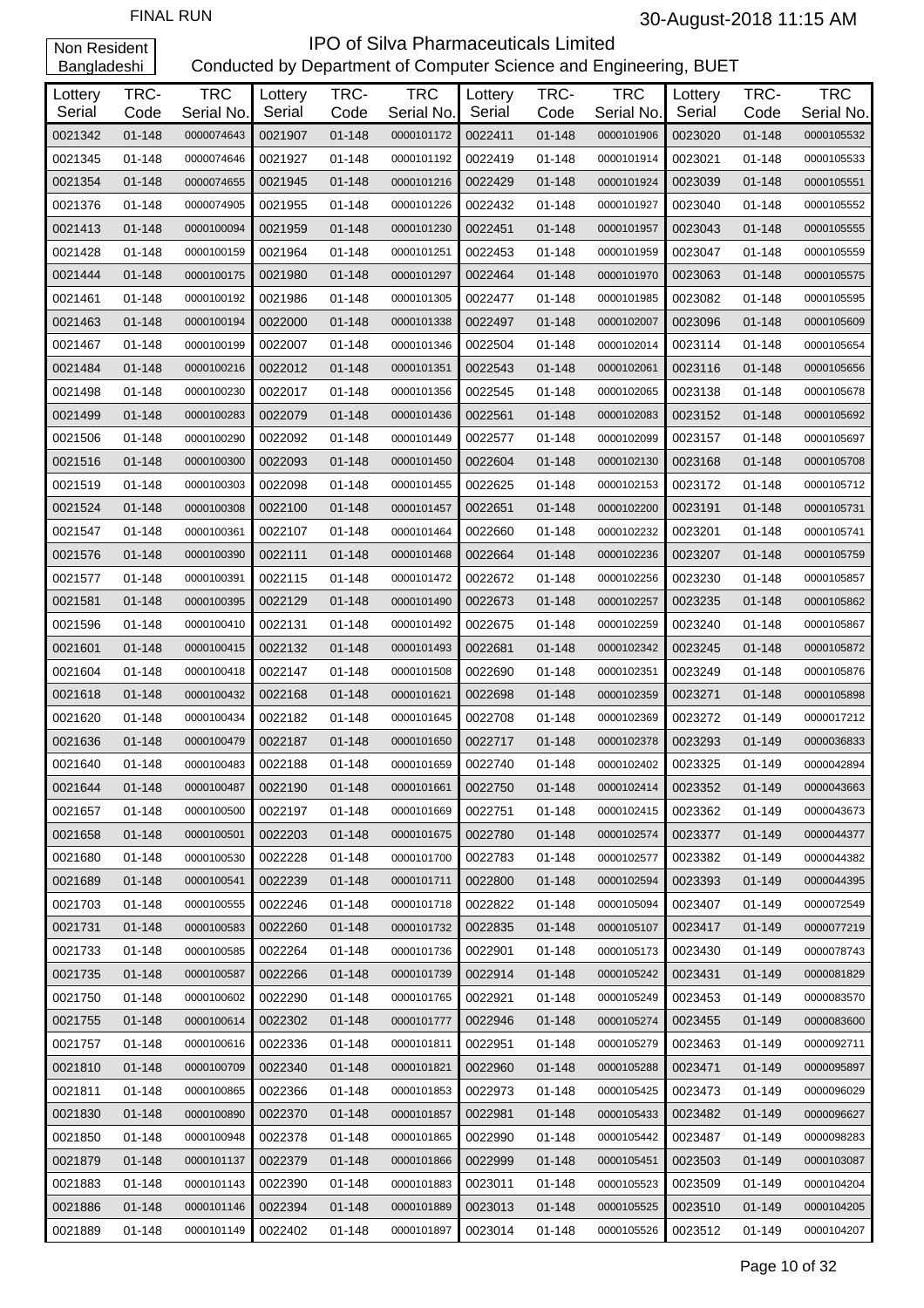FINAL RUN

30-August-2018 11:15 AM

Non Resident Bangladeshi

# IPO of Silva Pharmaceuticals Limited

## Conducted by Department of Computer Science and Engineering, BUET

| Lottery Serial | TRC-Code | TRC Serial No. | Lottery Serial | TRC-Code | TRC Serial No. | Lottery Serial | TRC-Code | TRC Serial No. | Lottery Serial | TRC-Code | TRC Serial No. |
|---|---|---|---|---|---|---|---|---|---|---|---|
| 0021342 | 01-148 | 0000074643 | 0021907 | 01-148 | 0000101172 | 0022411 | 01-148 | 0000101906 | 0023020 | 01-148 | 0000105532 |
| 0021345 | 01-148 | 0000074646 | 0021927 | 01-148 | 0000101192 | 0022419 | 01-148 | 0000101914 | 0023021 | 01-148 | 0000105533 |
| 0021354 | 01-148 | 0000074655 | 0021945 | 01-148 | 0000101216 | 0022429 | 01-148 | 0000101924 | 0023039 | 01-148 | 0000105551 |
| 0021376 | 01-148 | 0000074905 | 0021955 | 01-148 | 0000101226 | 0022432 | 01-148 | 0000101927 | 0023040 | 01-148 | 0000105552 |
| 0021413 | 01-148 | 0000100094 | 0021959 | 01-148 | 0000101230 | 0022451 | 01-148 | 0000101957 | 0023043 | 01-148 | 0000105555 |
| 0021428 | 01-148 | 0000100159 | 0021964 | 01-148 | 0000101251 | 0022453 | 01-148 | 0000101959 | 0023047 | 01-148 | 0000105559 |
| 0021444 | 01-148 | 0000100175 | 0021980 | 01-148 | 0000101297 | 0022464 | 01-148 | 0000101970 | 0023063 | 01-148 | 0000105575 |
| 0021461 | 01-148 | 0000100192 | 0021986 | 01-148 | 0000101305 | 0022477 | 01-148 | 0000101985 | 0023082 | 01-148 | 0000105595 |
| 0021463 | 01-148 | 0000100194 | 0022000 | 01-148 | 0000101338 | 0022497 | 01-148 | 0000102007 | 0023096 | 01-148 | 0000105609 |
| 0021467 | 01-148 | 0000100199 | 0022007 | 01-148 | 0000101346 | 0022504 | 01-148 | 0000102014 | 0023114 | 01-148 | 0000105654 |
| 0021484 | 01-148 | 0000100216 | 0022012 | 01-148 | 0000101351 | 0022543 | 01-148 | 0000102061 | 0023116 | 01-148 | 0000105656 |
| 0021498 | 01-148 | 0000100230 | 0022017 | 01-148 | 0000101356 | 0022545 | 01-148 | 0000102065 | 0023138 | 01-148 | 0000105678 |
| 0021499 | 01-148 | 0000100283 | 0022079 | 01-148 | 0000101436 | 0022561 | 01-148 | 0000102083 | 0023152 | 01-148 | 0000105692 |
| 0021506 | 01-148 | 0000100290 | 0022092 | 01-148 | 0000101449 | 0022577 | 01-148 | 0000102099 | 0023157 | 01-148 | 0000105697 |
| 0021516 | 01-148 | 0000100300 | 0022093 | 01-148 | 0000101450 | 0022604 | 01-148 | 0000102130 | 0023168 | 01-148 | 0000105708 |
| 0021519 | 01-148 | 0000100303 | 0022098 | 01-148 | 0000101455 | 0022625 | 01-148 | 0000102153 | 0023172 | 01-148 | 0000105712 |
| 0021524 | 01-148 | 0000100308 | 0022100 | 01-148 | 0000101457 | 0022651 | 01-148 | 0000102200 | 0023191 | 01-148 | 0000105731 |
| 0021547 | 01-148 | 0000100361 | 0022107 | 01-148 | 0000101464 | 0022660 | 01-148 | 0000102232 | 0023201 | 01-148 | 0000105741 |
| 0021576 | 01-148 | 0000100390 | 0022111 | 01-148 | 0000101468 | 0022664 | 01-148 | 0000102236 | 0023207 | 01-148 | 0000105759 |
| 0021577 | 01-148 | 0000100391 | 0022115 | 01-148 | 0000101472 | 0022672 | 01-148 | 0000102256 | 0023230 | 01-148 | 0000105857 |
| 0021581 | 01-148 | 0000100395 | 0022129 | 01-148 | 0000101490 | 0022673 | 01-148 | 0000102257 | 0023235 | 01-148 | 0000105862 |
| 0021596 | 01-148 | 0000100410 | 0022131 | 01-148 | 0000101492 | 0022675 | 01-148 | 0000102259 | 0023240 | 01-148 | 0000105867 |
| 0021601 | 01-148 | 0000100415 | 0022132 | 01-148 | 0000101493 | 0022681 | 01-148 | 0000102342 | 0023245 | 01-148 | 0000105872 |
| 0021604 | 01-148 | 0000100418 | 0022147 | 01-148 | 0000101508 | 0022690 | 01-148 | 0000102351 | 0023249 | 01-148 | 0000105876 |
| 0021618 | 01-148 | 0000100432 | 0022168 | 01-148 | 0000101621 | 0022698 | 01-148 | 0000102359 | 0023271 | 01-148 | 0000105898 |
| 0021620 | 01-148 | 0000100434 | 0022182 | 01-148 | 0000101645 | 0022708 | 01-148 | 0000102369 | 0023272 | 01-149 | 0000017212 |
| 0021636 | 01-148 | 0000100479 | 0022187 | 01-148 | 0000101650 | 0022717 | 01-148 | 0000102378 | 0023293 | 01-149 | 0000036833 |
| 0021640 | 01-148 | 0000100483 | 0022188 | 01-148 | 0000101659 | 0022740 | 01-148 | 0000102402 | 0023325 | 01-149 | 0000042894 |
| 0021644 | 01-148 | 0000100487 | 0022190 | 01-148 | 0000101661 | 0022750 | 01-148 | 0000102414 | 0023352 | 01-149 | 0000043663 |
| 0021657 | 01-148 | 0000100500 | 0022197 | 01-148 | 0000101669 | 0022751 | 01-148 | 0000102415 | 0023362 | 01-149 | 0000043673 |
| 0021658 | 01-148 | 0000100501 | 0022203 | 01-148 | 0000101675 | 0022780 | 01-148 | 0000102574 | 0023377 | 01-149 | 0000044377 |
| 0021680 | 01-148 | 0000100530 | 0022228 | 01-148 | 0000101700 | 0022783 | 01-148 | 0000102577 | 0023382 | 01-149 | 0000044382 |
| 0021689 | 01-148 | 0000100541 | 0022239 | 01-148 | 0000101711 | 0022800 | 01-148 | 0000102594 | 0023393 | 01-149 | 0000044395 |
| 0021703 | 01-148 | 0000100555 | 0022246 | 01-148 | 0000101718 | 0022822 | 01-148 | 0000105094 | 0023407 | 01-149 | 0000072549 |
| 0021731 | 01-148 | 0000100583 | 0022260 | 01-148 | 0000101732 | 0022835 | 01-148 | 0000105107 | 0023417 | 01-149 | 0000077219 |
| 0021733 | 01-148 | 0000100585 | 0022264 | 01-148 | 0000101736 | 0022901 | 01-148 | 0000105173 | 0023430 | 01-149 | 0000078743 |
| 0021735 | 01-148 | 0000100587 | 0022266 | 01-148 | 0000101739 | 0022914 | 01-148 | 0000105242 | 0023431 | 01-149 | 0000081829 |
| 0021750 | 01-148 | 0000100602 | 0022290 | 01-148 | 0000101765 | 0022921 | 01-148 | 0000105249 | 0023453 | 01-149 | 0000083570 |
| 0021755 | 01-148 | 0000100614 | 0022302 | 01-148 | 0000101777 | 0022946 | 01-148 | 0000105274 | 0023455 | 01-149 | 0000083600 |
| 0021757 | 01-148 | 0000100616 | 0022336 | 01-148 | 0000101811 | 0022951 | 01-148 | 0000105279 | 0023463 | 01-149 | 0000092711 |
| 0021810 | 01-148 | 0000100709 | 0022340 | 01-148 | 0000101821 | 0022960 | 01-148 | 0000105288 | 0023471 | 01-149 | 0000095897 |
| 0021811 | 01-148 | 0000100865 | 0022366 | 01-148 | 0000101853 | 0022973 | 01-148 | 0000105425 | 0023473 | 01-149 | 0000096029 |
| 0021830 | 01-148 | 0000100890 | 0022370 | 01-148 | 0000101857 | 0022981 | 01-148 | 0000105433 | 0023482 | 01-149 | 0000096627 |
| 0021850 | 01-148 | 0000100948 | 0022378 | 01-148 | 0000101865 | 0022990 | 01-148 | 0000105442 | 0023487 | 01-149 | 0000098283 |
| 0021879 | 01-148 | 0000101137 | 0022379 | 01-148 | 0000101866 | 0022999 | 01-148 | 0000105451 | 0023503 | 01-149 | 0000103087 |
| 0021883 | 01-148 | 0000101143 | 0022390 | 01-148 | 0000101883 | 0023011 | 01-148 | 0000105523 | 0023509 | 01-149 | 0000104204 |
| 0021886 | 01-148 | 0000101146 | 0022394 | 01-148 | 0000101889 | 0023013 | 01-148 | 0000105525 | 0023510 | 01-149 | 0000104205 |
| 0021889 | 01-148 | 0000101149 | 0022402 | 01-148 | 0000101897 | 0023014 | 01-148 | 0000105526 | 0023512 | 01-149 | 0000104207 |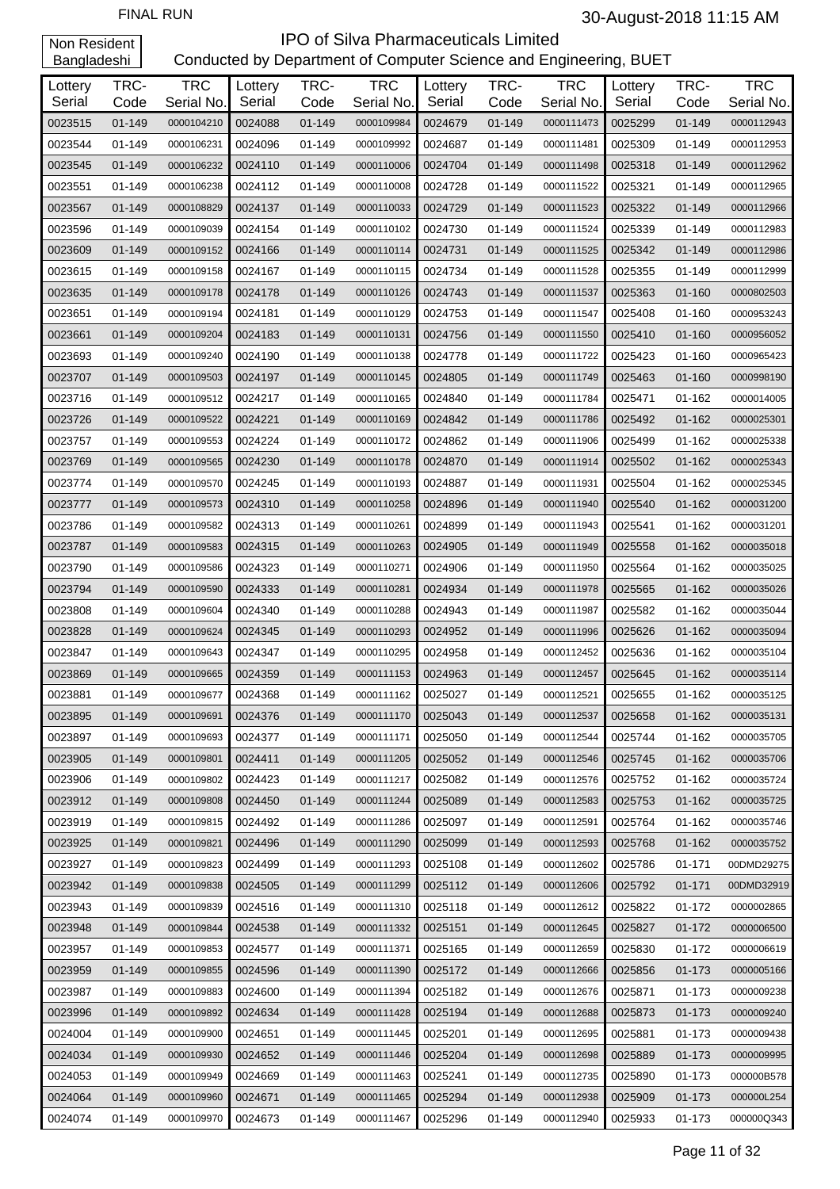FINAL RUN

30-August-2018 11:15 AM

Non Resident Bangladeshi

# IPO of Silva Pharmaceuticals Limited

Conducted by Department of Computer Science and Engineering, BUET

| Lottery Serial | TRC-Code | TRC Serial No. | Lottery Serial | TRC-Code | TRC Serial No. | Lottery Serial | TRC-Code | TRC Serial No. | Lottery Serial | TRC-Code | TRC Serial No. |
|---|---|---|---|---|---|---|---|---|---|---|---|
| 0023515 | 01-149 | 0000104210 | 0024088 | 01-149 | 0000109984 | 0024679 | 01-149 | 0000111473 | 0025299 | 01-149 | 0000112943 |
| 0023544 | 01-149 | 0000106231 | 0024096 | 01-149 | 0000109992 | 0024687 | 01-149 | 0000111481 | 0025309 | 01-149 | 0000112953 |
| 0023545 | 01-149 | 0000106232 | 0024110 | 01-149 | 0000110006 | 0024704 | 01-149 | 0000111498 | 0025318 | 01-149 | 0000112962 |
| 0023551 | 01-149 | 0000106238 | 0024112 | 01-149 | 0000110008 | 0024728 | 01-149 | 0000111522 | 0025321 | 01-149 | 0000112965 |
| 0023567 | 01-149 | 0000108829 | 0024137 | 01-149 | 0000110033 | 0024729 | 01-149 | 0000111523 | 0025322 | 01-149 | 0000112966 |
| 0023596 | 01-149 | 0000109039 | 0024154 | 01-149 | 0000110102 | 0024730 | 01-149 | 0000111524 | 0025339 | 01-149 | 0000112983 |
| 0023609 | 01-149 | 0000109152 | 0024166 | 01-149 | 0000110114 | 0024731 | 01-149 | 0000111525 | 0025342 | 01-149 | 0000112986 |
| 0023615 | 01-149 | 0000109158 | 0024167 | 01-149 | 0000110115 | 0024734 | 01-149 | 0000111528 | 0025355 | 01-149 | 0000112999 |
| 0023635 | 01-149 | 0000109178 | 0024178 | 01-149 | 0000110126 | 0024743 | 01-149 | 0000111537 | 0025363 | 01-160 | 0000802503 |
| 0023651 | 01-149 | 0000109194 | 0024181 | 01-149 | 0000110129 | 0024753 | 01-149 | 0000111547 | 0025408 | 01-160 | 0000953243 |
| 0023661 | 01-149 | 0000109204 | 0024183 | 01-149 | 0000110131 | 0024756 | 01-149 | 0000111550 | 0025410 | 01-160 | 0000956052 |
| 0023693 | 01-149 | 0000109240 | 0024190 | 01-149 | 0000110138 | 0024778 | 01-149 | 0000111722 | 0025423 | 01-160 | 0000965423 |
| 0023707 | 01-149 | 0000109503 | 0024197 | 01-149 | 0000110145 | 0024805 | 01-149 | 0000111749 | 0025463 | 01-160 | 0000998190 |
| 0023716 | 01-149 | 0000109512 | 0024217 | 01-149 | 0000110165 | 0024840 | 01-149 | 0000111784 | 0025471 | 01-162 | 0000014005 |
| 0023726 | 01-149 | 0000109522 | 0024221 | 01-149 | 0000110169 | 0024842 | 01-149 | 0000111786 | 0025492 | 01-162 | 0000025301 |
| 0023757 | 01-149 | 0000109553 | 0024224 | 01-149 | 0000110172 | 0024862 | 01-149 | 0000111906 | 0025499 | 01-162 | 0000025338 |
| 0023769 | 01-149 | 0000109565 | 0024230 | 01-149 | 0000110178 | 0024870 | 01-149 | 0000111914 | 0025502 | 01-162 | 0000025343 |
| 0023774 | 01-149 | 0000109570 | 0024245 | 01-149 | 0000110193 | 0024887 | 01-149 | 0000111931 | 0025504 | 01-162 | 0000025345 |
| 0023777 | 01-149 | 0000109573 | 0024310 | 01-149 | 0000110258 | 0024896 | 01-149 | 0000111940 | 0025540 | 01-162 | 0000031200 |
| 0023786 | 01-149 | 0000109582 | 0024313 | 01-149 | 0000110261 | 0024899 | 01-149 | 0000111943 | 0025541 | 01-162 | 0000031201 |
| 0023787 | 01-149 | 0000109583 | 0024315 | 01-149 | 0000110263 | 0024905 | 01-149 | 0000111949 | 0025558 | 01-162 | 0000035018 |
| 0023790 | 01-149 | 0000109586 | 0024323 | 01-149 | 0000110271 | 0024906 | 01-149 | 0000111950 | 0025564 | 01-162 | 0000035025 |
| 0023794 | 01-149 | 0000109590 | 0024333 | 01-149 | 0000110281 | 0024934 | 01-149 | 0000111978 | 0025565 | 01-162 | 0000035026 |
| 0023808 | 01-149 | 0000109604 | 0024340 | 01-149 | 0000110288 | 0024943 | 01-149 | 0000111987 | 0025582 | 01-162 | 0000035044 |
| 0023828 | 01-149 | 0000109624 | 0024345 | 01-149 | 0000110293 | 0024952 | 01-149 | 0000111996 | 0025626 | 01-162 | 0000035094 |
| 0023847 | 01-149 | 0000109643 | 0024347 | 01-149 | 0000110295 | 0024958 | 01-149 | 0000112452 | 0025636 | 01-162 | 0000035104 |
| 0023869 | 01-149 | 0000109665 | 0024359 | 01-149 | 0000111153 | 0024963 | 01-149 | 0000112457 | 0025645 | 01-162 | 0000035114 |
| 0023881 | 01-149 | 0000109677 | 0024368 | 01-149 | 0000111162 | 0025027 | 01-149 | 0000112521 | 0025655 | 01-162 | 0000035125 |
| 0023895 | 01-149 | 0000109691 | 0024376 | 01-149 | 0000111170 | 0025043 | 01-149 | 0000112537 | 0025658 | 01-162 | 0000035131 |
| 0023897 | 01-149 | 0000109693 | 0024377 | 01-149 | 0000111171 | 0025050 | 01-149 | 0000112544 | 0025744 | 01-162 | 0000035705 |
| 0023905 | 01-149 | 0000109801 | 0024411 | 01-149 | 0000111205 | 0025052 | 01-149 | 0000112546 | 0025745 | 01-162 | 0000035706 |
| 0023906 | 01-149 | 0000109802 | 0024423 | 01-149 | 0000111217 | 0025082 | 01-149 | 0000112576 | 0025752 | 01-162 | 0000035724 |
| 0023912 | 01-149 | 0000109808 | 0024450 | 01-149 | 0000111244 | 0025089 | 01-149 | 0000112583 | 0025753 | 01-162 | 0000035725 |
| 0023919 | 01-149 | 0000109815 | 0024492 | 01-149 | 0000111286 | 0025097 | 01-149 | 0000112591 | 0025764 | 01-162 | 0000035746 |
| 0023925 | 01-149 | 0000109821 | 0024496 | 01-149 | 0000111290 | 0025099 | 01-149 | 0000112593 | 0025768 | 01-162 | 0000035752 |
| 0023927 | 01-149 | 0000109823 | 0024499 | 01-149 | 0000111293 | 0025108 | 01-149 | 0000112602 | 0025786 | 01-171 | 00DMD29275 |
| 0023942 | 01-149 | 0000109838 | 0024505 | 01-149 | 0000111299 | 0025112 | 01-149 | 0000112606 | 0025792 | 01-171 | 00DMD32919 |
| 0023943 | 01-149 | 0000109839 | 0024516 | 01-149 | 0000111310 | 0025118 | 01-149 | 0000112612 | 0025822 | 01-172 | 0000002865 |
| 0023948 | 01-149 | 0000109844 | 0024538 | 01-149 | 0000111332 | 0025151 | 01-149 | 0000112645 | 0025827 | 01-172 | 0000006500 |
| 0023957 | 01-149 | 0000109853 | 0024577 | 01-149 | 0000111371 | 0025165 | 01-149 | 0000112659 | 0025830 | 01-172 | 0000006619 |
| 0023959 | 01-149 | 0000109855 | 0024596 | 01-149 | 0000111390 | 0025172 | 01-149 | 0000112666 | 0025856 | 01-173 | 0000005166 |
| 0023987 | 01-149 | 0000109883 | 0024600 | 01-149 | 0000111394 | 0025182 | 01-149 | 0000112676 | 0025871 | 01-173 | 0000009238 |
| 0023996 | 01-149 | 0000109892 | 0024634 | 01-149 | 0000111428 | 0025194 | 01-149 | 0000112688 | 0025873 | 01-173 | 0000009240 |
| 0024004 | 01-149 | 0000109900 | 0024651 | 01-149 | 0000111445 | 0025201 | 01-149 | 0000112695 | 0025881 | 01-173 | 0000009438 |
| 0024034 | 01-149 | 0000109930 | 0024652 | 01-149 | 0000111446 | 0025204 | 01-149 | 0000112698 | 0025889 | 01-173 | 0000009995 |
| 0024053 | 01-149 | 0000109949 | 0024669 | 01-149 | 0000111463 | 0025241 | 01-149 | 0000112735 | 0025890 | 01-173 | 000000B578 |
| 0024064 | 01-149 | 0000109960 | 0024671 | 01-149 | 0000111465 | 0025294 | 01-149 | 0000112938 | 0025909 | 01-173 | 000000L254 |
| 0024074 | 01-149 | 0000109970 | 0024673 | 01-149 | 0000111467 | 0025296 | 01-149 | 0000112940 | 0025933 | 01-173 | 000000Q343 |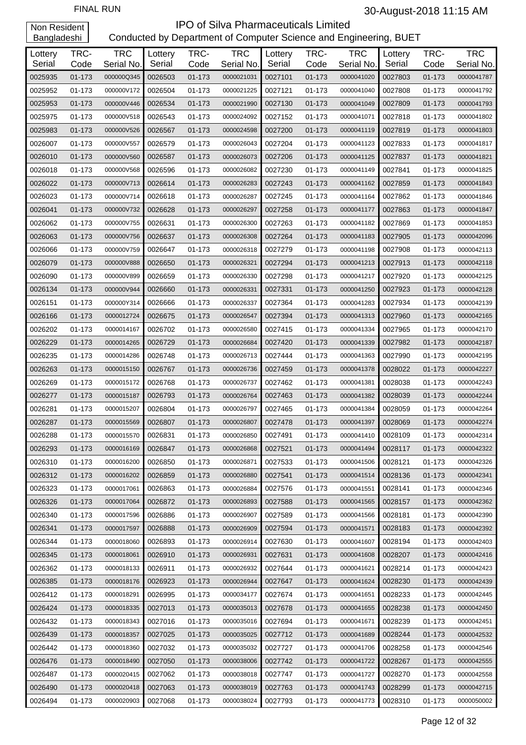FINAL RUN

30-August-2018 11:15 AM

Non Resident Bangladeshi

# IPO of Silva Pharmaceuticals Limited

Conducted by Department of Computer Science and Engineering, BUET

| Lottery Serial | TRC-Code | TRC Serial No. | Lottery Serial | TRC-Code | TRC Serial No. | Lottery Serial | TRC-Code | TRC Serial No. | Lottery Serial | TRC-Code | TRC Serial No. |
|---|---|---|---|---|---|---|---|---|---|---|---|
| 0025935 | 01-173 | 000000Q345 | 0026503 | 01-173 | 0000021031 | 0027101 | 01-173 | 0000041020 | 0027803 | 01-173 | 0000041787 |
| 0025952 | 01-173 | 000000V172 | 0026504 | 01-173 | 0000021225 | 0027121 | 01-173 | 0000041040 | 0027808 | 01-173 | 0000041792 |
| 0025953 | 01-173 | 000000V446 | 0026534 | 01-173 | 0000021990 | 0027130 | 01-173 | 0000041049 | 0027809 | 01-173 | 0000041793 |
| 0025975 | 01-173 | 000000V518 | 0026543 | 01-173 | 0000024092 | 0027152 | 01-173 | 0000041071 | 0027818 | 01-173 | 0000041802 |
| 0025983 | 01-173 | 000000V526 | 0026567 | 01-173 | 0000024598 | 0027200 | 01-173 | 0000041119 | 0027819 | 01-173 | 0000041803 |
| 0026007 | 01-173 | 000000V557 | 0026579 | 01-173 | 0000026043 | 0027204 | 01-173 | 0000041123 | 0027833 | 01-173 | 0000041817 |
| 0026010 | 01-173 | 000000V560 | 0026587 | 01-173 | 0000026073 | 0027206 | 01-173 | 0000041125 | 0027837 | 01-173 | 0000041821 |
| 0026018 | 01-173 | 000000V568 | 0026596 | 01-173 | 0000026082 | 0027230 | 01-173 | 0000041149 | 0027841 | 01-173 | 0000041825 |
| 0026022 | 01-173 | 000000V713 | 0026614 | 01-173 | 0000026283 | 0027243 | 01-173 | 0000041162 | 0027859 | 01-173 | 0000041843 |
| 0026023 | 01-173 | 000000V714 | 0026618 | 01-173 | 0000026287 | 0027245 | 01-173 | 0000041164 | 0027862 | 01-173 | 0000041846 |
| 0026041 | 01-173 | 000000V732 | 0026628 | 01-173 | 0000026297 | 0027258 | 01-173 | 0000041177 | 0027863 | 01-173 | 0000041847 |
| 0026062 | 01-173 | 000000V755 | 0026631 | 01-173 | 0000026300 | 0027263 | 01-173 | 0000041182 | 0027869 | 01-173 | 0000041853 |
| 0026063 | 01-173 | 000000V756 | 0026637 | 01-173 | 0000026308 | 0027264 | 01-173 | 0000041183 | 0027905 | 01-173 | 0000042096 |
| 0026066 | 01-173 | 000000V759 | 0026647 | 01-173 | 0000026318 | 0027279 | 01-173 | 0000041198 | 0027908 | 01-173 | 0000042113 |
| 0026079 | 01-173 | 000000V888 | 0026650 | 01-173 | 0000026321 | 0027294 | 01-173 | 0000041213 | 0027913 | 01-173 | 0000042118 |
| 0026090 | 01-173 | 000000V899 | 0026659 | 01-173 | 0000026330 | 0027298 | 01-173 | 0000041217 | 0027920 | 01-173 | 0000042125 |
| 0026134 | 01-173 | 000000V944 | 0026660 | 01-173 | 0000026331 | 0027331 | 01-173 | 0000041250 | 0027923 | 01-173 | 0000042128 |
| 0026151 | 01-173 | 000000Y314 | 0026666 | 01-173 | 0000026337 | 0027364 | 01-173 | 0000041283 | 0027934 | 01-173 | 0000042139 |
| 0026166 | 01-173 | 0000012724 | 0026675 | 01-173 | 0000026547 | 0027394 | 01-173 | 0000041313 | 0027960 | 01-173 | 0000042165 |
| 0026202 | 01-173 | 0000014167 | 0026702 | 01-173 | 0000026580 | 0027415 | 01-173 | 0000041334 | 0027965 | 01-173 | 0000042170 |
| 0026229 | 01-173 | 0000014265 | 0026729 | 01-173 | 0000026684 | 0027420 | 01-173 | 0000041339 | 0027982 | 01-173 | 0000042187 |
| 0026235 | 01-173 | 0000014286 | 0026748 | 01-173 | 0000026713 | 0027444 | 01-173 | 0000041363 | 0027990 | 01-173 | 0000042195 |
| 0026263 | 01-173 | 0000015150 | 0026767 | 01-173 | 0000026736 | 0027459 | 01-173 | 0000041378 | 0028022 | 01-173 | 0000042227 |
| 0026269 | 01-173 | 0000015172 | 0026768 | 01-173 | 0000026737 | 0027462 | 01-173 | 0000041381 | 0028038 | 01-173 | 0000042243 |
| 0026277 | 01-173 | 0000015187 | 0026793 | 01-173 | 0000026764 | 0027463 | 01-173 | 0000041382 | 0028039 | 01-173 | 0000042244 |
| 0026281 | 01-173 | 0000015207 | 0026804 | 01-173 | 0000026797 | 0027465 | 01-173 | 0000041384 | 0028059 | 01-173 | 0000042264 |
| 0026287 | 01-173 | 0000015569 | 0026807 | 01-173 | 0000026807 | 0027478 | 01-173 | 0000041397 | 0028069 | 01-173 | 0000042274 |
| 0026288 | 01-173 | 0000015570 | 0026831 | 01-173 | 0000026850 | 0027491 | 01-173 | 0000041410 | 0028109 | 01-173 | 0000042314 |
| 0026293 | 01-173 | 0000016169 | 0026847 | 01-173 | 0000026868 | 0027521 | 01-173 | 0000041494 | 0028117 | 01-173 | 0000042322 |
| 0026310 | 01-173 | 0000016200 | 0026850 | 01-173 | 0000026871 | 0027533 | 01-173 | 0000041506 | 0028121 | 01-173 | 0000042326 |
| 0026312 | 01-173 | 0000016202 | 0026859 | 01-173 | 0000026880 | 0027541 | 01-173 | 0000041514 | 0028136 | 01-173 | 0000042341 |
| 0026323 | 01-173 | 0000017061 | 0026863 | 01-173 | 0000026884 | 0027576 | 01-173 | 0000041551 | 0028141 | 01-173 | 0000042346 |
| 0026326 | 01-173 | 0000017064 | 0026872 | 01-173 | 0000026893 | 0027588 | 01-173 | 0000041565 | 0028157 | 01-173 | 0000042362 |
| 0026340 | 01-173 | 0000017596 | 0026886 | 01-173 | 0000026907 | 0027589 | 01-173 | 0000041566 | 0028181 | 01-173 | 0000042390 |
| 0026341 | 01-173 | 0000017597 | 0026888 | 01-173 | 0000026909 | 0027594 | 01-173 | 0000041571 | 0028183 | 01-173 | 0000042392 |
| 0026344 | 01-173 | 0000018060 | 0026893 | 01-173 | 0000026914 | 0027630 | 01-173 | 0000041607 | 0028194 | 01-173 | 0000042403 |
| 0026345 | 01-173 | 0000018061 | 0026910 | 01-173 | 0000026931 | 0027631 | 01-173 | 0000041608 | 0028207 | 01-173 | 0000042416 |
| 0026362 | 01-173 | 0000018133 | 0026911 | 01-173 | 0000026932 | 0027644 | 01-173 | 0000041621 | 0028214 | 01-173 | 0000042423 |
| 0026385 | 01-173 | 0000018176 | 0026923 | 01-173 | 0000026944 | 0027647 | 01-173 | 0000041624 | 0028230 | 01-173 | 0000042439 |
| 0026412 | 01-173 | 0000018291 | 0026995 | 01-173 | 0000034177 | 0027674 | 01-173 | 0000041651 | 0028233 | 01-173 | 0000042445 |
| 0026424 | 01-173 | 0000018335 | 0027013 | 01-173 | 0000035013 | 0027678 | 01-173 | 0000041655 | 0028238 | 01-173 | 0000042450 |
| 0026432 | 01-173 | 0000018343 | 0027016 | 01-173 | 0000035016 | 0027694 | 01-173 | 0000041671 | 0028239 | 01-173 | 0000042451 |
| 0026439 | 01-173 | 0000018357 | 0027025 | 01-173 | 0000035025 | 0027712 | 01-173 | 0000041689 | 0028244 | 01-173 | 0000042532 |
| 0026442 | 01-173 | 0000018360 | 0027032 | 01-173 | 0000035032 | 0027727 | 01-173 | 0000041706 | 0028258 | 01-173 | 0000042546 |
| 0026476 | 01-173 | 0000018490 | 0027050 | 01-173 | 0000038006 | 0027742 | 01-173 | 0000041722 | 0028267 | 01-173 | 0000042555 |
| 0026487 | 01-173 | 0000020415 | 0027062 | 01-173 | 0000038018 | 0027747 | 01-173 | 0000041727 | 0028270 | 01-173 | 0000042558 |
| 0026490 | 01-173 | 0000020418 | 0027063 | 01-173 | 0000038019 | 0027763 | 01-173 | 0000041743 | 0028299 | 01-173 | 0000042715 |
| 0026494 | 01-173 | 0000020903 | 0027068 | 01-173 | 0000038024 | 0027793 | 01-173 | 0000041773 | 0028310 | 01-173 | 0000050002 |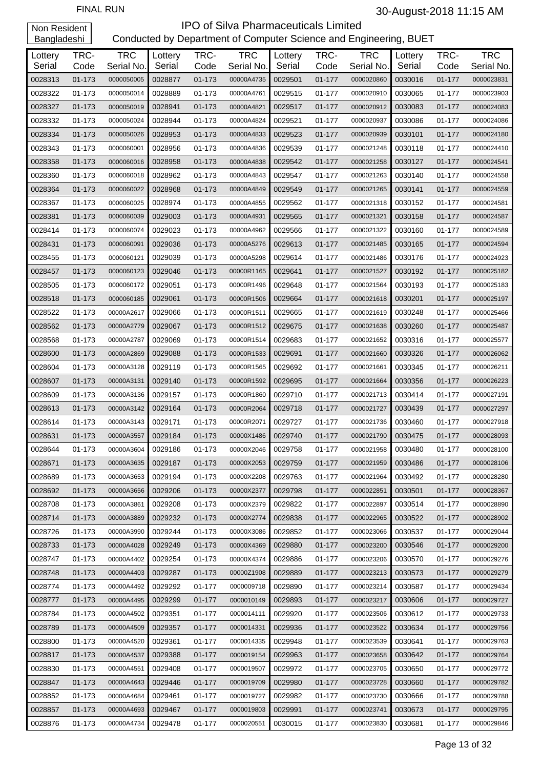FINAL RUN

30-August-2018 11:15 AM

Non Resident Bangladeshi

# IPO of Silva Pharmaceuticals Limited

## Conducted by Department of Computer Science and Engineering, BUET

| Lottery Serial | TRC-Code | TRC Serial No. | Lottery Serial | TRC-Code | TRC Serial No. | Lottery Serial | TRC-Code | TRC Serial No. | Lottery Serial | TRC-Code | TRC Serial No. |
|---|---|---|---|---|---|---|---|---|---|---|---|
| 0028313 | 01-173 | 0000050005 | 0028877 | 01-173 | 00000A4735 | 0029501 | 01-177 | 0000020860 | 0030016 | 01-177 | 0000023831 |
| 0028322 | 01-173 | 0000050014 | 0028889 | 01-173 | 00000A4761 | 0029515 | 01-177 | 0000020910 | 0030065 | 01-177 | 0000023903 |
| 0028327 | 01-173 | 0000050019 | 0028941 | 01-173 | 00000A4821 | 0029517 | 01-177 | 0000020912 | 0030083 | 01-177 | 0000024083 |
| 0028332 | 01-173 | 0000050024 | 0028944 | 01-173 | 00000A4824 | 0029521 | 01-177 | 0000020937 | 0030086 | 01-177 | 0000024086 |
| 0028334 | 01-173 | 0000050026 | 0028953 | 01-173 | 00000A4833 | 0029523 | 01-177 | 0000020939 | 0030101 | 01-177 | 0000024180 |
| 0028343 | 01-173 | 0000060001 | 0028956 | 01-173 | 00000A4836 | 0029539 | 01-177 | 0000021248 | 0030118 | 01-177 | 0000024410 |
| 0028358 | 01-173 | 0000060016 | 0028958 | 01-173 | 00000A4838 | 0029542 | 01-177 | 0000021258 | 0030127 | 01-177 | 0000024541 |
| 0028360 | 01-173 | 0000060018 | 0028962 | 01-173 | 00000A4843 | 0029547 | 01-177 | 0000021263 | 0030140 | 01-177 | 0000024558 |
| 0028364 | 01-173 | 0000060022 | 0028968 | 01-173 | 00000A4849 | 0029549 | 01-177 | 0000021265 | 0030141 | 01-177 | 0000024559 |
| 0028367 | 01-173 | 0000060025 | 0028974 | 01-173 | 00000A4855 | 0029562 | 01-177 | 0000021318 | 0030152 | 01-177 | 0000024581 |
| 0028381 | 01-173 | 0000060039 | 0029003 | 01-173 | 00000A4931 | 0029565 | 01-177 | 0000021321 | 0030158 | 01-177 | 0000024587 |
| 0028414 | 01-173 | 0000060074 | 0029023 | 01-173 | 00000A4962 | 0029566 | 01-177 | 0000021322 | 0030160 | 01-177 | 0000024589 |
| 0028431 | 01-173 | 0000060091 | 0029036 | 01-173 | 00000A5276 | 0029613 | 01-177 | 0000021485 | 0030165 | 01-177 | 0000024594 |
| 0028455 | 01-173 | 0000060121 | 0029039 | 01-173 | 00000A5298 | 0029614 | 01-177 | 0000021486 | 0030176 | 01-177 | 0000024923 |
| 0028457 | 01-173 | 0000060123 | 0029046 | 01-173 | 00000R1165 | 0029641 | 01-177 | 0000021527 | 0030192 | 01-177 | 0000025182 |
| 0028505 | 01-173 | 0000060172 | 0029051 | 01-173 | 00000R1496 | 0029648 | 01-177 | 0000021564 | 0030193 | 01-177 | 0000025183 |
| 0028518 | 01-173 | 0000060185 | 0029061 | 01-173 | 00000R1506 | 0029664 | 01-177 | 0000021618 | 0030201 | 01-177 | 0000025197 |
| 0028522 | 01-173 | 00000A2617 | 0029066 | 01-173 | 00000R1511 | 0029665 | 01-177 | 0000021619 | 0030248 | 01-177 | 0000025466 |
| 0028562 | 01-173 | 00000A2779 | 0029067 | 01-173 | 00000R1512 | 0029675 | 01-177 | 0000021638 | 0030260 | 01-177 | 0000025487 |
| 0028568 | 01-173 | 00000A2787 | 0029069 | 01-173 | 00000R1514 | 0029683 | 01-177 | 0000021652 | 0030316 | 01-177 | 0000025577 |
| 0028600 | 01-173 | 00000A2869 | 0029088 | 01-173 | 00000R1533 | 0029691 | 01-177 | 0000021660 | 0030326 | 01-177 | 0000026062 |
| 0028604 | 01-173 | 00000A3128 | 0029119 | 01-173 | 00000R1565 | 0029692 | 01-177 | 0000021661 | 0030345 | 01-177 | 0000026211 |
| 0028607 | 01-173 | 00000A3131 | 0029140 | 01-173 | 00000R1592 | 0029695 | 01-177 | 0000021664 | 0030356 | 01-177 | 0000026223 |
| 0028609 | 01-173 | 00000A3136 | 0029157 | 01-173 | 00000R1860 | 0029710 | 01-177 | 0000021713 | 0030414 | 01-177 | 0000027191 |
| 0028613 | 01-173 | 00000A3142 | 0029164 | 01-173 | 00000R2064 | 0029718 | 01-177 | 0000021727 | 0030439 | 01-177 | 0000027297 |
| 0028614 | 01-173 | 00000A3143 | 0029171 | 01-173 | 00000R2071 | 0029727 | 01-177 | 0000021736 | 0030460 | 01-177 | 0000027918 |
| 0028631 | 01-173 | 00000A3557 | 0029184 | 01-173 | 00000X1486 | 0029740 | 01-177 | 0000021790 | 0030475 | 01-177 | 0000028093 |
| 0028644 | 01-173 | 00000A3604 | 0029186 | 01-173 | 00000X2046 | 0029758 | 01-177 | 0000021958 | 0030480 | 01-177 | 0000028100 |
| 0028671 | 01-173 | 00000A3635 | 0029187 | 01-173 | 00000X2053 | 0029759 | 01-177 | 0000021959 | 0030486 | 01-177 | 0000028106 |
| 0028689 | 01-173 | 00000A3653 | 0029194 | 01-173 | 00000X2208 | 0029763 | 01-177 | 0000021964 | 0030492 | 01-177 | 0000028280 |
| 0028692 | 01-173 | 00000A3656 | 0029206 | 01-173 | 00000X2377 | 0029798 | 01-177 | 0000022851 | 0030501 | 01-177 | 0000028367 |
| 0028708 | 01-173 | 00000A3861 | 0029208 | 01-173 | 00000X2379 | 0029822 | 01-177 | 0000022897 | 0030514 | 01-177 | 0000028890 |
| 0028714 | 01-173 | 00000A3889 | 0029232 | 01-173 | 00000X2774 | 0029838 | 01-177 | 0000022965 | 0030522 | 01-177 | 0000028902 |
| 0028726 | 01-173 | 00000A3990 | 0029244 | 01-173 | 00000X3086 | 0029852 | 01-177 | 0000023066 | 0030537 | 01-177 | 0000029044 |
| 0028733 | 01-173 | 00000A4028 | 0029249 | 01-173 | 00000X4369 | 0029880 | 01-177 | 0000023200 | 0030546 | 01-177 | 0000029200 |
| 0028747 | 01-173 | 00000A4402 | 0029254 | 01-173 | 00000X4374 | 0029886 | 01-177 | 0000023206 | 0030570 | 01-177 | 0000029276 |
| 0028748 | 01-173 | 00000A4403 | 0029287 | 01-173 | 00000Z1908 | 0029889 | 01-177 | 0000023213 | 0030573 | 01-177 | 0000029279 |
| 0028774 | 01-173 | 00000A4492 | 0029292 | 01-177 | 0000009718 | 0029890 | 01-177 | 0000023214 | 0030587 | 01-177 | 0000029434 |
| 0028777 | 01-173 | 00000A4495 | 0029299 | 01-177 | 0000010149 | 0029893 | 01-177 | 0000023217 | 0030606 | 01-177 | 0000029727 |
| 0028784 | 01-173 | 00000A4502 | 0029351 | 01-177 | 0000014111 | 0029920 | 01-177 | 0000023506 | 0030612 | 01-177 | 0000029733 |
| 0028789 | 01-173 | 00000A4509 | 0029357 | 01-177 | 0000014331 | 0029936 | 01-177 | 0000023522 | 0030634 | 01-177 | 0000029756 |
| 0028800 | 01-173 | 00000A4520 | 0029361 | 01-177 | 0000014335 | 0029948 | 01-177 | 0000023539 | 0030641 | 01-177 | 0000029763 |
| 0028817 | 01-173 | 00000A4537 | 0029388 | 01-177 | 0000019154 | 0029963 | 01-177 | 0000023658 | 0030642 | 01-177 | 0000029764 |
| 0028830 | 01-173 | 00000A4551 | 0029408 | 01-177 | 0000019507 | 0029972 | 01-177 | 0000023705 | 0030650 | 01-177 | 0000029772 |
| 0028847 | 01-173 | 00000A4643 | 0029446 | 01-177 | 0000019709 | 0029980 | 01-177 | 0000023728 | 0030660 | 01-177 | 0000029782 |
| 0028852 | 01-173 | 00000A4684 | 0029461 | 01-177 | 0000019727 | 0029982 | 01-177 | 0000023730 | 0030666 | 01-177 | 0000029788 |
| 0028857 | 01-173 | 00000A4693 | 0029467 | 01-177 | 0000019803 | 0029991 | 01-177 | 0000023741 | 0030673 | 01-177 | 0000029795 |
| 0028876 | 01-173 | 00000A4734 | 0029478 | 01-177 | 0000020551 | 0030015 | 01-177 | 0000023830 | 0030681 | 01-177 | 0000029846 |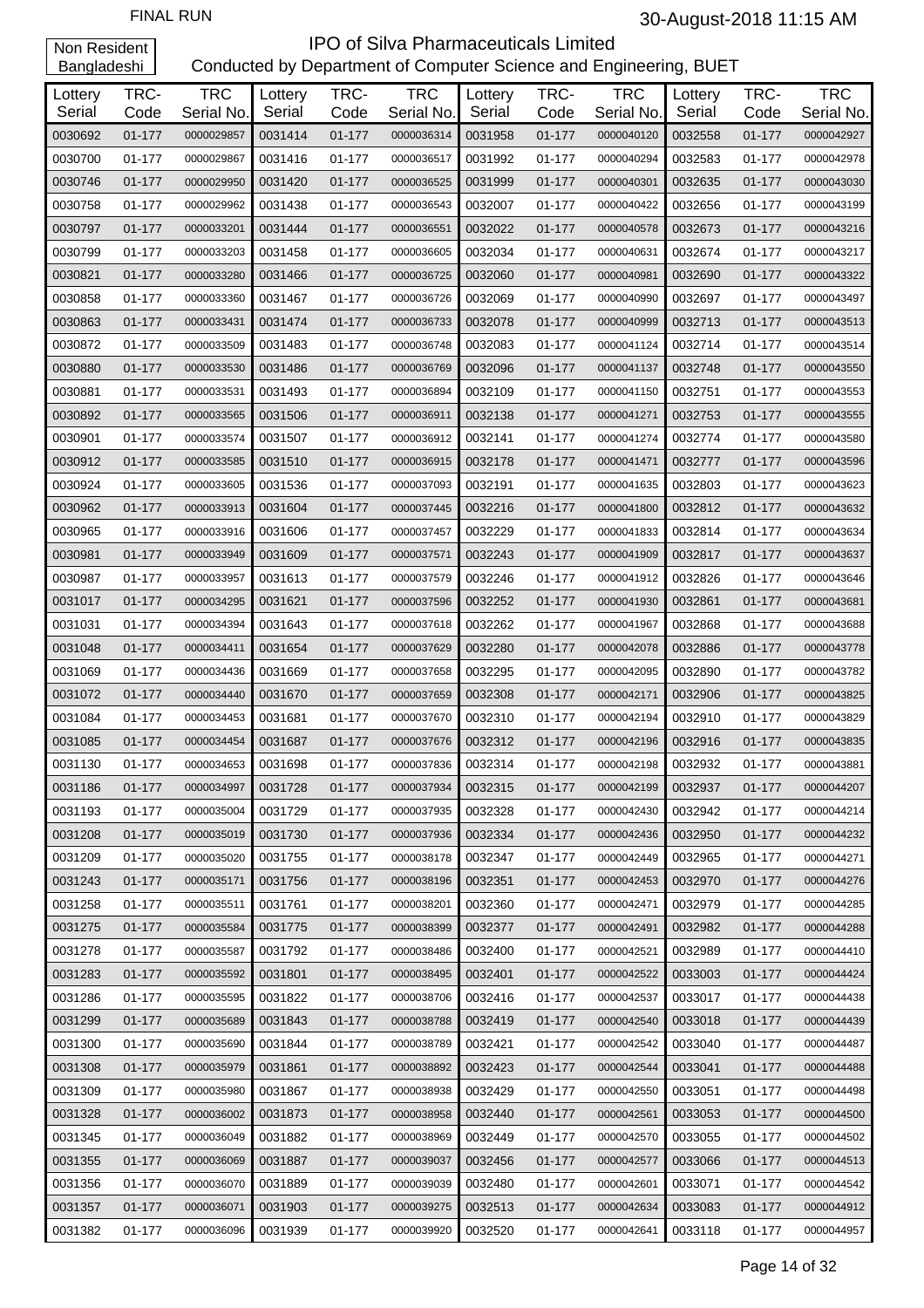FINAL RUN

30-August-2018 11:15 AM

Non Resident Bangladeshi

# IPO of Silva Pharmaceuticals Limited

Conducted by Department of Computer Science and Engineering, BUET

| Lottery Serial | TRC-Code | TRC Serial No. | Lottery Serial | TRC-Code | TRC Serial No. | Lottery Serial | TRC-Code | TRC Serial No. | Lottery Serial | TRC-Code | TRC Serial No. |
|---|---|---|---|---|---|---|---|---|---|---|---|
| 0030692 | 01-177 | 0000029857 | 0031414 | 01-177 | 0000036314 | 0031958 | 01-177 | 0000040120 | 0032558 | 01-177 | 0000042927 |
| 0030700 | 01-177 | 0000029867 | 0031416 | 01-177 | 0000036517 | 0031992 | 01-177 | 0000040294 | 0032583 | 01-177 | 0000042978 |
| 0030746 | 01-177 | 0000029950 | 0031420 | 01-177 | 0000036525 | 0031999 | 01-177 | 0000040301 | 0032635 | 01-177 | 0000043030 |
| 0030758 | 01-177 | 0000029962 | 0031438 | 01-177 | 0000036543 | 0032007 | 01-177 | 0000040422 | 0032656 | 01-177 | 0000043199 |
| 0030797 | 01-177 | 0000033201 | 0031444 | 01-177 | 0000036551 | 0032022 | 01-177 | 0000040578 | 0032673 | 01-177 | 0000043216 |
| 0030799 | 01-177 | 0000033203 | 0031458 | 01-177 | 0000036605 | 0032034 | 01-177 | 0000040631 | 0032674 | 01-177 | 0000043217 |
| 0030821 | 01-177 | 0000033280 | 0031466 | 01-177 | 0000036725 | 0032060 | 01-177 | 0000040981 | 0032690 | 01-177 | 0000043322 |
| 0030858 | 01-177 | 0000033360 | 0031467 | 01-177 | 0000036726 | 0032069 | 01-177 | 0000040990 | 0032697 | 01-177 | 0000043497 |
| 0030863 | 01-177 | 0000033431 | 0031474 | 01-177 | 0000036733 | 0032078 | 01-177 | 0000040999 | 0032713 | 01-177 | 0000043513 |
| 0030872 | 01-177 | 0000033509 | 0031483 | 01-177 | 0000036748 | 0032083 | 01-177 | 0000041124 | 0032714 | 01-177 | 0000043514 |
| 0030880 | 01-177 | 0000033530 | 0031486 | 01-177 | 0000036769 | 0032096 | 01-177 | 0000041137 | 0032748 | 01-177 | 0000043550 |
| 0030881 | 01-177 | 0000033531 | 0031493 | 01-177 | 0000036894 | 0032109 | 01-177 | 0000041150 | 0032751 | 01-177 | 0000043553 |
| 0030892 | 01-177 | 0000033565 | 0031506 | 01-177 | 0000036911 | 0032138 | 01-177 | 0000041271 | 0032753 | 01-177 | 0000043555 |
| 0030901 | 01-177 | 0000033574 | 0031507 | 01-177 | 0000036912 | 0032141 | 01-177 | 0000041274 | 0032774 | 01-177 | 0000043580 |
| 0030912 | 01-177 | 0000033585 | 0031510 | 01-177 | 0000036915 | 0032178 | 01-177 | 0000041471 | 0032777 | 01-177 | 0000043596 |
| 0030924 | 01-177 | 0000033605 | 0031536 | 01-177 | 0000037093 | 0032191 | 01-177 | 0000041635 | 0032803 | 01-177 | 0000043623 |
| 0030962 | 01-177 | 0000033913 | 0031604 | 01-177 | 0000037445 | 0032216 | 01-177 | 0000041800 | 0032812 | 01-177 | 0000043632 |
| 0030965 | 01-177 | 0000033916 | 0031606 | 01-177 | 0000037457 | 0032229 | 01-177 | 0000041833 | 0032814 | 01-177 | 0000043634 |
| 0030981 | 01-177 | 0000033949 | 0031609 | 01-177 | 0000037571 | 0032243 | 01-177 | 0000041909 | 0032817 | 01-177 | 0000043637 |
| 0030987 | 01-177 | 0000033957 | 0031613 | 01-177 | 0000037579 | 0032246 | 01-177 | 0000041912 | 0032826 | 01-177 | 0000043646 |
| 0031017 | 01-177 | 0000034295 | 0031621 | 01-177 | 0000037596 | 0032252 | 01-177 | 0000041930 | 0032861 | 01-177 | 0000043681 |
| 0031031 | 01-177 | 0000034394 | 0031643 | 01-177 | 0000037618 | 0032262 | 01-177 | 0000041967 | 0032868 | 01-177 | 0000043688 |
| 0031048 | 01-177 | 0000034411 | 0031654 | 01-177 | 0000037629 | 0032280 | 01-177 | 0000042078 | 0032886 | 01-177 | 0000043778 |
| 0031069 | 01-177 | 0000034436 | 0031669 | 01-177 | 0000037658 | 0032295 | 01-177 | 0000042095 | 0032890 | 01-177 | 0000043782 |
| 0031072 | 01-177 | 0000034440 | 0031670 | 01-177 | 0000037659 | 0032308 | 01-177 | 0000042171 | 0032906 | 01-177 | 0000043825 |
| 0031084 | 01-177 | 0000034453 | 0031681 | 01-177 | 0000037670 | 0032310 | 01-177 | 0000042194 | 0032910 | 01-177 | 0000043829 |
| 0031085 | 01-177 | 0000034454 | 0031687 | 01-177 | 0000037676 | 0032312 | 01-177 | 0000042196 | 0032916 | 01-177 | 0000043835 |
| 0031130 | 01-177 | 0000034653 | 0031698 | 01-177 | 0000037836 | 0032314 | 01-177 | 0000042198 | 0032932 | 01-177 | 0000043881 |
| 0031186 | 01-177 | 0000034997 | 0031728 | 01-177 | 0000037934 | 0032315 | 01-177 | 0000042199 | 0032937 | 01-177 | 0000044207 |
| 0031193 | 01-177 | 0000035004 | 0031729 | 01-177 | 0000037935 | 0032328 | 01-177 | 0000042430 | 0032942 | 01-177 | 0000044214 |
| 0031208 | 01-177 | 0000035019 | 0031730 | 01-177 | 0000037936 | 0032334 | 01-177 | 0000042436 | 0032950 | 01-177 | 0000044232 |
| 0031209 | 01-177 | 0000035020 | 0031755 | 01-177 | 0000038178 | 0032347 | 01-177 | 0000042449 | 0032965 | 01-177 | 0000044271 |
| 0031243 | 01-177 | 0000035171 | 0031756 | 01-177 | 0000038196 | 0032351 | 01-177 | 0000042453 | 0032970 | 01-177 | 0000044276 |
| 0031258 | 01-177 | 0000035511 | 0031761 | 01-177 | 0000038201 | 0032360 | 01-177 | 0000042471 | 0032979 | 01-177 | 0000044285 |
| 0031275 | 01-177 | 0000035584 | 0031775 | 01-177 | 0000038399 | 0032377 | 01-177 | 0000042491 | 0032982 | 01-177 | 0000044288 |
| 0031278 | 01-177 | 0000035587 | 0031792 | 01-177 | 0000038486 | 0032400 | 01-177 | 0000042521 | 0032989 | 01-177 | 0000044410 |
| 0031283 | 01-177 | 0000035592 | 0031801 | 01-177 | 0000038495 | 0032401 | 01-177 | 0000042522 | 0033003 | 01-177 | 0000044424 |
| 0031286 | 01-177 | 0000035595 | 0031822 | 01-177 | 0000038706 | 0032416 | 01-177 | 0000042537 | 0033017 | 01-177 | 0000044438 |
| 0031299 | 01-177 | 0000035689 | 0031843 | 01-177 | 0000038788 | 0032419 | 01-177 | 0000042540 | 0033018 | 01-177 | 0000044439 |
| 0031300 | 01-177 | 0000035690 | 0031844 | 01-177 | 0000038789 | 0032421 | 01-177 | 0000042542 | 0033040 | 01-177 | 0000044487 |
| 0031308 | 01-177 | 0000035979 | 0031861 | 01-177 | 0000038892 | 0032423 | 01-177 | 0000042544 | 0033041 | 01-177 | 0000044488 |
| 0031309 | 01-177 | 0000035980 | 0031867 | 01-177 | 0000038938 | 0032429 | 01-177 | 0000042550 | 0033051 | 01-177 | 0000044498 |
| 0031328 | 01-177 | 0000036002 | 0031873 | 01-177 | 0000038958 | 0032440 | 01-177 | 0000042561 | 0033053 | 01-177 | 0000044500 |
| 0031345 | 01-177 | 0000036049 | 0031882 | 01-177 | 0000038969 | 0032449 | 01-177 | 0000042570 | 0033055 | 01-177 | 0000044502 |
| 0031355 | 01-177 | 0000036069 | 0031887 | 01-177 | 0000039037 | 0032456 | 01-177 | 0000042577 | 0033066 | 01-177 | 0000044513 |
| 0031356 | 01-177 | 0000036070 | 0031889 | 01-177 | 0000039039 | 0032480 | 01-177 | 0000042601 | 0033071 | 01-177 | 0000044542 |
| 0031357 | 01-177 | 0000036071 | 0031903 | 01-177 | 0000039275 | 0032513 | 01-177 | 0000042634 | 0033083 | 01-177 | 0000044912 |
| 0031382 | 01-177 | 0000036096 | 0031939 | 01-177 | 0000039920 | 0032520 | 01-177 | 0000042641 | 0033118 | 01-177 | 0000044957 |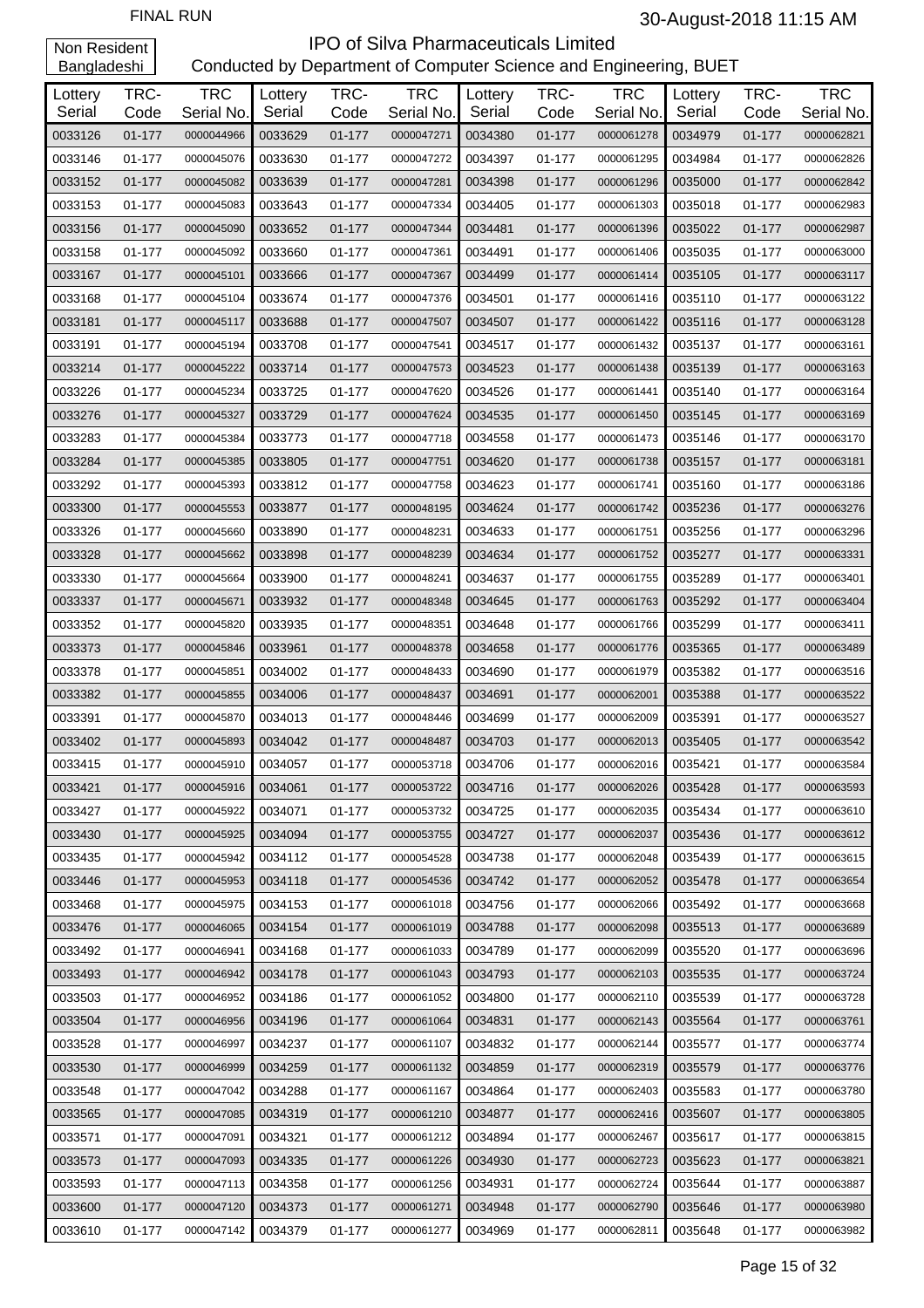FINAL RUN

30-August-2018 11:15 AM

Non Resident Bangladeshi

# IPO of Silva Pharmaceuticals Limited

Conducted by Department of Computer Science and Engineering, BUET

| Lottery Serial | TRC-Code | TRC Serial No. | Lottery Serial | TRC-Code | TRC Serial No. | Lottery Serial | TRC-Code | TRC Serial No. | Lottery Serial | TRC-Code | TRC Serial No. |
|---|---|---|---|---|---|---|---|---|---|---|---|
| 0033126 | 01-177 | 0000044966 | 0033629 | 01-177 | 0000047271 | 0034380 | 01-177 | 0000061278 | 0034979 | 01-177 | 0000062821 |
| 0033146 | 01-177 | 0000045076 | 0033630 | 01-177 | 0000047272 | 0034397 | 01-177 | 0000061295 | 0034984 | 01-177 | 0000062826 |
| 0033152 | 01-177 | 0000045082 | 0033639 | 01-177 | 0000047281 | 0034398 | 01-177 | 0000061296 | 0035000 | 01-177 | 0000062842 |
| 0033153 | 01-177 | 0000045083 | 0033643 | 01-177 | 0000047334 | 0034405 | 01-177 | 0000061303 | 0035018 | 01-177 | 0000062983 |
| 0033156 | 01-177 | 0000045090 | 0033652 | 01-177 | 0000047344 | 0034481 | 01-177 | 0000061396 | 0035022 | 01-177 | 0000062987 |
| 0033158 | 01-177 | 0000045092 | 0033660 | 01-177 | 0000047361 | 0034491 | 01-177 | 0000061406 | 0035035 | 01-177 | 0000063000 |
| 0033167 | 01-177 | 0000045101 | 0033666 | 01-177 | 0000047367 | 0034499 | 01-177 | 0000061414 | 0035105 | 01-177 | 0000063117 |
| 0033168 | 01-177 | 0000045104 | 0033674 | 01-177 | 0000047376 | 0034501 | 01-177 | 0000061416 | 0035110 | 01-177 | 0000063122 |
| 0033181 | 01-177 | 0000045117 | 0033688 | 01-177 | 0000047507 | 0034507 | 01-177 | 0000061422 | 0035116 | 01-177 | 0000063128 |
| 0033191 | 01-177 | 0000045194 | 0033708 | 01-177 | 0000047541 | 0034517 | 01-177 | 0000061432 | 0035137 | 01-177 | 0000063161 |
| 0033214 | 01-177 | 0000045222 | 0033714 | 01-177 | 0000047573 | 0034523 | 01-177 | 0000061438 | 0035139 | 01-177 | 0000063163 |
| 0033226 | 01-177 | 0000045234 | 0033725 | 01-177 | 0000047620 | 0034526 | 01-177 | 0000061441 | 0035140 | 01-177 | 0000063164 |
| 0033276 | 01-177 | 0000045327 | 0033729 | 01-177 | 0000047624 | 0034535 | 01-177 | 0000061450 | 0035145 | 01-177 | 0000063169 |
| 0033283 | 01-177 | 0000045384 | 0033773 | 01-177 | 0000047718 | 0034558 | 01-177 | 0000061473 | 0035146 | 01-177 | 0000063170 |
| 0033284 | 01-177 | 0000045385 | 0033805 | 01-177 | 0000047751 | 0034620 | 01-177 | 0000061738 | 0035157 | 01-177 | 0000063181 |
| 0033292 | 01-177 | 0000045393 | 0033812 | 01-177 | 0000047758 | 0034623 | 01-177 | 0000061741 | 0035160 | 01-177 | 0000063186 |
| 0033300 | 01-177 | 0000045553 | 0033877 | 01-177 | 0000048195 | 0034624 | 01-177 | 0000061742 | 0035236 | 01-177 | 0000063276 |
| 0033326 | 01-177 | 0000045660 | 0033890 | 01-177 | 0000048231 | 0034633 | 01-177 | 0000061751 | 0035256 | 01-177 | 0000063296 |
| 0033328 | 01-177 | 0000045662 | 0033898 | 01-177 | 0000048239 | 0034634 | 01-177 | 0000061752 | 0035277 | 01-177 | 0000063331 |
| 0033330 | 01-177 | 0000045664 | 0033900 | 01-177 | 0000048241 | 0034637 | 01-177 | 0000061755 | 0035289 | 01-177 | 0000063401 |
| 0033337 | 01-177 | 0000045671 | 0033932 | 01-177 | 0000048348 | 0034645 | 01-177 | 0000061763 | 0035292 | 01-177 | 0000063404 |
| 0033352 | 01-177 | 0000045820 | 0033935 | 01-177 | 0000048351 | 0034648 | 01-177 | 0000061766 | 0035299 | 01-177 | 0000063411 |
| 0033373 | 01-177 | 0000045846 | 0033961 | 01-177 | 0000048378 | 0034658 | 01-177 | 0000061776 | 0035365 | 01-177 | 0000063489 |
| 0033378 | 01-177 | 0000045851 | 0034002 | 01-177 | 0000048433 | 0034690 | 01-177 | 0000061979 | 0035382 | 01-177 | 0000063516 |
| 0033382 | 01-177 | 0000045855 | 0034006 | 01-177 | 0000048437 | 0034691 | 01-177 | 0000062001 | 0035388 | 01-177 | 0000063522 |
| 0033391 | 01-177 | 0000045870 | 0034013 | 01-177 | 0000048446 | 0034699 | 01-177 | 0000062009 | 0035391 | 01-177 | 0000063527 |
| 0033402 | 01-177 | 0000045893 | 0034042 | 01-177 | 0000048487 | 0034703 | 01-177 | 0000062013 | 0035405 | 01-177 | 0000063542 |
| 0033415 | 01-177 | 0000045910 | 0034057 | 01-177 | 0000053718 | 0034706 | 01-177 | 0000062016 | 0035421 | 01-177 | 0000063584 |
| 0033421 | 01-177 | 0000045916 | 0034061 | 01-177 | 0000053722 | 0034716 | 01-177 | 0000062026 | 0035428 | 01-177 | 0000063593 |
| 0033427 | 01-177 | 0000045922 | 0034071 | 01-177 | 0000053732 | 0034725 | 01-177 | 0000062035 | 0035434 | 01-177 | 0000063610 |
| 0033430 | 01-177 | 0000045925 | 0034094 | 01-177 | 0000053755 | 0034727 | 01-177 | 0000062037 | 0035436 | 01-177 | 0000063612 |
| 0033435 | 01-177 | 0000045942 | 0034112 | 01-177 | 0000054528 | 0034738 | 01-177 | 0000062048 | 0035439 | 01-177 | 0000063615 |
| 0033446 | 01-177 | 0000045953 | 0034118 | 01-177 | 0000054536 | 0034742 | 01-177 | 0000062052 | 0035478 | 01-177 | 0000063654 |
| 0033468 | 01-177 | 0000045975 | 0034153 | 01-177 | 0000061018 | 0034756 | 01-177 | 0000062066 | 0035492 | 01-177 | 0000063668 |
| 0033476 | 01-177 | 0000046065 | 0034154 | 01-177 | 0000061019 | 0034788 | 01-177 | 0000062098 | 0035513 | 01-177 | 0000063689 |
| 0033492 | 01-177 | 0000046941 | 0034168 | 01-177 | 0000061033 | 0034789 | 01-177 | 0000062099 | 0035520 | 01-177 | 0000063696 |
| 0033493 | 01-177 | 0000046942 | 0034178 | 01-177 | 0000061043 | 0034793 | 01-177 | 0000062103 | 0035535 | 01-177 | 0000063724 |
| 0033503 | 01-177 | 0000046952 | 0034186 | 01-177 | 0000061052 | 0034800 | 01-177 | 0000062110 | 0035539 | 01-177 | 0000063728 |
| 0033504 | 01-177 | 0000046956 | 0034196 | 01-177 | 0000061064 | 0034831 | 01-177 | 0000062143 | 0035564 | 01-177 | 0000063761 |
| 0033528 | 01-177 | 0000046997 | 0034237 | 01-177 | 0000061107 | 0034832 | 01-177 | 0000062144 | 0035577 | 01-177 | 0000063774 |
| 0033530 | 01-177 | 0000046999 | 0034259 | 01-177 | 0000061132 | 0034859 | 01-177 | 0000062319 | 0035579 | 01-177 | 0000063776 |
| 0033548 | 01-177 | 0000047042 | 0034288 | 01-177 | 0000061167 | 0034864 | 01-177 | 0000062403 | 0035583 | 01-177 | 0000063780 |
| 0033565 | 01-177 | 0000047085 | 0034319 | 01-177 | 0000061210 | 0034877 | 01-177 | 0000062416 | 0035607 | 01-177 | 0000063805 |
| 0033571 | 01-177 | 0000047091 | 0034321 | 01-177 | 0000061212 | 0034894 | 01-177 | 0000062467 | 0035617 | 01-177 | 0000063815 |
| 0033573 | 01-177 | 0000047093 | 0034335 | 01-177 | 0000061226 | 0034930 | 01-177 | 0000062723 | 0035623 | 01-177 | 0000063821 |
| 0033593 | 01-177 | 0000047113 | 0034358 | 01-177 | 0000061256 | 0034931 | 01-177 | 0000062724 | 0035644 | 01-177 | 0000063887 |
| 0033600 | 01-177 | 0000047120 | 0034373 | 01-177 | 0000061271 | 0034948 | 01-177 | 0000062790 | 0035646 | 01-177 | 0000063980 |
| 0033610 | 01-177 | 0000047142 | 0034379 | 01-177 | 0000061277 | 0034969 | 01-177 | 0000062811 | 0035648 | 01-177 | 0000063982 |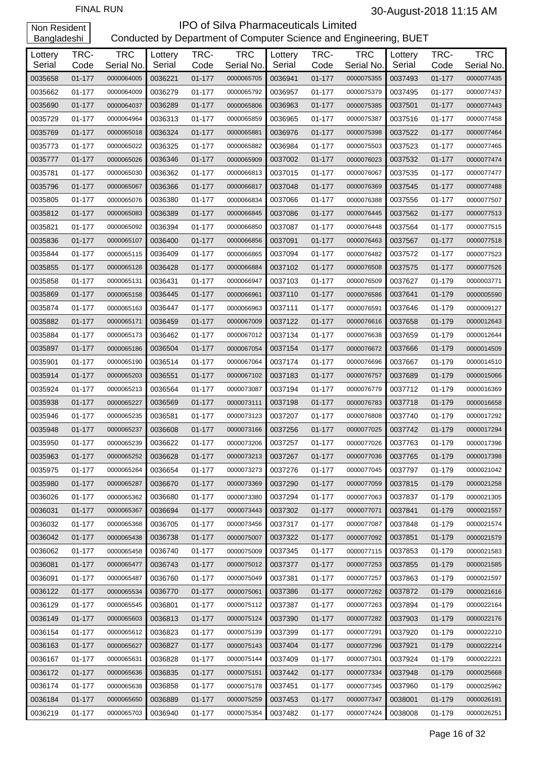FINAL RUN

30-August-2018 11:15 AM

Non Resident Bangladeshi

# IPO of Silva Pharmaceuticals Limited

Conducted by Department of Computer Science and Engineering, BUET

| Lottery Serial | TRC-Code | TRC Serial No. | Lottery Serial | TRC-Code | TRC Serial No. | Lottery Serial | TRC-Code | TRC Serial No. | Lottery Serial | TRC-Code | TRC Serial No. |
|---|---|---|---|---|---|---|---|---|---|---|---|
| 0035658 | 01-177 | 0000064005 | 0036221 | 01-177 | 0000065705 | 0036941 | 01-177 | 0000075355 | 0037493 | 01-177 | 0000077435 |
| 0035662 | 01-177 | 0000064009 | 0036279 | 01-177 | 0000065792 | 0036957 | 01-177 | 0000075379 | 0037495 | 01-177 | 0000077437 |
| 0035690 | 01-177 | 0000064037 | 0036289 | 01-177 | 0000065806 | 0036963 | 01-177 | 0000075385 | 0037501 | 01-177 | 0000077443 |
| 0035729 | 01-177 | 0000064964 | 0036313 | 01-177 | 0000065859 | 0036965 | 01-177 | 0000075387 | 0037516 | 01-177 | 0000077458 |
| 0035769 | 01-177 | 0000065018 | 0036324 | 01-177 | 0000065881 | 0036976 | 01-177 | 0000075398 | 0037522 | 01-177 | 0000077464 |
| 0035773 | 01-177 | 0000065022 | 0036325 | 01-177 | 0000065882 | 0036984 | 01-177 | 0000075503 | 0037523 | 01-177 | 0000077465 |
| 0035777 | 01-177 | 0000065026 | 0036346 | 01-177 | 0000065909 | 0037002 | 01-177 | 0000076023 | 0037532 | 01-177 | 0000077474 |
| 0035781 | 01-177 | 0000065030 | 0036362 | 01-177 | 0000066813 | 0037015 | 01-177 | 0000076067 | 0037535 | 01-177 | 0000077477 |
| 0035796 | 01-177 | 0000065067 | 0036366 | 01-177 | 0000066817 | 0037048 | 01-177 | 0000076369 | 0037545 | 01-177 | 0000077488 |
| 0035805 | 01-177 | 0000065076 | 0036380 | 01-177 | 0000066834 | 0037066 | 01-177 | 0000076388 | 0037556 | 01-177 | 0000077507 |
| 0035812 | 01-177 | 0000065083 | 0036389 | 01-177 | 0000066845 | 0037086 | 01-177 | 0000076445 | 0037562 | 01-177 | 0000077513 |
| 0035821 | 01-177 | 0000065092 | 0036394 | 01-177 | 0000066850 | 0037087 | 01-177 | 0000076448 | 0037564 | 01-177 | 0000077515 |
| 0035836 | 01-177 | 0000065107 | 0036400 | 01-177 | 0000066856 | 0037091 | 01-177 | 0000076463 | 0037567 | 01-177 | 0000077518 |
| 0035844 | 01-177 | 0000065115 | 0036409 | 01-177 | 0000066865 | 0037094 | 01-177 | 0000076482 | 0037572 | 01-177 | 0000077523 |
| 0035855 | 01-177 | 0000065128 | 0036428 | 01-177 | 0000066884 | 0037102 | 01-177 | 0000076508 | 0037575 | 01-177 | 0000077526 |
| 0035858 | 01-177 | 0000065131 | 0036431 | 01-177 | 0000066947 | 0037103 | 01-177 | 0000076509 | 0037627 | 01-179 | 0000003771 |
| 0035869 | 01-177 | 0000065158 | 0036445 | 01-177 | 0000066961 | 0037110 | 01-177 | 0000076586 | 0037641 | 01-179 | 0000005590 |
| 0035874 | 01-177 | 0000065163 | 0036447 | 01-177 | 0000066963 | 0037111 | 01-177 | 0000076591 | 0037646 | 01-179 | 0000009127 |
| 0035882 | 01-177 | 0000065171 | 0036459 | 01-177 | 0000067009 | 0037122 | 01-177 | 0000076616 | 0037658 | 01-179 | 0000012643 |
| 0035884 | 01-177 | 0000065173 | 0036462 | 01-177 | 0000067012 | 0037134 | 01-177 | 0000076638 | 0037659 | 01-179 | 0000012644 |
| 0035897 | 01-177 | 0000065186 | 0036504 | 01-177 | 0000067054 | 0037154 | 01-177 | 0000076672 | 0037666 | 01-179 | 0000014509 |
| 0035901 | 01-177 | 0000065190 | 0036514 | 01-177 | 0000067064 | 0037174 | 01-177 | 0000076696 | 0037667 | 01-179 | 0000014510 |
| 0035914 | 01-177 | 0000065203 | 0036551 | 01-177 | 0000067102 | 0037183 | 01-177 | 0000076757 | 0037689 | 01-179 | 0000015066 |
| 0035924 | 01-177 | 0000065213 | 0036564 | 01-177 | 0000073087 | 0037194 | 01-177 | 0000076779 | 0037712 | 01-179 | 0000016369 |
| 0035938 | 01-177 | 0000065227 | 0036569 | 01-177 | 0000073111 | 0037198 | 01-177 | 0000076783 | 0037718 | 01-179 | 0000016658 |
| 0035946 | 01-177 | 0000065235 | 0036581 | 01-177 | 0000073123 | 0037207 | 01-177 | 0000076808 | 0037740 | 01-179 | 0000017292 |
| 0035948 | 01-177 | 0000065237 | 0036608 | 01-177 | 0000073166 | 0037256 | 01-177 | 0000077025 | 0037742 | 01-179 | 0000017294 |
| 0035950 | 01-177 | 0000065239 | 0036622 | 01-177 | 0000073206 | 0037257 | 01-177 | 0000077026 | 0037763 | 01-179 | 0000017396 |
| 0035963 | 01-177 | 0000065252 | 0036628 | 01-177 | 0000073213 | 0037267 | 01-177 | 0000077036 | 0037765 | 01-179 | 0000017398 |
| 0035975 | 01-177 | 0000065264 | 0036654 | 01-177 | 0000073273 | 0037276 | 01-177 | 0000077045 | 0037797 | 01-179 | 0000021042 |
| 0035980 | 01-177 | 0000065287 | 0036670 | 01-177 | 0000073369 | 0037290 | 01-177 | 0000077059 | 0037815 | 01-179 | 0000021258 |
| 0036026 | 01-177 | 0000065362 | 0036680 | 01-177 | 0000073380 | 0037294 | 01-177 | 0000077063 | 0037837 | 01-179 | 0000021305 |
| 0036031 | 01-177 | 0000065367 | 0036694 | 01-177 | 0000073443 | 0037302 | 01-177 | 0000077071 | 0037841 | 01-179 | 0000021557 |
| 0036032 | 01-177 | 0000065368 | 0036705 | 01-177 | 0000073456 | 0037317 | 01-177 | 0000077087 | 0037848 | 01-179 | 0000021574 |
| 0036042 | 01-177 | 0000065438 | 0036738 | 01-177 | 0000075007 | 0037322 | 01-177 | 0000077092 | 0037851 | 01-179 | 0000021579 |
| 0036062 | 01-177 | 0000065458 | 0036740 | 01-177 | 0000075009 | 0037345 | 01-177 | 0000077115 | 0037853 | 01-179 | 0000021583 |
| 0036081 | 01-177 | 0000065477 | 0036743 | 01-177 | 0000075012 | 0037377 | 01-177 | 0000077253 | 0037855 | 01-179 | 0000021585 |
| 0036091 | 01-177 | 0000065487 | 0036760 | 01-177 | 0000075049 | 0037381 | 01-177 | 0000077257 | 0037863 | 01-179 | 0000021597 |
| 0036122 | 01-177 | 0000065534 | 0036770 | 01-177 | 0000075061 | 0037386 | 01-177 | 0000077262 | 0037872 | 01-179 | 0000021616 |
| 0036129 | 01-177 | 0000065545 | 0036801 | 01-177 | 0000075112 | 0037387 | 01-177 | 0000077263 | 0037894 | 01-179 | 0000022164 |
| 0036149 | 01-177 | 0000065603 | 0036813 | 01-177 | 0000075124 | 0037390 | 01-177 | 0000077282 | 0037903 | 01-179 | 0000022176 |
| 0036154 | 01-177 | 0000065612 | 0036823 | 01-177 | 0000075139 | 0037399 | 01-177 | 0000077291 | 0037920 | 01-179 | 0000022210 |
| 0036163 | 01-177 | 0000065627 | 0036827 | 01-177 | 0000075143 | 0037404 | 01-177 | 0000077296 | 0037921 | 01-179 | 0000022214 |
| 0036167 | 01-177 | 0000065631 | 0036828 | 01-177 | 0000075144 | 0037409 | 01-177 | 0000077301 | 0037924 | 01-179 | 0000022221 |
| 0036172 | 01-177 | 0000065636 | 0036835 | 01-177 | 0000075151 | 0037442 | 01-177 | 0000077334 | 0037948 | 01-179 | 0000025668 |
| 0036174 | 01-177 | 0000065638 | 0036858 | 01-177 | 0000075178 | 0037451 | 01-177 | 0000077345 | 0037960 | 01-179 | 0000025962 |
| 0036184 | 01-177 | 0000065650 | 0036889 | 01-177 | 0000075259 | 0037453 | 01-177 | 0000077347 | 0038001 | 01-179 | 0000026191 |
| 0036219 | 01-177 | 0000065703 | 0036940 | 01-177 | 0000075354 | 0037482 | 01-177 | 0000077424 | 0038008 | 01-179 | 0000026251 |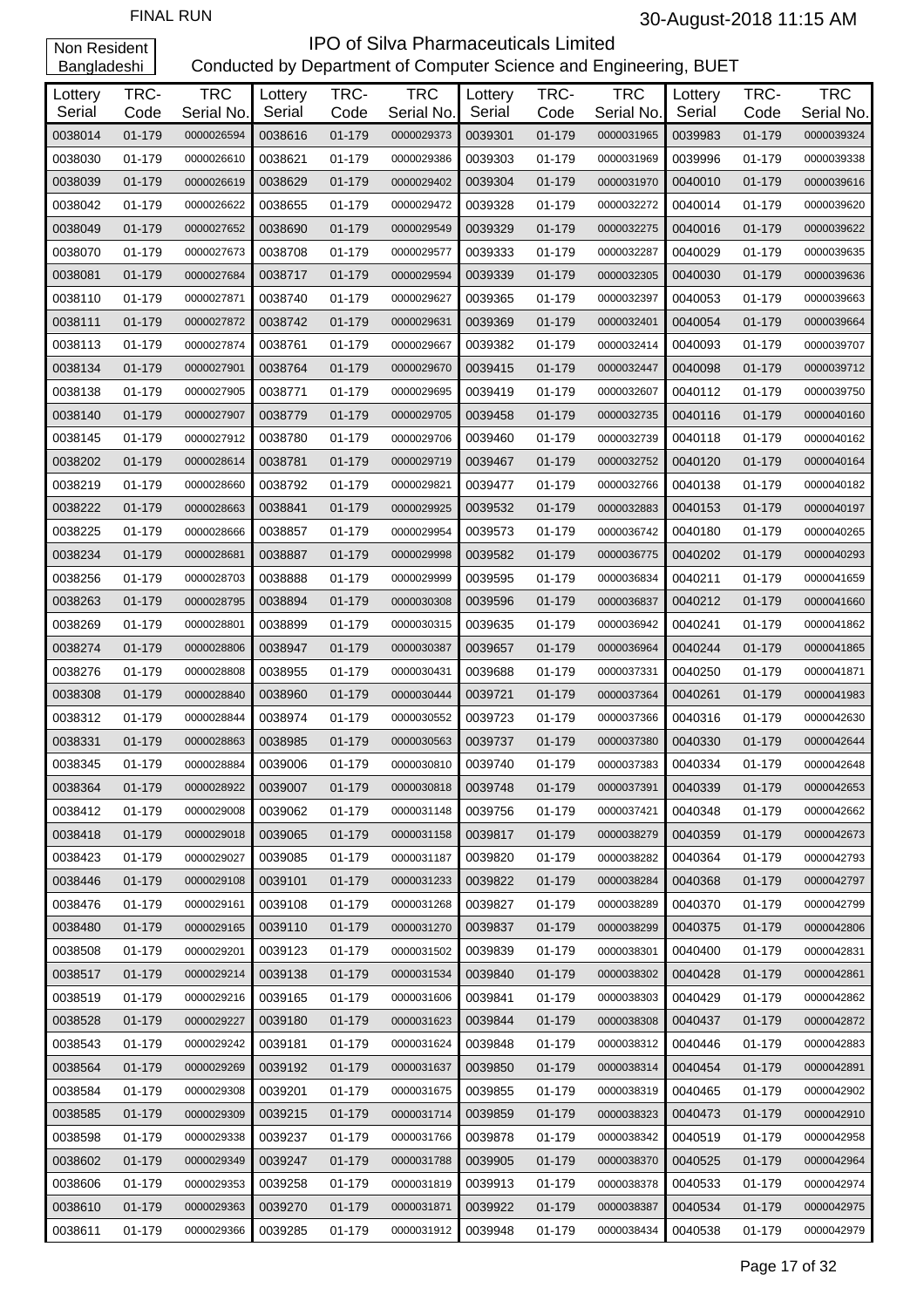FINAL RUN

30-August-2018 11:15 AM

Non Resident Bangladeshi

# IPO of Silva Pharmaceuticals Limited

Conducted by Department of Computer Science and Engineering, BUET

| Lottery Serial | TRC-Code | TRC Serial No. | Lottery Serial | TRC-Code | TRC Serial No. | Lottery Serial | TRC-Code | TRC Serial No. | Lottery Serial | TRC-Code | TRC Serial No. |
|---|---|---|---|---|---|---|---|---|---|---|---|
| 0038014 | 01-179 | 0000026594 | 0038616 | 01-179 | 0000029373 | 0039301 | 01-179 | 0000031965 | 0039983 | 01-179 | 0000039324 |
| 0038030 | 01-179 | 0000026610 | 0038621 | 01-179 | 0000029386 | 0039303 | 01-179 | 0000031969 | 0039996 | 01-179 | 0000039338 |
| 0038039 | 01-179 | 0000026619 | 0038629 | 01-179 | 0000029402 | 0039304 | 01-179 | 0000031970 | 0040010 | 01-179 | 0000039616 |
| 0038042 | 01-179 | 0000026622 | 0038655 | 01-179 | 0000029472 | 0039328 | 01-179 | 0000032272 | 0040014 | 01-179 | 0000039620 |
| 0038049 | 01-179 | 0000027652 | 0038690 | 01-179 | 0000029549 | 0039329 | 01-179 | 0000032275 | 0040016 | 01-179 | 0000039622 |
| 0038070 | 01-179 | 0000027673 | 0038708 | 01-179 | 0000029577 | 0039333 | 01-179 | 0000032287 | 0040029 | 01-179 | 0000039635 |
| 0038081 | 01-179 | 0000027684 | 0038717 | 01-179 | 0000029594 | 0039339 | 01-179 | 0000032305 | 0040030 | 01-179 | 0000039636 |
| 0038110 | 01-179 | 0000027871 | 0038740 | 01-179 | 0000029627 | 0039365 | 01-179 | 0000032397 | 0040053 | 01-179 | 0000039663 |
| 0038111 | 01-179 | 0000027872 | 0038742 | 01-179 | 0000029631 | 0039369 | 01-179 | 0000032401 | 0040054 | 01-179 | 0000039664 |
| 0038113 | 01-179 | 0000027874 | 0038761 | 01-179 | 0000029667 | 0039382 | 01-179 | 0000032414 | 0040093 | 01-179 | 0000039707 |
| 0038134 | 01-179 | 0000027901 | 0038764 | 01-179 | 0000029670 | 0039415 | 01-179 | 0000032447 | 0040098 | 01-179 | 0000039712 |
| 0038138 | 01-179 | 0000027905 | 0038771 | 01-179 | 0000029695 | 0039419 | 01-179 | 0000032607 | 0040112 | 01-179 | 0000039750 |
| 0038140 | 01-179 | 0000027907 | 0038779 | 01-179 | 0000029705 | 0039458 | 01-179 | 0000032735 | 0040116 | 01-179 | 0000040160 |
| 0038145 | 01-179 | 0000027912 | 0038780 | 01-179 | 0000029706 | 0039460 | 01-179 | 0000032739 | 0040118 | 01-179 | 0000040162 |
| 0038202 | 01-179 | 0000028614 | 0038781 | 01-179 | 0000029719 | 0039467 | 01-179 | 0000032752 | 0040120 | 01-179 | 0000040164 |
| 0038219 | 01-179 | 0000028660 | 0038792 | 01-179 | 0000029821 | 0039477 | 01-179 | 0000032766 | 0040138 | 01-179 | 0000040182 |
| 0038222 | 01-179 | 0000028663 | 0038841 | 01-179 | 0000029925 | 0039532 | 01-179 | 0000032883 | 0040153 | 01-179 | 0000040197 |
| 0038225 | 01-179 | 0000028666 | 0038857 | 01-179 | 0000029954 | 0039573 | 01-179 | 0000036742 | 0040180 | 01-179 | 0000040265 |
| 0038234 | 01-179 | 0000028681 | 0038887 | 01-179 | 0000029998 | 0039582 | 01-179 | 0000036775 | 0040202 | 01-179 | 0000040293 |
| 0038256 | 01-179 | 0000028703 | 0038888 | 01-179 | 0000029999 | 0039595 | 01-179 | 0000036834 | 0040211 | 01-179 | 0000041659 |
| 0038263 | 01-179 | 0000028795 | 0038894 | 01-179 | 0000030308 | 0039596 | 01-179 | 0000036837 | 0040212 | 01-179 | 0000041660 |
| 0038269 | 01-179 | 0000028801 | 0038899 | 01-179 | 0000030315 | 0039635 | 01-179 | 0000036942 | 0040241 | 01-179 | 0000041862 |
| 0038274 | 01-179 | 0000028806 | 0038947 | 01-179 | 0000030387 | 0039657 | 01-179 | 0000036964 | 0040244 | 01-179 | 0000041865 |
| 0038276 | 01-179 | 0000028808 | 0038955 | 01-179 | 0000030431 | 0039688 | 01-179 | 0000037331 | 0040250 | 01-179 | 0000041871 |
| 0038308 | 01-179 | 0000028840 | 0038960 | 01-179 | 0000030444 | 0039721 | 01-179 | 0000037364 | 0040261 | 01-179 | 0000041983 |
| 0038312 | 01-179 | 0000028844 | 0038974 | 01-179 | 0000030552 | 0039723 | 01-179 | 0000037366 | 0040316 | 01-179 | 0000042630 |
| 0038331 | 01-179 | 0000028863 | 0038985 | 01-179 | 0000030563 | 0039737 | 01-179 | 0000037380 | 0040330 | 01-179 | 0000042644 |
| 0038345 | 01-179 | 0000028884 | 0039006 | 01-179 | 0000030810 | 0039740 | 01-179 | 0000037383 | 0040334 | 01-179 | 0000042648 |
| 0038364 | 01-179 | 0000028922 | 0039007 | 01-179 | 0000030818 | 0039748 | 01-179 | 0000037391 | 0040339 | 01-179 | 0000042653 |
| 0038412 | 01-179 | 0000029008 | 0039062 | 01-179 | 0000031148 | 0039756 | 01-179 | 0000037421 | 0040348 | 01-179 | 0000042662 |
| 0038418 | 01-179 | 0000029018 | 0039065 | 01-179 | 0000031158 | 0039817 | 01-179 | 0000038279 | 0040359 | 01-179 | 0000042673 |
| 0038423 | 01-179 | 0000029027 | 0039085 | 01-179 | 0000031187 | 0039820 | 01-179 | 0000038282 | 0040364 | 01-179 | 0000042793 |
| 0038446 | 01-179 | 0000029108 | 0039101 | 01-179 | 0000031233 | 0039822 | 01-179 | 0000038284 | 0040368 | 01-179 | 0000042797 |
| 0038476 | 01-179 | 0000029161 | 0039108 | 01-179 | 0000031268 | 0039827 | 01-179 | 0000038289 | 0040370 | 01-179 | 0000042799 |
| 0038480 | 01-179 | 0000029165 | 0039110 | 01-179 | 0000031270 | 0039837 | 01-179 | 0000038299 | 0040375 | 01-179 | 0000042806 |
| 0038508 | 01-179 | 0000029201 | 0039123 | 01-179 | 0000031502 | 0039839 | 01-179 | 0000038301 | 0040400 | 01-179 | 0000042831 |
| 0038517 | 01-179 | 0000029214 | 0039138 | 01-179 | 0000031534 | 0039840 | 01-179 | 0000038302 | 0040428 | 01-179 | 0000042861 |
| 0038519 | 01-179 | 0000029216 | 0039165 | 01-179 | 0000031606 | 0039841 | 01-179 | 0000038303 | 0040429 | 01-179 | 0000042862 |
| 0038528 | 01-179 | 0000029227 | 0039180 | 01-179 | 0000031623 | 0039844 | 01-179 | 0000038308 | 0040437 | 01-179 | 0000042872 |
| 0038543 | 01-179 | 0000029242 | 0039181 | 01-179 | 0000031624 | 0039848 | 01-179 | 0000038312 | 0040446 | 01-179 | 0000042883 |
| 0038564 | 01-179 | 0000029269 | 0039192 | 01-179 | 0000031637 | 0039850 | 01-179 | 0000038314 | 0040454 | 01-179 | 0000042891 |
| 0038584 | 01-179 | 0000029308 | 0039201 | 01-179 | 0000031675 | 0039855 | 01-179 | 0000038319 | 0040465 | 01-179 | 0000042902 |
| 0038585 | 01-179 | 0000029309 | 0039215 | 01-179 | 0000031714 | 0039859 | 01-179 | 0000038323 | 0040473 | 01-179 | 0000042910 |
| 0038598 | 01-179 | 0000029338 | 0039237 | 01-179 | 0000031766 | 0039878 | 01-179 | 0000038342 | 0040519 | 01-179 | 0000042958 |
| 0038602 | 01-179 | 0000029349 | 0039247 | 01-179 | 0000031788 | 0039905 | 01-179 | 0000038370 | 0040525 | 01-179 | 0000042964 |
| 0038606 | 01-179 | 0000029353 | 0039258 | 01-179 | 0000031819 | 0039913 | 01-179 | 0000038378 | 0040533 | 01-179 | 0000042974 |
| 0038610 | 01-179 | 0000029363 | 0039270 | 01-179 | 0000031871 | 0039922 | 01-179 | 0000038387 | 0040534 | 01-179 | 0000042975 |
| 0038611 | 01-179 | 0000029366 | 0039285 | 01-179 | 0000031912 | 0039948 | 01-179 | 0000038434 | 0040538 | 01-179 | 0000042979 |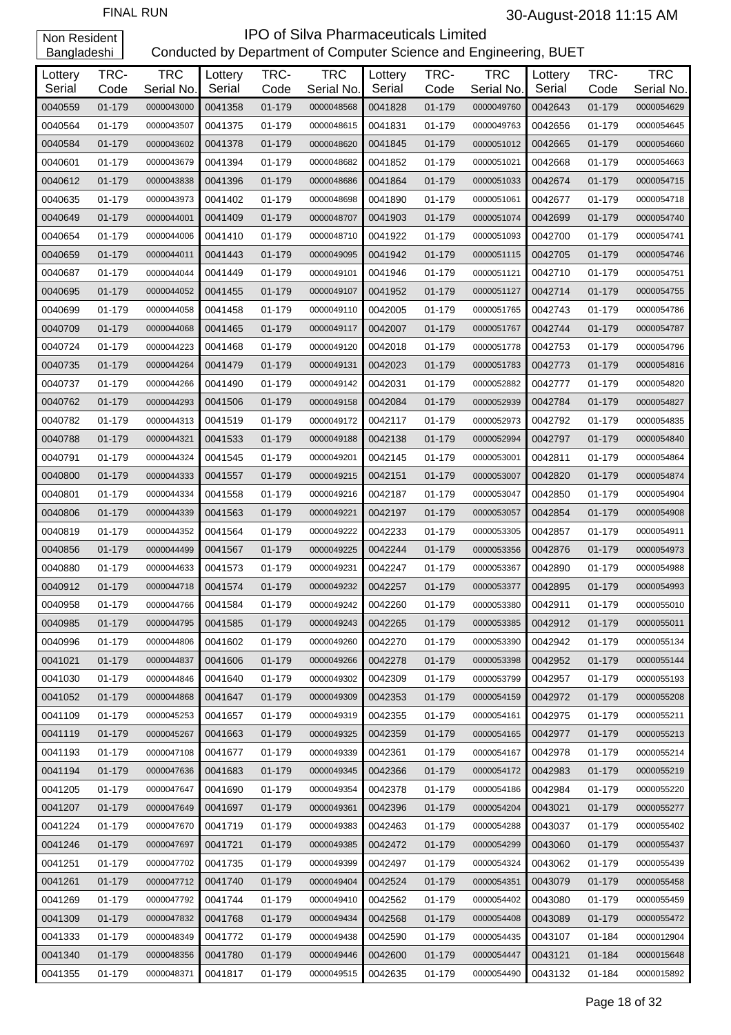FINAL RUN

30-August-2018 11:15 AM

Non Resident Bangladeshi

# IPO of Silva Pharmaceuticals Limited

Conducted by Department of Computer Science and Engineering, BUET

| Lottery Serial | TRC-Code | TRC Serial No. | Lottery Serial | TRC-Code | TRC Serial No. | Lottery Serial | TRC-Code | TRC Serial No. | Lottery Serial | TRC-Code | TRC Serial No. |
|---|---|---|---|---|---|---|---|---|---|---|---|
| 0040559 | 01-179 | 0000043000 | 0041358 | 01-179 | 0000048568 | 0041828 | 01-179 | 0000049760 | 0042643 | 01-179 | 0000054629 |
| 0040564 | 01-179 | 0000043507 | 0041375 | 01-179 | 0000048615 | 0041831 | 01-179 | 0000049763 | 0042656 | 01-179 | 0000054645 |
| 0040584 | 01-179 | 0000043602 | 0041378 | 01-179 | 0000048620 | 0041845 | 01-179 | 0000051012 | 0042665 | 01-179 | 0000054660 |
| 0040601 | 01-179 | 0000043679 | 0041394 | 01-179 | 0000048682 | 0041852 | 01-179 | 0000051021 | 0042668 | 01-179 | 0000054663 |
| 0040612 | 01-179 | 0000043838 | 0041396 | 01-179 | 0000048686 | 0041864 | 01-179 | 0000051033 | 0042674 | 01-179 | 0000054715 |
| 0040635 | 01-179 | 0000043973 | 0041402 | 01-179 | 0000048698 | 0041890 | 01-179 | 0000051061 | 0042677 | 01-179 | 0000054718 |
| 0040649 | 01-179 | 0000044001 | 0041409 | 01-179 | 0000048707 | 0041903 | 01-179 | 0000051074 | 0042699 | 01-179 | 0000054740 |
| 0040654 | 01-179 | 0000044006 | 0041410 | 01-179 | 0000048710 | 0041922 | 01-179 | 0000051093 | 0042700 | 01-179 | 0000054741 |
| 0040659 | 01-179 | 0000044011 | 0041443 | 01-179 | 0000049095 | 0041942 | 01-179 | 0000051115 | 0042705 | 01-179 | 0000054746 |
| 0040687 | 01-179 | 0000044044 | 0041449 | 01-179 | 0000049101 | 0041946 | 01-179 | 0000051121 | 0042710 | 01-179 | 0000054751 |
| 0040695 | 01-179 | 0000044052 | 0041455 | 01-179 | 0000049107 | 0041952 | 01-179 | 0000051127 | 0042714 | 01-179 | 0000054755 |
| 0040699 | 01-179 | 0000044058 | 0041458 | 01-179 | 0000049110 | 0042005 | 01-179 | 0000051765 | 0042743 | 01-179 | 0000054786 |
| 0040709 | 01-179 | 0000044068 | 0041465 | 01-179 | 0000049117 | 0042007 | 01-179 | 0000051767 | 0042744 | 01-179 | 0000054787 |
| 0040724 | 01-179 | 0000044223 | 0041468 | 01-179 | 0000049120 | 0042018 | 01-179 | 0000051778 | 0042753 | 01-179 | 0000054796 |
| 0040735 | 01-179 | 0000044264 | 0041479 | 01-179 | 0000049131 | 0042023 | 01-179 | 0000051783 | 0042773 | 01-179 | 0000054816 |
| 0040737 | 01-179 | 0000044266 | 0041490 | 01-179 | 0000049142 | 0042031 | 01-179 | 0000052882 | 0042777 | 01-179 | 0000054820 |
| 0040762 | 01-179 | 0000044293 | 0041506 | 01-179 | 0000049158 | 0042084 | 01-179 | 0000052939 | 0042784 | 01-179 | 0000054827 |
| 0040782 | 01-179 | 0000044313 | 0041519 | 01-179 | 0000049172 | 0042117 | 01-179 | 0000052973 | 0042792 | 01-179 | 0000054835 |
| 0040788 | 01-179 | 0000044321 | 0041533 | 01-179 | 0000049188 | 0042138 | 01-179 | 0000052994 | 0042797 | 01-179 | 0000054840 |
| 0040791 | 01-179 | 0000044324 | 0041545 | 01-179 | 0000049201 | 0042145 | 01-179 | 0000053001 | 0042811 | 01-179 | 0000054864 |
| 0040800 | 01-179 | 0000044333 | 0041557 | 01-179 | 0000049215 | 0042151 | 01-179 | 0000053007 | 0042820 | 01-179 | 0000054874 |
| 0040801 | 01-179 | 0000044334 | 0041558 | 01-179 | 0000049216 | 0042187 | 01-179 | 0000053047 | 0042850 | 01-179 | 0000054904 |
| 0040806 | 01-179 | 0000044339 | 0041563 | 01-179 | 0000049221 | 0042197 | 01-179 | 0000053057 | 0042854 | 01-179 | 0000054908 |
| 0040819 | 01-179 | 0000044352 | 0041564 | 01-179 | 0000049222 | 0042233 | 01-179 | 0000053305 | 0042857 | 01-179 | 0000054911 |
| 0040856 | 01-179 | 0000044499 | 0041567 | 01-179 | 0000049225 | 0042244 | 01-179 | 0000053356 | 0042876 | 01-179 | 0000054973 |
| 0040880 | 01-179 | 0000044633 | 0041573 | 01-179 | 0000049231 | 0042247 | 01-179 | 0000053367 | 0042890 | 01-179 | 0000054988 |
| 0040912 | 01-179 | 0000044718 | 0041574 | 01-179 | 0000049232 | 0042257 | 01-179 | 0000053377 | 0042895 | 01-179 | 0000054993 |
| 0040958 | 01-179 | 0000044766 | 0041584 | 01-179 | 0000049242 | 0042260 | 01-179 | 0000053380 | 0042911 | 01-179 | 0000055010 |
| 0040985 | 01-179 | 0000044795 | 0041585 | 01-179 | 0000049243 | 0042265 | 01-179 | 0000053385 | 0042912 | 01-179 | 0000055011 |
| 0040996 | 01-179 | 0000044806 | 0041602 | 01-179 | 0000049260 | 0042270 | 01-179 | 0000053390 | 0042942 | 01-179 | 0000055134 |
| 0041021 | 01-179 | 0000044837 | 0041606 | 01-179 | 0000049266 | 0042278 | 01-179 | 0000053398 | 0042952 | 01-179 | 0000055144 |
| 0041030 | 01-179 | 0000044846 | 0041640 | 01-179 | 0000049302 | 0042309 | 01-179 | 0000053799 | 0042957 | 01-179 | 0000055193 |
| 0041052 | 01-179 | 0000044868 | 0041647 | 01-179 | 0000049309 | 0042353 | 01-179 | 0000054159 | 0042972 | 01-179 | 0000055208 |
| 0041109 | 01-179 | 0000045253 | 0041657 | 01-179 | 0000049319 | 0042355 | 01-179 | 0000054161 | 0042975 | 01-179 | 0000055211 |
| 0041119 | 01-179 | 0000045267 | 0041663 | 01-179 | 0000049325 | 0042359 | 01-179 | 0000054165 | 0042977 | 01-179 | 0000055213 |
| 0041193 | 01-179 | 0000047108 | 0041677 | 01-179 | 0000049339 | 0042361 | 01-179 | 0000054167 | 0042978 | 01-179 | 0000055214 |
| 0041194 | 01-179 | 0000047636 | 0041683 | 01-179 | 0000049345 | 0042366 | 01-179 | 0000054172 | 0042983 | 01-179 | 0000055219 |
| 0041205 | 01-179 | 0000047647 | 0041690 | 01-179 | 0000049354 | 0042378 | 01-179 | 0000054186 | 0042984 | 01-179 | 0000055220 |
| 0041207 | 01-179 | 0000047649 | 0041697 | 01-179 | 0000049361 | 0042396 | 01-179 | 0000054204 | 0043021 | 01-179 | 0000055277 |
| 0041224 | 01-179 | 0000047670 | 0041719 | 01-179 | 0000049383 | 0042463 | 01-179 | 0000054288 | 0043037 | 01-179 | 0000055402 |
| 0041246 | 01-179 | 0000047697 | 0041721 | 01-179 | 0000049385 | 0042472 | 01-179 | 0000054299 | 0043060 | 01-179 | 0000055437 |
| 0041251 | 01-179 | 0000047702 | 0041735 | 01-179 | 0000049399 | 0042497 | 01-179 | 0000054324 | 0043062 | 01-179 | 0000055439 |
| 0041261 | 01-179 | 0000047712 | 0041740 | 01-179 | 0000049404 | 0042524 | 01-179 | 0000054351 | 0043079 | 01-179 | 0000055458 |
| 0041269 | 01-179 | 0000047792 | 0041744 | 01-179 | 0000049410 | 0042562 | 01-179 | 0000054402 | 0043080 | 01-179 | 0000055459 |
| 0041309 | 01-179 | 0000047832 | 0041768 | 01-179 | 0000049434 | 0042568 | 01-179 | 0000054408 | 0043089 | 01-179 | 0000055472 |
| 0041333 | 01-179 | 0000048349 | 0041772 | 01-179 | 0000049438 | 0042590 | 01-179 | 0000054435 | 0043107 | 01-184 | 0000012904 |
| 0041340 | 01-179 | 0000048356 | 0041780 | 01-179 | 0000049446 | 0042600 | 01-179 | 0000054447 | 0043121 | 01-184 | 0000015648 |
| 0041355 | 01-179 | 0000048371 | 0041817 | 01-179 | 0000049515 | 0042635 | 01-179 | 0000054490 | 0043132 | 01-184 | 0000015892 |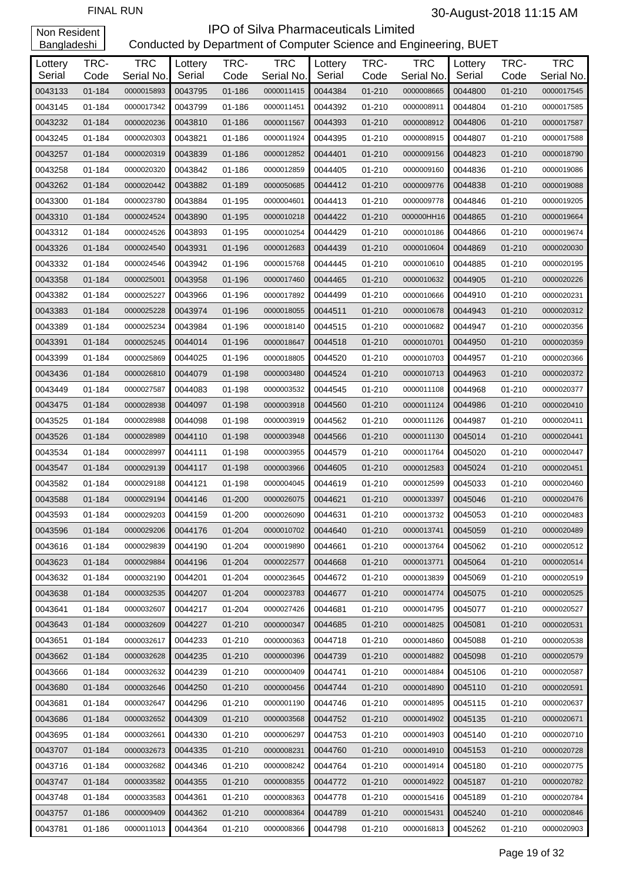FINAL RUN

30-August-2018 11:15 AM

Non Resident Bangladeshi

# IPO of Silva Pharmaceuticals Limited

Conducted by Department of Computer Science and Engineering, BUET

| Lottery Serial | TRC-Code | TRC Serial No. | Lottery Serial | TRC-Code | TRC Serial No. | Lottery Serial | TRC-Code | TRC Serial No. | Lottery Serial | TRC-Code | TRC Serial No. |
|---|---|---|---|---|---|---|---|---|---|---|---|
| 0043133 | 01-184 | 0000015893 | 0043795 | 01-186 | 0000011415 | 0044384 | 01-210 | 0000008665 | 0044800 | 01-210 | 0000017545 |
| 0043145 | 01-184 | 0000017342 | 0043799 | 01-186 | 0000011451 | 0044392 | 01-210 | 0000008911 | 0044804 | 01-210 | 0000017585 |
| 0043232 | 01-184 | 0000020236 | 0043810 | 01-186 | 0000011567 | 0044393 | 01-210 | 0000008912 | 0044806 | 01-210 | 0000017587 |
| 0043245 | 01-184 | 0000020303 | 0043821 | 01-186 | 0000011924 | 0044395 | 01-210 | 0000008915 | 0044807 | 01-210 | 0000017588 |
| 0043257 | 01-184 | 0000020319 | 0043839 | 01-186 | 0000012852 | 0044401 | 01-210 | 0000009156 | 0044823 | 01-210 | 0000018790 |
| 0043258 | 01-184 | 0000020320 | 0043842 | 01-186 | 0000012859 | 0044405 | 01-210 | 0000009160 | 0044836 | 01-210 | 0000019086 |
| 0043262 | 01-184 | 0000020442 | 0043882 | 01-189 | 0000050685 | 0044412 | 01-210 | 0000009776 | 0044838 | 01-210 | 0000019088 |
| 0043300 | 01-184 | 0000023780 | 0043884 | 01-195 | 0000004601 | 0044413 | 01-210 | 0000009778 | 0044846 | 01-210 | 0000019205 |
| 0043310 | 01-184 | 0000024524 | 0043890 | 01-195 | 0000010218 | 0044422 | 01-210 | 000000HH16 | 0044865 | 01-210 | 0000019664 |
| 0043312 | 01-184 | 0000024526 | 0043893 | 01-195 | 0000010254 | 0044429 | 01-210 | 0000010186 | 0044866 | 01-210 | 0000019674 |
| 0043326 | 01-184 | 0000024540 | 0043931 | 01-196 | 0000012683 | 0044439 | 01-210 | 0000010604 | 0044869 | 01-210 | 0000020030 |
| 0043332 | 01-184 | 0000024546 | 0043942 | 01-196 | 0000015768 | 0044445 | 01-210 | 0000010610 | 0044885 | 01-210 | 0000020195 |
| 0043358 | 01-184 | 0000025001 | 0043958 | 01-196 | 0000017460 | 0044465 | 01-210 | 0000010632 | 0044905 | 01-210 | 0000020226 |
| 0043382 | 01-184 | 0000025227 | 0043966 | 01-196 | 0000017892 | 0044499 | 01-210 | 0000010666 | 0044910 | 01-210 | 0000020231 |
| 0043383 | 01-184 | 0000025228 | 0043974 | 01-196 | 0000018055 | 0044511 | 01-210 | 0000010678 | 0044943 | 01-210 | 0000020312 |
| 0043389 | 01-184 | 0000025234 | 0043984 | 01-196 | 0000018140 | 0044515 | 01-210 | 0000010682 | 0044947 | 01-210 | 0000020356 |
| 0043391 | 01-184 | 0000025245 | 0044014 | 01-196 | 0000018647 | 0044518 | 01-210 | 0000010701 | 0044950 | 01-210 | 0000020359 |
| 0043399 | 01-184 | 0000025869 | 0044025 | 01-196 | 0000018805 | 0044520 | 01-210 | 0000010703 | 0044957 | 01-210 | 0000020366 |
| 0043436 | 01-184 | 0000026810 | 0044079 | 01-198 | 0000003480 | 0044524 | 01-210 | 0000010713 | 0044963 | 01-210 | 0000020372 |
| 0043449 | 01-184 | 0000027587 | 0044083 | 01-198 | 0000003532 | 0044545 | 01-210 | 0000011108 | 0044968 | 01-210 | 0000020377 |
| 0043475 | 01-184 | 0000028938 | 0044097 | 01-198 | 0000003918 | 0044560 | 01-210 | 0000011124 | 0044986 | 01-210 | 0000020410 |
| 0043525 | 01-184 | 0000028988 | 0044098 | 01-198 | 0000003919 | 0044562 | 01-210 | 0000011126 | 0044987 | 01-210 | 0000020411 |
| 0043526 | 01-184 | 0000028989 | 0044110 | 01-198 | 0000003948 | 0044566 | 01-210 | 0000011130 | 0045014 | 01-210 | 0000020441 |
| 0043534 | 01-184 | 0000028997 | 0044111 | 01-198 | 0000003955 | 0044579 | 01-210 | 0000011764 | 0045020 | 01-210 | 0000020447 |
| 0043547 | 01-184 | 0000029139 | 0044117 | 01-198 | 0000003966 | 0044605 | 01-210 | 0000012583 | 0045024 | 01-210 | 0000020451 |
| 0043582 | 01-184 | 0000029188 | 0044121 | 01-198 | 0000004045 | 0044619 | 01-210 | 0000012599 | 0045033 | 01-210 | 0000020460 |
| 0043588 | 01-184 | 0000029194 | 0044146 | 01-200 | 0000026075 | 0044621 | 01-210 | 0000013397 | 0045046 | 01-210 | 0000020476 |
| 0043593 | 01-184 | 0000029203 | 0044159 | 01-200 | 0000026090 | 0044631 | 01-210 | 0000013732 | 0045053 | 01-210 | 0000020483 |
| 0043596 | 01-184 | 0000029206 | 0044176 | 01-204 | 0000010702 | 0044640 | 01-210 | 0000013741 | 0045059 | 01-210 | 0000020489 |
| 0043616 | 01-184 | 0000029839 | 0044190 | 01-204 | 0000019890 | 0044661 | 01-210 | 0000013764 | 0045062 | 01-210 | 0000020512 |
| 0043623 | 01-184 | 0000029884 | 0044196 | 01-204 | 0000022577 | 0044668 | 01-210 | 0000013771 | 0045064 | 01-210 | 0000020514 |
| 0043632 | 01-184 | 0000032190 | 0044201 | 01-204 | 0000023645 | 0044672 | 01-210 | 0000013839 | 0045069 | 01-210 | 0000020519 |
| 0043638 | 01-184 | 0000032535 | 0044207 | 01-204 | 0000023783 | 0044677 | 01-210 | 0000014774 | 0045075 | 01-210 | 0000020525 |
| 0043641 | 01-184 | 0000032607 | 0044217 | 01-204 | 0000027426 | 0044681 | 01-210 | 0000014795 | 0045077 | 01-210 | 0000020527 |
| 0043643 | 01-184 | 0000032609 | 0044227 | 01-210 | 0000000347 | 0044685 | 01-210 | 0000014825 | 0045081 | 01-210 | 0000020531 |
| 0043651 | 01-184 | 0000032617 | 0044233 | 01-210 | 0000000363 | 0044718 | 01-210 | 0000014860 | 0045088 | 01-210 | 0000020538 |
| 0043662 | 01-184 | 0000032628 | 0044235 | 01-210 | 0000000396 | 0044739 | 01-210 | 0000014882 | 0045098 | 01-210 | 0000020579 |
| 0043666 | 01-184 | 0000032632 | 0044239 | 01-210 | 0000000409 | 0044741 | 01-210 | 0000014884 | 0045106 | 01-210 | 0000020587 |
| 0043680 | 01-184 | 0000032646 | 0044250 | 01-210 | 0000000456 | 0044744 | 01-210 | 0000014890 | 0045110 | 01-210 | 0000020591 |
| 0043681 | 01-184 | 0000032647 | 0044296 | 01-210 | 0000001190 | 0044746 | 01-210 | 0000014895 | 0045115 | 01-210 | 0000020637 |
| 0043686 | 01-184 | 0000032652 | 0044309 | 01-210 | 0000003568 | 0044752 | 01-210 | 0000014902 | 0045135 | 01-210 | 0000020671 |
| 0043695 | 01-184 | 0000032661 | 0044330 | 01-210 | 0000006297 | 0044753 | 01-210 | 0000014903 | 0045140 | 01-210 | 0000020710 |
| 0043707 | 01-184 | 0000032673 | 0044335 | 01-210 | 0000008231 | 0044760 | 01-210 | 0000014910 | 0045153 | 01-210 | 0000020728 |
| 0043716 | 01-184 | 0000032682 | 0044346 | 01-210 | 0000008242 | 0044764 | 01-210 | 0000014914 | 0045180 | 01-210 | 0000020775 |
| 0043747 | 01-184 | 0000033582 | 0044355 | 01-210 | 0000008355 | 0044772 | 01-210 | 0000014922 | 0045187 | 01-210 | 0000020782 |
| 0043748 | 01-184 | 0000033583 | 0044361 | 01-210 | 0000008363 | 0044778 | 01-210 | 0000015416 | 0045189 | 01-210 | 0000020784 |
| 0043757 | 01-186 | 0000009409 | 0044362 | 01-210 | 0000008364 | 0044789 | 01-210 | 0000015431 | 0045240 | 01-210 | 0000020846 |
| 0043781 | 01-186 | 0000011013 | 0044364 | 01-210 | 0000008366 | 0044798 | 01-210 | 0000016813 | 0045262 | 01-210 | 0000020903 |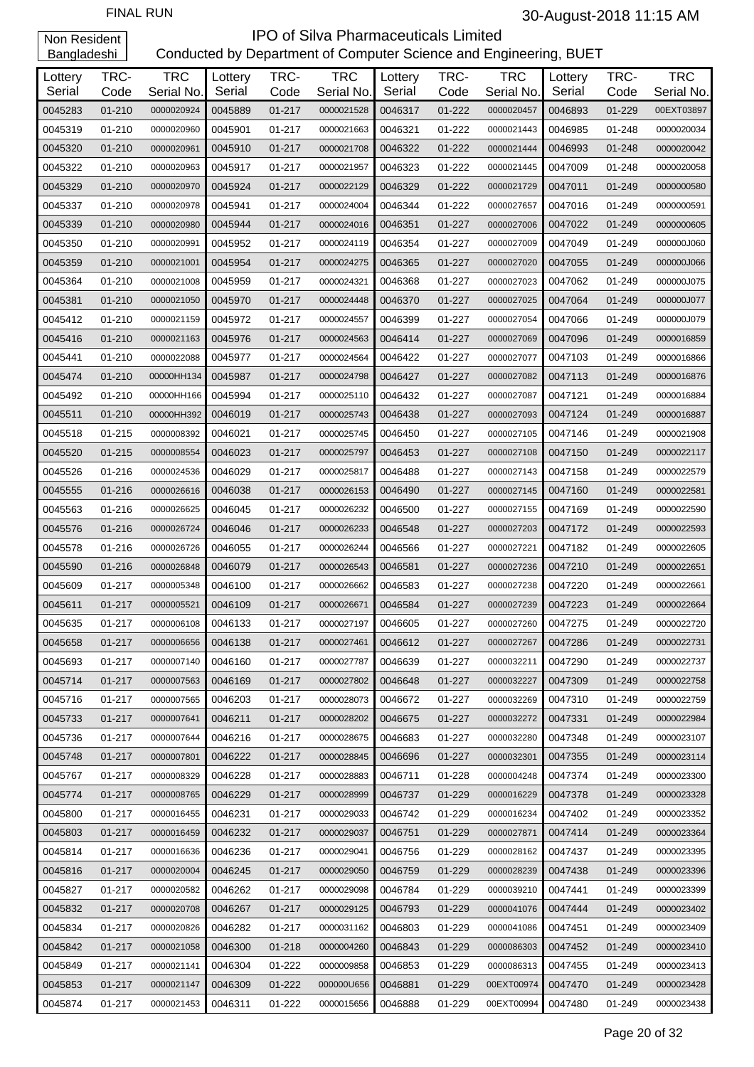FINAL RUN

30-August-2018 11:15 AM

Non Resident Bangladeshi

# IPO of Silva Pharmaceuticals Limited

Conducted by Department of Computer Science and Engineering, BUET

| Lottery Serial | TRC-Code | TRC Serial No. | Lottery Serial | TRC-Code | TRC Serial No. | Lottery Serial | TRC-Code | TRC Serial No. | Lottery Serial | TRC-Code | TRC Serial No. |
|---|---|---|---|---|---|---|---|---|---|---|---|
| 0045283 | 01-210 | 0000020924 | 0045889 | 01-217 | 0000021528 | 0046317 | 01-222 | 0000020457 | 0046893 | 01-229 | 00EXT03897 |
| 0045319 | 01-210 | 0000020960 | 0045901 | 01-217 | 0000021663 | 0046321 | 01-222 | 0000021443 | 0046985 | 01-248 | 0000020034 |
| 0045320 | 01-210 | 0000020961 | 0045910 | 01-217 | 0000021708 | 0046322 | 01-222 | 0000021444 | 0046993 | 01-248 | 0000020042 |
| 0045322 | 01-210 | 0000020963 | 0045917 | 01-217 | 0000021957 | 0046323 | 01-222 | 0000021445 | 0047009 | 01-248 | 0000020058 |
| 0045329 | 01-210 | 0000020970 | 0045924 | 01-217 | 0000022129 | 0046329 | 01-222 | 0000021729 | 0047011 | 01-249 | 0000000580 |
| 0045337 | 01-210 | 0000020978 | 0045941 | 01-217 | 0000024004 | 0046344 | 01-222 | 0000027657 | 0047016 | 01-249 | 0000000591 |
| 0045339 | 01-210 | 0000020980 | 0045944 | 01-217 | 0000024016 | 0046351 | 01-227 | 0000027006 | 0047022 | 01-249 | 0000000605 |
| 0045350 | 01-210 | 0000020991 | 0045952 | 01-217 | 0000024119 | 0046354 | 01-227 | 0000027009 | 0047049 | 01-249 | 000000J060 |
| 0045359 | 01-210 | 0000021001 | 0045954 | 01-217 | 0000024275 | 0046365 | 01-227 | 0000027020 | 0047055 | 01-249 | 000000J066 |
| 0045364 | 01-210 | 0000021008 | 0045959 | 01-217 | 0000024321 | 0046368 | 01-227 | 0000027023 | 0047062 | 01-249 | 000000J075 |
| 0045381 | 01-210 | 0000021050 | 0045970 | 01-217 | 0000024448 | 0046370 | 01-227 | 0000027025 | 0047064 | 01-249 | 000000J077 |
| 0045412 | 01-210 | 0000021159 | 0045972 | 01-217 | 0000024557 | 0046399 | 01-227 | 0000027054 | 0047066 | 01-249 | 000000J079 |
| 0045416 | 01-210 | 0000021163 | 0045976 | 01-217 | 0000024563 | 0046414 | 01-227 | 0000027069 | 0047096 | 01-249 | 0000016859 |
| 0045441 | 01-210 | 0000022088 | 0045977 | 01-217 | 0000024564 | 0046422 | 01-227 | 0000027077 | 0047103 | 01-249 | 0000016866 |
| 0045474 | 01-210 | 00000HH134 | 0045987 | 01-217 | 0000024798 | 0046427 | 01-227 | 0000027082 | 0047113 | 01-249 | 0000016876 |
| 0045492 | 01-210 | 00000HH166 | 0045994 | 01-217 | 0000025110 | 0046432 | 01-227 | 0000027087 | 0047121 | 01-249 | 0000016884 |
| 0045511 | 01-210 | 00000HH392 | 0046019 | 01-217 | 0000025743 | 0046438 | 01-227 | 0000027093 | 0047124 | 01-249 | 0000016887 |
| 0045518 | 01-215 | 0000008392 | 0046021 | 01-217 | 0000025745 | 0046450 | 01-227 | 0000027105 | 0047146 | 01-249 | 0000021908 |
| 0045520 | 01-215 | 0000008554 | 0046023 | 01-217 | 0000025797 | 0046453 | 01-227 | 0000027108 | 0047150 | 01-249 | 0000022117 |
| 0045526 | 01-216 | 0000024536 | 0046029 | 01-217 | 0000025817 | 0046488 | 01-227 | 0000027143 | 0047158 | 01-249 | 0000022579 |
| 0045555 | 01-216 | 0000026616 | 0046038 | 01-217 | 0000026153 | 0046490 | 01-227 | 0000027145 | 0047160 | 01-249 | 0000022581 |
| 0045563 | 01-216 | 0000026625 | 0046045 | 01-217 | 0000026232 | 0046500 | 01-227 | 0000027155 | 0047169 | 01-249 | 0000022590 |
| 0045576 | 01-216 | 0000026724 | 0046046 | 01-217 | 0000026233 | 0046548 | 01-227 | 0000027203 | 0047172 | 01-249 | 0000022593 |
| 0045578 | 01-216 | 0000026726 | 0046055 | 01-217 | 0000026244 | 0046566 | 01-227 | 0000027221 | 0047182 | 01-249 | 0000022605 |
| 0045590 | 01-216 | 0000026848 | 0046079 | 01-217 | 0000026543 | 0046581 | 01-227 | 0000027236 | 0047210 | 01-249 | 0000022651 |
| 0045609 | 01-217 | 0000005348 | 0046100 | 01-217 | 0000026662 | 0046583 | 01-227 | 0000027238 | 0047220 | 01-249 | 0000022661 |
| 0045611 | 01-217 | 0000005521 | 0046109 | 01-217 | 0000026671 | 0046584 | 01-227 | 0000027239 | 0047223 | 01-249 | 0000022664 |
| 0045635 | 01-217 | 0000006108 | 0046133 | 01-217 | 0000027197 | 0046605 | 01-227 | 0000027260 | 0047275 | 01-249 | 0000022720 |
| 0045658 | 01-217 | 0000006656 | 0046138 | 01-217 | 0000027461 | 0046612 | 01-227 | 0000027267 | 0047286 | 01-249 | 0000022731 |
| 0045693 | 01-217 | 0000007140 | 0046160 | 01-217 | 0000027787 | 0046639 | 01-227 | 0000032211 | 0047290 | 01-249 | 0000022737 |
| 0045714 | 01-217 | 0000007563 | 0046169 | 01-217 | 0000027802 | 0046648 | 01-227 | 0000032227 | 0047309 | 01-249 | 0000022758 |
| 0045716 | 01-217 | 0000007565 | 0046203 | 01-217 | 0000028073 | 0046672 | 01-227 | 0000032269 | 0047310 | 01-249 | 0000022759 |
| 0045733 | 01-217 | 0000007641 | 0046211 | 01-217 | 0000028202 | 0046675 | 01-227 | 0000032272 | 0047331 | 01-249 | 0000022984 |
| 0045736 | 01-217 | 0000007644 | 0046216 | 01-217 | 0000028675 | 0046683 | 01-227 | 0000032280 | 0047348 | 01-249 | 0000023107 |
| 0045748 | 01-217 | 0000007801 | 0046222 | 01-217 | 0000028845 | 0046696 | 01-227 | 0000032301 | 0047355 | 01-249 | 0000023114 |
| 0045767 | 01-217 | 0000008329 | 0046228 | 01-217 | 0000028883 | 0046711 | 01-228 | 0000004248 | 0047374 | 01-249 | 0000023300 |
| 0045774 | 01-217 | 0000008765 | 0046229 | 01-217 | 0000028999 | 0046737 | 01-229 | 0000016229 | 0047378 | 01-249 | 0000023328 |
| 0045800 | 01-217 | 0000016455 | 0046231 | 01-217 | 0000029033 | 0046742 | 01-229 | 0000016234 | 0047402 | 01-249 | 0000023352 |
| 0045803 | 01-217 | 0000016459 | 0046232 | 01-217 | 0000029037 | 0046751 | 01-229 | 0000027871 | 0047414 | 01-249 | 0000023364 |
| 0045814 | 01-217 | 0000016636 | 0046236 | 01-217 | 0000029041 | 0046756 | 01-229 | 0000028162 | 0047437 | 01-249 | 0000023395 |
| 0045816 | 01-217 | 0000020004 | 0046245 | 01-217 | 0000029050 | 0046759 | 01-229 | 0000028239 | 0047438 | 01-249 | 0000023396 |
| 0045827 | 01-217 | 0000020582 | 0046262 | 01-217 | 0000029098 | 0046784 | 01-229 | 0000039210 | 0047441 | 01-249 | 0000023399 |
| 0045832 | 01-217 | 0000020708 | 0046267 | 01-217 | 0000029125 | 0046793 | 01-229 | 0000041076 | 0047444 | 01-249 | 0000023402 |
| 0045834 | 01-217 | 0000020826 | 0046282 | 01-217 | 0000031162 | 0046803 | 01-229 | 0000041086 | 0047451 | 01-249 | 0000023409 |
| 0045842 | 01-217 | 0000021058 | 0046300 | 01-218 | 0000004260 | 0046843 | 01-229 | 0000086303 | 0047452 | 01-249 | 0000023410 |
| 0045849 | 01-217 | 0000021141 | 0046304 | 01-222 | 0000009858 | 0046853 | 01-229 | 0000086313 | 0047455 | 01-249 | 0000023413 |
| 0045853 | 01-217 | 0000021147 | 0046309 | 01-222 | 000000U656 | 0046881 | 01-229 | 00EXT00974 | 0047470 | 01-249 | 0000023428 |
| 0045874 | 01-217 | 0000021453 | 0046311 | 01-222 | 0000015656 | 0046888 | 01-229 | 00EXT00994 | 0047480 | 01-249 | 0000023438 |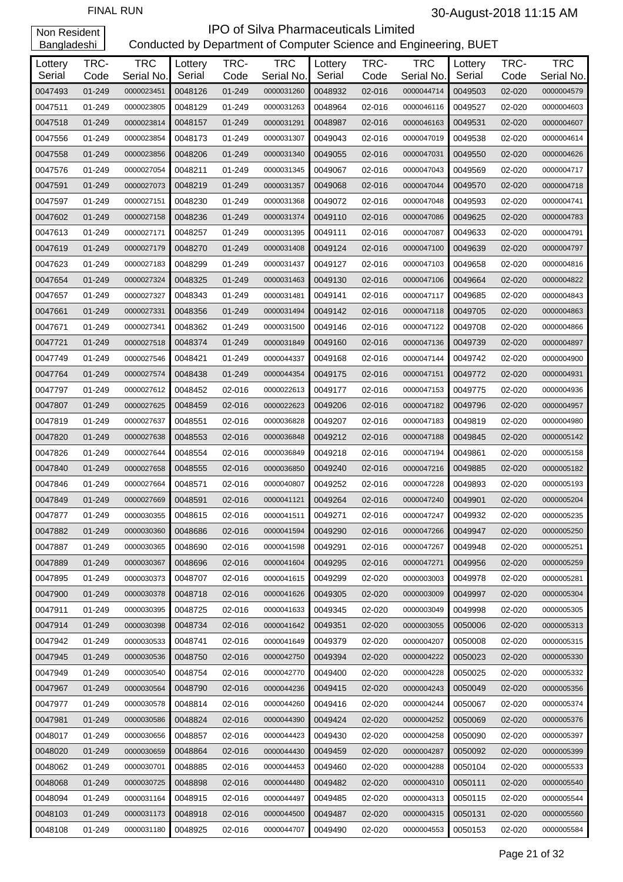FINAL RUN

30-August-2018 11:15 AM

Non Resident Bangladeshi

# IPO of Silva Pharmaceuticals Limited

Conducted by Department of Computer Science and Engineering, BUET

| Lottery Serial | TRC-Code | TRC Serial No. | Lottery Serial | TRC-Code | TRC Serial No. | Lottery Serial | TRC-Code | TRC Serial No. | Lottery Serial | TRC-Code | TRC Serial No. |
|---|---|---|---|---|---|---|---|---|---|---|---|
| 0047493 | 01-249 | 0000023451 | 0048126 | 01-249 | 0000031260 | 0048932 | 02-016 | 0000044714 | 0049503 | 02-020 | 0000004579 |
| 0047511 | 01-249 | 0000023805 | 0048129 | 01-249 | 0000031263 | 0048964 | 02-016 | 0000046116 | 0049527 | 02-020 | 0000004603 |
| 0047518 | 01-249 | 0000023814 | 0048157 | 01-249 | 0000031291 | 0048987 | 02-016 | 0000046163 | 0049531 | 02-020 | 0000004607 |
| 0047556 | 01-249 | 0000023854 | 0048173 | 01-249 | 0000031307 | 0049043 | 02-016 | 0000047019 | 0049538 | 02-020 | 0000004614 |
| 0047558 | 01-249 | 0000023856 | 0048206 | 01-249 | 0000031340 | 0049055 | 02-016 | 0000047031 | 0049550 | 02-020 | 0000004626 |
| 0047576 | 01-249 | 0000027054 | 0048211 | 01-249 | 0000031345 | 0049067 | 02-016 | 0000047043 | 0049569 | 02-020 | 0000004717 |
| 0047591 | 01-249 | 0000027073 | 0048219 | 01-249 | 0000031357 | 0049068 | 02-016 | 0000047044 | 0049570 | 02-020 | 0000004718 |
| 0047597 | 01-249 | 0000027151 | 0048230 | 01-249 | 0000031368 | 0049072 | 02-016 | 0000047048 | 0049593 | 02-020 | 0000004741 |
| 0047602 | 01-249 | 0000027158 | 0048236 | 01-249 | 0000031374 | 0049110 | 02-016 | 0000047086 | 0049625 | 02-020 | 0000004783 |
| 0047613 | 01-249 | 0000027171 | 0048257 | 01-249 | 0000031395 | 0049111 | 02-016 | 0000047087 | 0049633 | 02-020 | 0000004791 |
| 0047619 | 01-249 | 0000027179 | 0048270 | 01-249 | 0000031408 | 0049124 | 02-016 | 0000047100 | 0049639 | 02-020 | 0000004797 |
| 0047623 | 01-249 | 0000027183 | 0048299 | 01-249 | 0000031437 | 0049127 | 02-016 | 0000047103 | 0049658 | 02-020 | 0000004816 |
| 0047654 | 01-249 | 0000027324 | 0048325 | 01-249 | 0000031463 | 0049130 | 02-016 | 0000047106 | 0049664 | 02-020 | 0000004822 |
| 0047657 | 01-249 | 0000027327 | 0048343 | 01-249 | 0000031481 | 0049141 | 02-016 | 0000047117 | 0049685 | 02-020 | 0000004843 |
| 0047661 | 01-249 | 0000027331 | 0048356 | 01-249 | 0000031494 | 0049142 | 02-016 | 0000047118 | 0049705 | 02-020 | 0000004863 |
| 0047671 | 01-249 | 0000027341 | 0048362 | 01-249 | 0000031500 | 0049146 | 02-016 | 0000047122 | 0049708 | 02-020 | 0000004866 |
| 0047721 | 01-249 | 0000027518 | 0048374 | 01-249 | 0000031849 | 0049160 | 02-016 | 0000047136 | 0049739 | 02-020 | 0000004897 |
| 0047749 | 01-249 | 0000027546 | 0048421 | 01-249 | 0000044337 | 0049168 | 02-016 | 0000047144 | 0049742 | 02-020 | 0000004900 |
| 0047764 | 01-249 | 0000027574 | 0048438 | 01-249 | 0000044354 | 0049175 | 02-016 | 0000047151 | 0049772 | 02-020 | 0000004931 |
| 0047797 | 01-249 | 0000027612 | 0048452 | 02-016 | 0000022613 | 0049177 | 02-016 | 0000047153 | 0049775 | 02-020 | 0000004936 |
| 0047807 | 01-249 | 0000027625 | 0048459 | 02-016 | 0000022623 | 0049206 | 02-016 | 0000047182 | 0049796 | 02-020 | 0000004957 |
| 0047819 | 01-249 | 0000027637 | 0048551 | 02-016 | 0000036828 | 0049207 | 02-016 | 0000047183 | 0049819 | 02-020 | 0000004980 |
| 0047820 | 01-249 | 0000027638 | 0048553 | 02-016 | 0000036848 | 0049212 | 02-016 | 0000047188 | 0049845 | 02-020 | 0000005142 |
| 0047826 | 01-249 | 0000027644 | 0048554 | 02-016 | 0000036849 | 0049218 | 02-016 | 0000047194 | 0049861 | 02-020 | 0000005158 |
| 0047840 | 01-249 | 0000027658 | 0048555 | 02-016 | 0000036850 | 0049240 | 02-016 | 0000047216 | 0049885 | 02-020 | 0000005182 |
| 0047846 | 01-249 | 0000027664 | 0048571 | 02-016 | 0000040807 | 0049252 | 02-016 | 0000047228 | 0049893 | 02-020 | 0000005193 |
| 0047849 | 01-249 | 0000027669 | 0048591 | 02-016 | 0000041121 | 0049264 | 02-016 | 0000047240 | 0049901 | 02-020 | 0000005204 |
| 0047877 | 01-249 | 0000030355 | 0048615 | 02-016 | 0000041511 | 0049271 | 02-016 | 0000047247 | 0049932 | 02-020 | 0000005235 |
| 0047882 | 01-249 | 0000030360 | 0048686 | 02-016 | 0000041594 | 0049290 | 02-016 | 0000047266 | 0049947 | 02-020 | 0000005250 |
| 0047887 | 01-249 | 0000030365 | 0048690 | 02-016 | 0000041598 | 0049291 | 02-016 | 0000047267 | 0049948 | 02-020 | 0000005251 |
| 0047889 | 01-249 | 0000030367 | 0048696 | 02-016 | 0000041604 | 0049295 | 02-016 | 0000047271 | 0049956 | 02-020 | 0000005259 |
| 0047895 | 01-249 | 0000030373 | 0048707 | 02-016 | 0000041615 | 0049299 | 02-020 | 0000003003 | 0049978 | 02-020 | 0000005281 |
| 0047900 | 01-249 | 0000030378 | 0048718 | 02-016 | 0000041626 | 0049305 | 02-020 | 0000003009 | 0049997 | 02-020 | 0000005304 |
| 0047911 | 01-249 | 0000030395 | 0048725 | 02-016 | 0000041633 | 0049345 | 02-020 | 0000003049 | 0049998 | 02-020 | 0000005305 |
| 0047914 | 01-249 | 0000030398 | 0048734 | 02-016 | 0000041642 | 0049351 | 02-020 | 0000003055 | 0050006 | 02-020 | 0000005313 |
| 0047942 | 01-249 | 0000030533 | 0048741 | 02-016 | 0000041649 | 0049379 | 02-020 | 0000004207 | 0050008 | 02-020 | 0000005315 |
| 0047945 | 01-249 | 0000030536 | 0048750 | 02-016 | 0000042750 | 0049394 | 02-020 | 0000004222 | 0050023 | 02-020 | 0000005330 |
| 0047949 | 01-249 | 0000030540 | 0048754 | 02-016 | 0000042770 | 0049400 | 02-020 | 0000004228 | 0050025 | 02-020 | 0000005332 |
| 0047967 | 01-249 | 0000030564 | 0048790 | 02-016 | 0000044236 | 0049415 | 02-020 | 0000004243 | 0050049 | 02-020 | 0000005356 |
| 0047977 | 01-249 | 0000030578 | 0048814 | 02-016 | 0000044260 | 0049416 | 02-020 | 0000004244 | 0050067 | 02-020 | 0000005374 |
| 0047981 | 01-249 | 0000030586 | 0048824 | 02-016 | 0000044390 | 0049424 | 02-020 | 0000004252 | 0050069 | 02-020 | 0000005376 |
| 0048017 | 01-249 | 0000030656 | 0048857 | 02-016 | 0000044423 | 0049430 | 02-020 | 0000004258 | 0050090 | 02-020 | 0000005397 |
| 0048020 | 01-249 | 0000030659 | 0048864 | 02-016 | 0000044430 | 0049459 | 02-020 | 0000004287 | 0050092 | 02-020 | 0000005399 |
| 0048062 | 01-249 | 0000030701 | 0048885 | 02-016 | 0000044453 | 0049460 | 02-020 | 0000004288 | 0050104 | 02-020 | 0000005533 |
| 0048068 | 01-249 | 0000030725 | 0048898 | 02-016 | 0000044480 | 0049482 | 02-020 | 0000004310 | 0050111 | 02-020 | 0000005540 |
| 0048094 | 01-249 | 0000031164 | 0048915 | 02-016 | 0000044497 | 0049485 | 02-020 | 0000004313 | 0050115 | 02-020 | 0000005544 |
| 0048103 | 01-249 | 0000031173 | 0048918 | 02-016 | 0000044500 | 0049487 | 02-020 | 0000004315 | 0050131 | 02-020 | 0000005560 |
| 0048108 | 01-249 | 0000031180 | 0048925 | 02-016 | 0000044707 | 0049490 | 02-020 | 0000004553 | 0050153 | 02-020 | 0000005584 |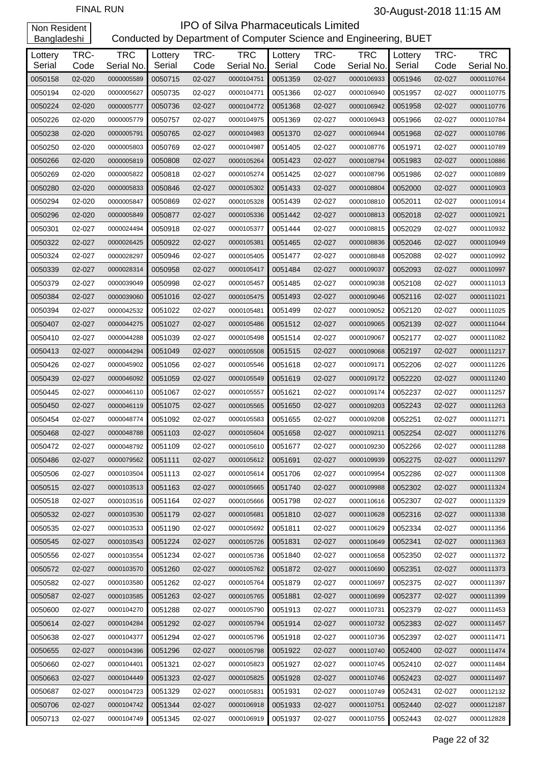FINAL RUN

30-August-2018 11:15 AM

Non Resident Bangladeshi

# IPO of Silva Pharmaceuticals Limited

Conducted by Department of Computer Science and Engineering, BUET

| Lottery Serial | TRC-Code | TRC Serial No. | Lottery Serial | TRC-Code | TRC Serial No. | Lottery Serial | TRC-Code | TRC Serial No. | Lottery Serial | TRC-Code | TRC Serial No. |
|---|---|---|---|---|---|---|---|---|---|---|---|
| 0050158 | 02-020 | 0000005589 | 0050715 | 02-027 | 0000104751 | 0051359 | 02-027 | 0000106933 | 0051946 | 02-027 | 0000110764 |
| 0050194 | 02-020 | 0000005627 | 0050735 | 02-027 | 0000104771 | 0051366 | 02-027 | 0000106940 | 0051957 | 02-027 | 0000110775 |
| 0050224 | 02-020 | 0000005777 | 0050736 | 02-027 | 0000104772 | 0051368 | 02-027 | 0000106942 | 0051958 | 02-027 | 0000110776 |
| 0050226 | 02-020 | 0000005779 | 0050757 | 02-027 | 0000104975 | 0051369 | 02-027 | 0000106943 | 0051966 | 02-027 | 0000110784 |
| 0050238 | 02-020 | 0000005791 | 0050765 | 02-027 | 0000104983 | 0051370 | 02-027 | 0000106944 | 0051968 | 02-027 | 0000110786 |
| 0050250 | 02-020 | 0000005803 | 0050769 | 02-027 | 0000104987 | 0051405 | 02-027 | 0000108776 | 0051971 | 02-027 | 0000110789 |
| 0050266 | 02-020 | 0000005819 | 0050808 | 02-027 | 0000105264 | 0051423 | 02-027 | 0000108794 | 0051983 | 02-027 | 0000110886 |
| 0050269 | 02-020 | 0000005822 | 0050818 | 02-027 | 0000105274 | 0051425 | 02-027 | 0000108796 | 0051986 | 02-027 | 0000110889 |
| 0050280 | 02-020 | 0000005833 | 0050846 | 02-027 | 0000105302 | 0051433 | 02-027 | 0000108804 | 0052000 | 02-027 | 0000110903 |
| 0050294 | 02-020 | 0000005847 | 0050869 | 02-027 | 0000105328 | 0051439 | 02-027 | 0000108810 | 0052011 | 02-027 | 0000110914 |
| 0050296 | 02-020 | 0000005849 | 0050877 | 02-027 | 0000105336 | 0051442 | 02-027 | 0000108813 | 0052018 | 02-027 | 0000110921 |
| 0050301 | 02-027 | 0000024494 | 0050918 | 02-027 | 0000105377 | 0051444 | 02-027 | 0000108815 | 0052029 | 02-027 | 0000110932 |
| 0050322 | 02-027 | 0000026425 | 0050922 | 02-027 | 0000105381 | 0051465 | 02-027 | 0000108836 | 0052046 | 02-027 | 0000110949 |
| 0050324 | 02-027 | 0000028297 | 0050946 | 02-027 | 0000105405 | 0051477 | 02-027 | 0000108848 | 0052088 | 02-027 | 0000110992 |
| 0050339 | 02-027 | 0000028314 | 0050958 | 02-027 | 0000105417 | 0051484 | 02-027 | 0000109037 | 0052093 | 02-027 | 0000110997 |
| 0050379 | 02-027 | 0000039049 | 0050998 | 02-027 | 0000105457 | 0051485 | 02-027 | 0000109038 | 0052108 | 02-027 | 0000111013 |
| 0050384 | 02-027 | 0000039060 | 0051016 | 02-027 | 0000105475 | 0051493 | 02-027 | 0000109046 | 0052116 | 02-027 | 0000111021 |
| 0050394 | 02-027 | 0000042532 | 0051022 | 02-027 | 0000105481 | 0051499 | 02-027 | 0000109052 | 0052120 | 02-027 | 0000111025 |
| 0050407 | 02-027 | 0000044275 | 0051027 | 02-027 | 0000105486 | 0051512 | 02-027 | 0000109065 | 0052139 | 02-027 | 0000111044 |
| 0050410 | 02-027 | 0000044288 | 0051039 | 02-027 | 0000105498 | 0051514 | 02-027 | 0000109067 | 0052177 | 02-027 | 0000111082 |
| 0050413 | 02-027 | 0000044294 | 0051049 | 02-027 | 0000105508 | 0051515 | 02-027 | 0000109068 | 0052197 | 02-027 | 0000111217 |
| 0050426 | 02-027 | 0000045902 | 0051056 | 02-027 | 0000105546 | 0051618 | 02-027 | 0000109171 | 0052206 | 02-027 | 0000111226 |
| 0050439 | 02-027 | 0000046092 | 0051059 | 02-027 | 0000105549 | 0051619 | 02-027 | 0000109172 | 0052220 | 02-027 | 0000111240 |
| 0050445 | 02-027 | 0000046110 | 0051067 | 02-027 | 0000105557 | 0051621 | 02-027 | 0000109174 | 0052237 | 02-027 | 0000111257 |
| 0050450 | 02-027 | 0000046119 | 0051075 | 02-027 | 0000105565 | 0051650 | 02-027 | 0000109203 | 0052243 | 02-027 | 0000111263 |
| 0050454 | 02-027 | 0000048774 | 0051092 | 02-027 | 0000105583 | 0051655 | 02-027 | 0000109208 | 0052251 | 02-027 | 0000111271 |
| 0050468 | 02-027 | 0000048788 | 0051103 | 02-027 | 0000105604 | 0051658 | 02-027 | 0000109211 | 0052254 | 02-027 | 0000111276 |
| 0050472 | 02-027 | 0000048792 | 0051109 | 02-027 | 0000105610 | 0051677 | 02-027 | 0000109230 | 0052266 | 02-027 | 0000111288 |
| 0050486 | 02-027 | 0000079562 | 0051111 | 02-027 | 0000105612 | 0051691 | 02-027 | 0000109939 | 0052275 | 02-027 | 0000111297 |
| 0050506 | 02-027 | 0000103504 | 0051113 | 02-027 | 0000105614 | 0051706 | 02-027 | 0000109954 | 0052286 | 02-027 | 0000111308 |
| 0050515 | 02-027 | 0000103513 | 0051163 | 02-027 | 0000105665 | 0051740 | 02-027 | 0000109988 | 0052302 | 02-027 | 0000111324 |
| 0050518 | 02-027 | 0000103516 | 0051164 | 02-027 | 0000105666 | 0051798 | 02-027 | 0000110616 | 0052307 | 02-027 | 0000111329 |
| 0050532 | 02-027 | 0000103530 | 0051179 | 02-027 | 0000105681 | 0051810 | 02-027 | 0000110628 | 0052316 | 02-027 | 0000111338 |
| 0050535 | 02-027 | 0000103533 | 0051190 | 02-027 | 0000105692 | 0051811 | 02-027 | 0000110629 | 0052334 | 02-027 | 0000111356 |
| 0050545 | 02-027 | 0000103543 | 0051224 | 02-027 | 0000105726 | 0051831 | 02-027 | 0000110649 | 0052341 | 02-027 | 0000111363 |
| 0050556 | 02-027 | 0000103554 | 0051234 | 02-027 | 0000105736 | 0051840 | 02-027 | 0000110658 | 0052350 | 02-027 | 0000111372 |
| 0050572 | 02-027 | 0000103570 | 0051260 | 02-027 | 0000105762 | 0051872 | 02-027 | 0000110690 | 0052351 | 02-027 | 0000111373 |
| 0050582 | 02-027 | 0000103580 | 0051262 | 02-027 | 0000105764 | 0051879 | 02-027 | 0000110697 | 0052375 | 02-027 | 0000111397 |
| 0050587 | 02-027 | 0000103585 | 0051263 | 02-027 | 0000105765 | 0051881 | 02-027 | 0000110699 | 0052377 | 02-027 | 0000111399 |
| 0050600 | 02-027 | 0000104270 | 0051288 | 02-027 | 0000105790 | 0051913 | 02-027 | 0000110731 | 0052379 | 02-027 | 0000111453 |
| 0050614 | 02-027 | 0000104284 | 0051292 | 02-027 | 0000105794 | 0051914 | 02-027 | 0000110732 | 0052383 | 02-027 | 0000111457 |
| 0050638 | 02-027 | 0000104377 | 0051294 | 02-027 | 0000105796 | 0051918 | 02-027 | 0000110736 | 0052397 | 02-027 | 0000111471 |
| 0050655 | 02-027 | 0000104396 | 0051296 | 02-027 | 0000105798 | 0051922 | 02-027 | 0000110740 | 0052400 | 02-027 | 0000111474 |
| 0050660 | 02-027 | 0000104401 | 0051321 | 02-027 | 0000105823 | 0051927 | 02-027 | 0000110745 | 0052410 | 02-027 | 0000111484 |
| 0050663 | 02-027 | 0000104449 | 0051323 | 02-027 | 0000105825 | 0051928 | 02-027 | 0000110746 | 0052423 | 02-027 | 0000111497 |
| 0050687 | 02-027 | 0000104723 | 0051329 | 02-027 | 0000105831 | 0051931 | 02-027 | 0000110749 | 0052431 | 02-027 | 0000112132 |
| 0050706 | 02-027 | 0000104742 | 0051344 | 02-027 | 0000106918 | 0051933 | 02-027 | 0000110751 | 0052440 | 02-027 | 0000112187 |
| 0050713 | 02-027 | 0000104749 | 0051345 | 02-027 | 0000106919 | 0051937 | 02-027 | 0000110755 | 0052443 | 02-027 | 0000112828 |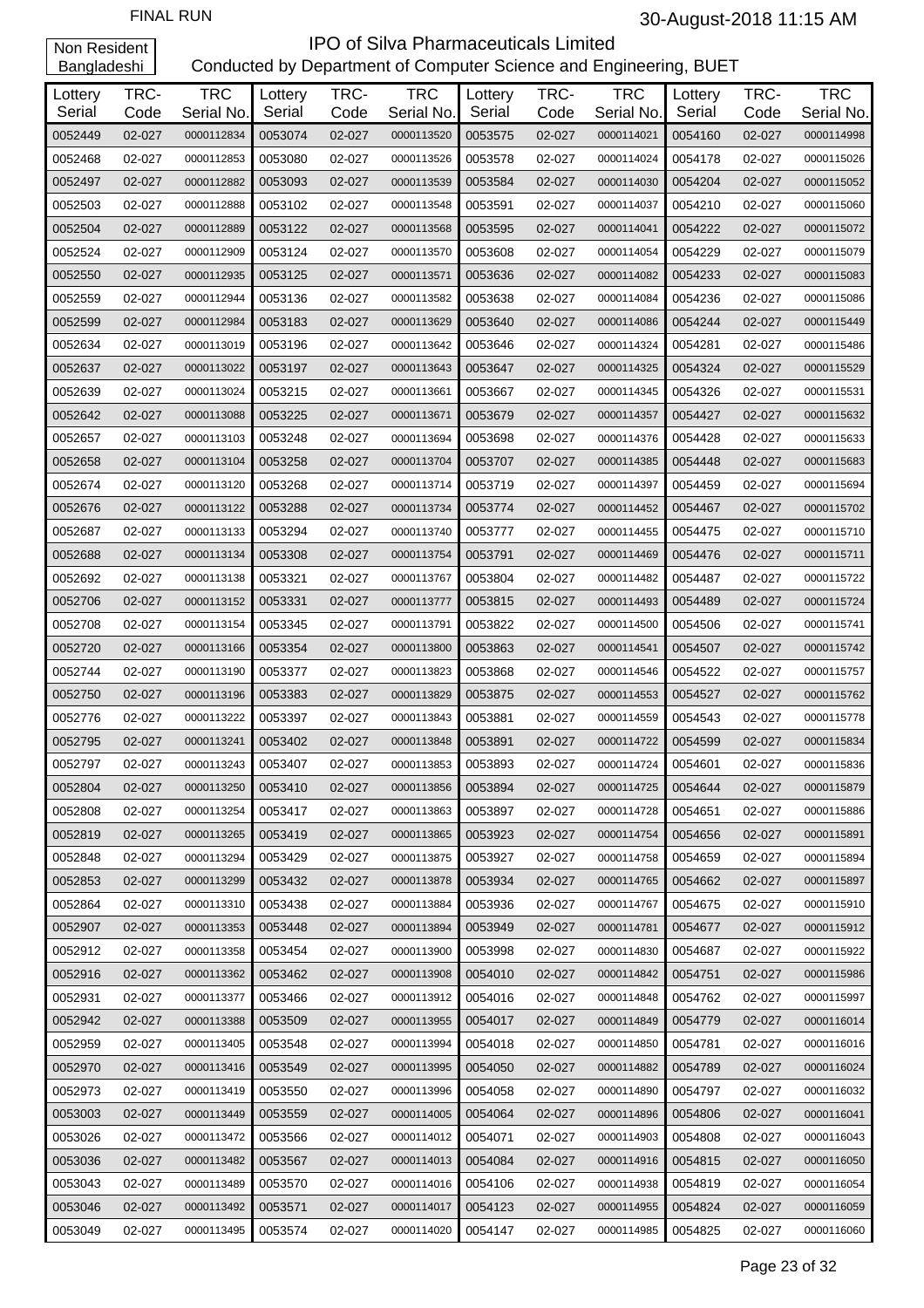FINAL RUN

30-August-2018 11:15 AM

Non Resident Bangladeshi

# IPO of Silva Pharmaceuticals Limited

Conducted by Department of Computer Science and Engineering, BUET

| Lottery Serial | TRC-Code | TRC Serial No. | Lottery Serial | TRC-Code | TRC Serial No. | Lottery Serial | TRC-Code | TRC Serial No. | Lottery Serial | TRC-Code | TRC Serial No. |
|---|---|---|---|---|---|---|---|---|---|---|---|
| 0052449 | 02-027 | 0000112834 | 0053074 | 02-027 | 0000113520 | 0053575 | 02-027 | 0000114021 | 0054160 | 02-027 | 0000114998 |
| 0052468 | 02-027 | 0000112853 | 0053080 | 02-027 | 0000113526 | 0053578 | 02-027 | 0000114024 | 0054178 | 02-027 | 0000115026 |
| 0052497 | 02-027 | 0000112882 | 0053093 | 02-027 | 0000113539 | 0053584 | 02-027 | 0000114030 | 0054204 | 02-027 | 0000115052 |
| 0052503 | 02-027 | 0000112888 | 0053102 | 02-027 | 0000113548 | 0053591 | 02-027 | 0000114037 | 0054210 | 02-027 | 0000115060 |
| 0052504 | 02-027 | 0000112889 | 0053122 | 02-027 | 0000113568 | 0053595 | 02-027 | 0000114041 | 0054222 | 02-027 | 0000115072 |
| 0052524 | 02-027 | 0000112909 | 0053124 | 02-027 | 0000113570 | 0053608 | 02-027 | 0000114054 | 0054229 | 02-027 | 0000115079 |
| 0052550 | 02-027 | 0000112935 | 0053125 | 02-027 | 0000113571 | 0053636 | 02-027 | 0000114082 | 0054233 | 02-027 | 0000115083 |
| 0052559 | 02-027 | 0000112944 | 0053136 | 02-027 | 0000113582 | 0053638 | 02-027 | 0000114084 | 0054236 | 02-027 | 0000115086 |
| 0052599 | 02-027 | 0000112984 | 0053183 | 02-027 | 0000113629 | 0053640 | 02-027 | 0000114086 | 0054244 | 02-027 | 0000115449 |
| 0052634 | 02-027 | 0000113019 | 0053196 | 02-027 | 0000113642 | 0053646 | 02-027 | 0000114324 | 0054281 | 02-027 | 0000115486 |
| 0052637 | 02-027 | 0000113022 | 0053197 | 02-027 | 0000113643 | 0053647 | 02-027 | 0000114325 | 0054324 | 02-027 | 0000115529 |
| 0052639 | 02-027 | 0000113024 | 0053215 | 02-027 | 0000113661 | 0053667 | 02-027 | 0000114345 | 0054326 | 02-027 | 0000115531 |
| 0052642 | 02-027 | 0000113088 | 0053225 | 02-027 | 0000113671 | 0053679 | 02-027 | 0000114357 | 0054427 | 02-027 | 0000115632 |
| 0052657 | 02-027 | 0000113103 | 0053248 | 02-027 | 0000113694 | 0053698 | 02-027 | 0000114376 | 0054428 | 02-027 | 0000115633 |
| 0052658 | 02-027 | 0000113104 | 0053258 | 02-027 | 0000113704 | 0053707 | 02-027 | 0000114385 | 0054448 | 02-027 | 0000115683 |
| 0052674 | 02-027 | 0000113120 | 0053268 | 02-027 | 0000113714 | 0053719 | 02-027 | 0000114397 | 0054459 | 02-027 | 0000115694 |
| 0052676 | 02-027 | 0000113122 | 0053288 | 02-027 | 0000113734 | 0053774 | 02-027 | 0000114452 | 0054467 | 02-027 | 0000115702 |
| 0052687 | 02-027 | 0000113133 | 0053294 | 02-027 | 0000113740 | 0053777 | 02-027 | 0000114455 | 0054475 | 02-027 | 0000115710 |
| 0052688 | 02-027 | 0000113134 | 0053308 | 02-027 | 0000113754 | 0053791 | 02-027 | 0000114469 | 0054476 | 02-027 | 0000115711 |
| 0052692 | 02-027 | 0000113138 | 0053321 | 02-027 | 0000113767 | 0053804 | 02-027 | 0000114482 | 0054487 | 02-027 | 0000115722 |
| 0052706 | 02-027 | 0000113152 | 0053331 | 02-027 | 0000113777 | 0053815 | 02-027 | 0000114493 | 0054489 | 02-027 | 0000115724 |
| 0052708 | 02-027 | 0000113154 | 0053345 | 02-027 | 0000113791 | 0053822 | 02-027 | 0000114500 | 0054506 | 02-027 | 0000115741 |
| 0052720 | 02-027 | 0000113166 | 0053354 | 02-027 | 0000113800 | 0053863 | 02-027 | 0000114541 | 0054507 | 02-027 | 0000115742 |
| 0052744 | 02-027 | 0000113190 | 0053377 | 02-027 | 0000113823 | 0053868 | 02-027 | 0000114546 | 0054522 | 02-027 | 0000115757 |
| 0052750 | 02-027 | 0000113196 | 0053383 | 02-027 | 0000113829 | 0053875 | 02-027 | 0000114553 | 0054527 | 02-027 | 0000115762 |
| 0052776 | 02-027 | 0000113222 | 0053397 | 02-027 | 0000113843 | 0053881 | 02-027 | 0000114559 | 0054543 | 02-027 | 0000115778 |
| 0052795 | 02-027 | 0000113241 | 0053402 | 02-027 | 0000113848 | 0053891 | 02-027 | 0000114722 | 0054599 | 02-027 | 0000115834 |
| 0052797 | 02-027 | 0000113243 | 0053407 | 02-027 | 0000113853 | 0053893 | 02-027 | 0000114724 | 0054601 | 02-027 | 0000115836 |
| 0052804 | 02-027 | 0000113250 | 0053410 | 02-027 | 0000113856 | 0053894 | 02-027 | 0000114725 | 0054644 | 02-027 | 0000115879 |
| 0052808 | 02-027 | 0000113254 | 0053417 | 02-027 | 0000113863 | 0053897 | 02-027 | 0000114728 | 0054651 | 02-027 | 0000115886 |
| 0052819 | 02-027 | 0000113265 | 0053419 | 02-027 | 0000113865 | 0053923 | 02-027 | 0000114754 | 0054656 | 02-027 | 0000115891 |
| 0052848 | 02-027 | 0000113294 | 0053429 | 02-027 | 0000113875 | 0053927 | 02-027 | 0000114758 | 0054659 | 02-027 | 0000115894 |
| 0052853 | 02-027 | 0000113299 | 0053432 | 02-027 | 0000113878 | 0053934 | 02-027 | 0000114765 | 0054662 | 02-027 | 0000115897 |
| 0052864 | 02-027 | 0000113310 | 0053438 | 02-027 | 0000113884 | 0053936 | 02-027 | 0000114767 | 0054675 | 02-027 | 0000115910 |
| 0052907 | 02-027 | 0000113353 | 0053448 | 02-027 | 0000113894 | 0053949 | 02-027 | 0000114781 | 0054677 | 02-027 | 0000115912 |
| 0052912 | 02-027 | 0000113358 | 0053454 | 02-027 | 0000113900 | 0053998 | 02-027 | 0000114830 | 0054687 | 02-027 | 0000115922 |
| 0052916 | 02-027 | 0000113362 | 0053462 | 02-027 | 0000113908 | 0054010 | 02-027 | 0000114842 | 0054751 | 02-027 | 0000115986 |
| 0052931 | 02-027 | 0000113377 | 0053466 | 02-027 | 0000113912 | 0054016 | 02-027 | 0000114848 | 0054762 | 02-027 | 0000115997 |
| 0052942 | 02-027 | 0000113388 | 0053509 | 02-027 | 0000113955 | 0054017 | 02-027 | 0000114849 | 0054779 | 02-027 | 0000116014 |
| 0052959 | 02-027 | 0000113405 | 0053548 | 02-027 | 0000113994 | 0054018 | 02-027 | 0000114850 | 0054781 | 02-027 | 0000116016 |
| 0052970 | 02-027 | 0000113416 | 0053549 | 02-027 | 0000113995 | 0054050 | 02-027 | 0000114882 | 0054789 | 02-027 | 0000116024 |
| 0052973 | 02-027 | 0000113419 | 0053550 | 02-027 | 0000113996 | 0054058 | 02-027 | 0000114890 | 0054797 | 02-027 | 0000116032 |
| 0053003 | 02-027 | 0000113449 | 0053559 | 02-027 | 0000114005 | 0054064 | 02-027 | 0000114896 | 0054806 | 02-027 | 0000116041 |
| 0053026 | 02-027 | 0000113472 | 0053566 | 02-027 | 0000114012 | 0054071 | 02-027 | 0000114903 | 0054808 | 02-027 | 0000116043 |
| 0053036 | 02-027 | 0000113482 | 0053567 | 02-027 | 0000114013 | 0054084 | 02-027 | 0000114916 | 0054815 | 02-027 | 0000116050 |
| 0053043 | 02-027 | 0000113489 | 0053570 | 02-027 | 0000114016 | 0054106 | 02-027 | 0000114938 | 0054819 | 02-027 | 0000116054 |
| 0053046 | 02-027 | 0000113492 | 0053571 | 02-027 | 0000114017 | 0054123 | 02-027 | 0000114955 | 0054824 | 02-027 | 0000116059 |
| 0053049 | 02-027 | 0000113495 | 0053574 | 02-027 | 0000114020 | 0054147 | 02-027 | 0000114985 | 0054825 | 02-027 | 0000116060 |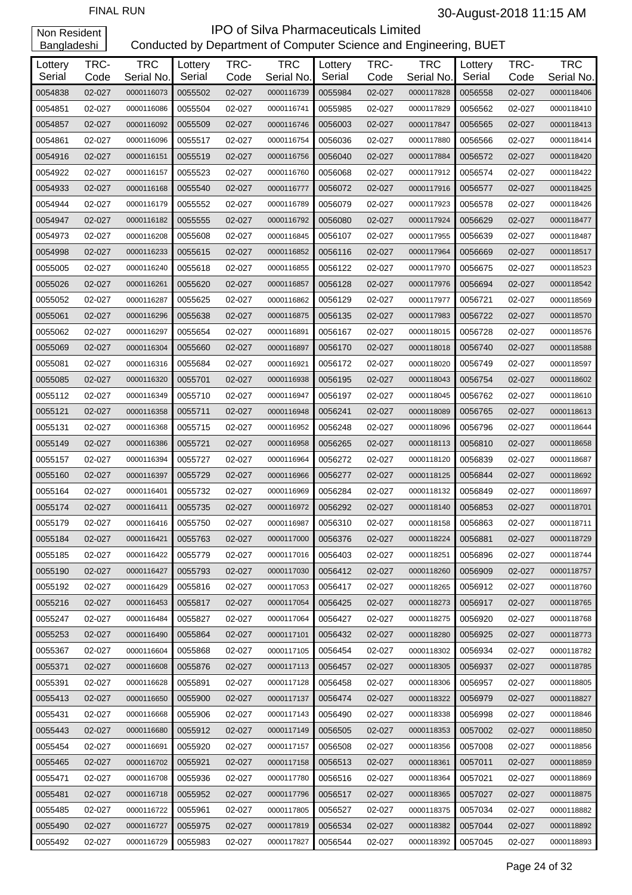FINAL RUN

30-August-2018 11:15 AM

Non Resident Bangladeshi

# IPO of Silva Pharmaceuticals Limited

## Conducted by Department of Computer Science and Engineering, BUET

| Lottery Serial | TRC-Code | TRC Serial No. | Lottery Serial | TRC-Code | TRC Serial No. | Lottery Serial | TRC-Code | TRC Serial No. | Lottery Serial | TRC-Code | TRC Serial No. |
|---|---|---|---|---|---|---|---|---|---|---|---|
| 0054838 | 02-027 | 0000116073 | 0055502 | 02-027 | 0000116739 | 0055984 | 02-027 | 0000117828 | 0056558 | 02-027 | 0000118406 |
| 0054851 | 02-027 | 0000116086 | 0055504 | 02-027 | 0000116741 | 0055985 | 02-027 | 0000117829 | 0056562 | 02-027 | 0000118410 |
| 0054857 | 02-027 | 0000116092 | 0055509 | 02-027 | 0000116746 | 0056003 | 02-027 | 0000117847 | 0056565 | 02-027 | 0000118413 |
| 0054861 | 02-027 | 0000116096 | 0055517 | 02-027 | 0000116754 | 0056036 | 02-027 | 0000117880 | 0056566 | 02-027 | 0000118414 |
| 0054916 | 02-027 | 0000116151 | 0055519 | 02-027 | 0000116756 | 0056040 | 02-027 | 0000117884 | 0056572 | 02-027 | 0000118420 |
| 0054922 | 02-027 | 0000116157 | 0055523 | 02-027 | 0000116760 | 0056068 | 02-027 | 0000117912 | 0056574 | 02-027 | 0000118422 |
| 0054933 | 02-027 | 0000116168 | 0055540 | 02-027 | 0000116777 | 0056072 | 02-027 | 0000117916 | 0056577 | 02-027 | 0000118425 |
| 0054944 | 02-027 | 0000116179 | 0055552 | 02-027 | 0000116789 | 0056079 | 02-027 | 0000117923 | 0056578 | 02-027 | 0000118426 |
| 0054947 | 02-027 | 0000116182 | 0055555 | 02-027 | 0000116792 | 0056080 | 02-027 | 0000117924 | 0056629 | 02-027 | 0000118477 |
| 0054973 | 02-027 | 0000116208 | 0055608 | 02-027 | 0000116845 | 0056107 | 02-027 | 0000117955 | 0056639 | 02-027 | 0000118487 |
| 0054998 | 02-027 | 0000116233 | 0055615 | 02-027 | 0000116852 | 0056116 | 02-027 | 0000117964 | 0056669 | 02-027 | 0000118517 |
| 0055005 | 02-027 | 0000116240 | 0055618 | 02-027 | 0000116855 | 0056122 | 02-027 | 0000117970 | 0056675 | 02-027 | 0000118523 |
| 0055026 | 02-027 | 0000116261 | 0055620 | 02-027 | 0000116857 | 0056128 | 02-027 | 0000117976 | 0056694 | 02-027 | 0000118542 |
| 0055052 | 02-027 | 0000116287 | 0055625 | 02-027 | 0000116862 | 0056129 | 02-027 | 0000117977 | 0056721 | 02-027 | 0000118569 |
| 0055061 | 02-027 | 0000116296 | 0055638 | 02-027 | 0000116875 | 0056135 | 02-027 | 0000117983 | 0056722 | 02-027 | 0000118570 |
| 0055062 | 02-027 | 0000116297 | 0055654 | 02-027 | 0000116891 | 0056167 | 02-027 | 0000118015 | 0056728 | 02-027 | 0000118576 |
| 0055069 | 02-027 | 0000116304 | 0055660 | 02-027 | 0000116897 | 0056170 | 02-027 | 0000118018 | 0056740 | 02-027 | 0000118588 |
| 0055081 | 02-027 | 0000116316 | 0055684 | 02-027 | 0000116921 | 0056172 | 02-027 | 0000118020 | 0056749 | 02-027 | 0000118597 |
| 0055085 | 02-027 | 0000116320 | 0055701 | 02-027 | 0000116938 | 0056195 | 02-027 | 0000118043 | 0056754 | 02-027 | 0000118602 |
| 0055112 | 02-027 | 0000116349 | 0055710 | 02-027 | 0000116947 | 0056197 | 02-027 | 0000118045 | 0056762 | 02-027 | 0000118610 |
| 0055121 | 02-027 | 0000116358 | 0055711 | 02-027 | 0000116948 | 0056241 | 02-027 | 0000118089 | 0056765 | 02-027 | 0000118613 |
| 0055131 | 02-027 | 0000116368 | 0055715 | 02-027 | 0000116952 | 0056248 | 02-027 | 0000118096 | 0056796 | 02-027 | 0000118644 |
| 0055149 | 02-027 | 0000116386 | 0055721 | 02-027 | 0000116958 | 0056265 | 02-027 | 0000118113 | 0056810 | 02-027 | 0000118658 |
| 0055157 | 02-027 | 0000116394 | 0055727 | 02-027 | 0000116964 | 0056272 | 02-027 | 0000118120 | 0056839 | 02-027 | 0000118687 |
| 0055160 | 02-027 | 0000116397 | 0055729 | 02-027 | 0000116966 | 0056277 | 02-027 | 0000118125 | 0056844 | 02-027 | 0000118692 |
| 0055164 | 02-027 | 0000116401 | 0055732 | 02-027 | 0000116969 | 0056284 | 02-027 | 0000118132 | 0056849 | 02-027 | 0000118697 |
| 0055174 | 02-027 | 0000116411 | 0055735 | 02-027 | 0000116972 | 0056292 | 02-027 | 0000118140 | 0056853 | 02-027 | 0000118701 |
| 0055179 | 02-027 | 0000116416 | 0055750 | 02-027 | 0000116987 | 0056310 | 02-027 | 0000118158 | 0056863 | 02-027 | 0000118711 |
| 0055184 | 02-027 | 0000116421 | 0055763 | 02-027 | 0000117000 | 0056376 | 02-027 | 0000118224 | 0056881 | 02-027 | 0000118729 |
| 0055185 | 02-027 | 0000116422 | 0055779 | 02-027 | 0000117016 | 0056403 | 02-027 | 0000118251 | 0056896 | 02-027 | 0000118744 |
| 0055190 | 02-027 | 0000116427 | 0055793 | 02-027 | 0000117030 | 0056412 | 02-027 | 0000118260 | 0056909 | 02-027 | 0000118757 |
| 0055192 | 02-027 | 0000116429 | 0055816 | 02-027 | 0000117053 | 0056417 | 02-027 | 0000118265 | 0056912 | 02-027 | 0000118760 |
| 0055216 | 02-027 | 0000116453 | 0055817 | 02-027 | 0000117054 | 0056425 | 02-027 | 0000118273 | 0056917 | 02-027 | 0000118765 |
| 0055247 | 02-027 | 0000116484 | 0055827 | 02-027 | 0000117064 | 0056427 | 02-027 | 0000118275 | 0056920 | 02-027 | 0000118768 |
| 0055253 | 02-027 | 0000116490 | 0055864 | 02-027 | 0000117101 | 0056432 | 02-027 | 0000118280 | 0056925 | 02-027 | 0000118773 |
| 0055367 | 02-027 | 0000116604 | 0055868 | 02-027 | 0000117105 | 0056454 | 02-027 | 0000118302 | 0056934 | 02-027 | 0000118782 |
| 0055371 | 02-027 | 0000116608 | 0055876 | 02-027 | 0000117113 | 0056457 | 02-027 | 0000118305 | 0056937 | 02-027 | 0000118785 |
| 0055391 | 02-027 | 0000116628 | 0055891 | 02-027 | 0000117128 | 0056458 | 02-027 | 0000118306 | 0056957 | 02-027 | 0000118805 |
| 0055413 | 02-027 | 0000116650 | 0055900 | 02-027 | 0000117137 | 0056474 | 02-027 | 0000118322 | 0056979 | 02-027 | 0000118827 |
| 0055431 | 02-027 | 0000116668 | 0055906 | 02-027 | 0000117143 | 0056490 | 02-027 | 0000118338 | 0056998 | 02-027 | 0000118846 |
| 0055443 | 02-027 | 0000116680 | 0055912 | 02-027 | 0000117149 | 0056505 | 02-027 | 0000118353 | 0057002 | 02-027 | 0000118850 |
| 0055454 | 02-027 | 0000116691 | 0055920 | 02-027 | 0000117157 | 0056508 | 02-027 | 0000118356 | 0057008 | 02-027 | 0000118856 |
| 0055465 | 02-027 | 0000116702 | 0055921 | 02-027 | 0000117158 | 0056513 | 02-027 | 0000118361 | 0057011 | 02-027 | 0000118859 |
| 0055471 | 02-027 | 0000116708 | 0055936 | 02-027 | 0000117780 | 0056516 | 02-027 | 0000118364 | 0057021 | 02-027 | 0000118869 |
| 0055481 | 02-027 | 0000116718 | 0055952 | 02-027 | 0000117796 | 0056517 | 02-027 | 0000118365 | 0057027 | 02-027 | 0000118875 |
| 0055485 | 02-027 | 0000116722 | 0055961 | 02-027 | 0000117805 | 0056527 | 02-027 | 0000118375 | 0057034 | 02-027 | 0000118882 |
| 0055490 | 02-027 | 0000116727 | 0055975 | 02-027 | 0000117819 | 0056534 | 02-027 | 0000118382 | 0057044 | 02-027 | 0000118892 |
| 0055492 | 02-027 | 0000116729 | 0055983 | 02-027 | 0000117827 | 0056544 | 02-027 | 0000118392 | 0057045 | 02-027 | 0000118893 |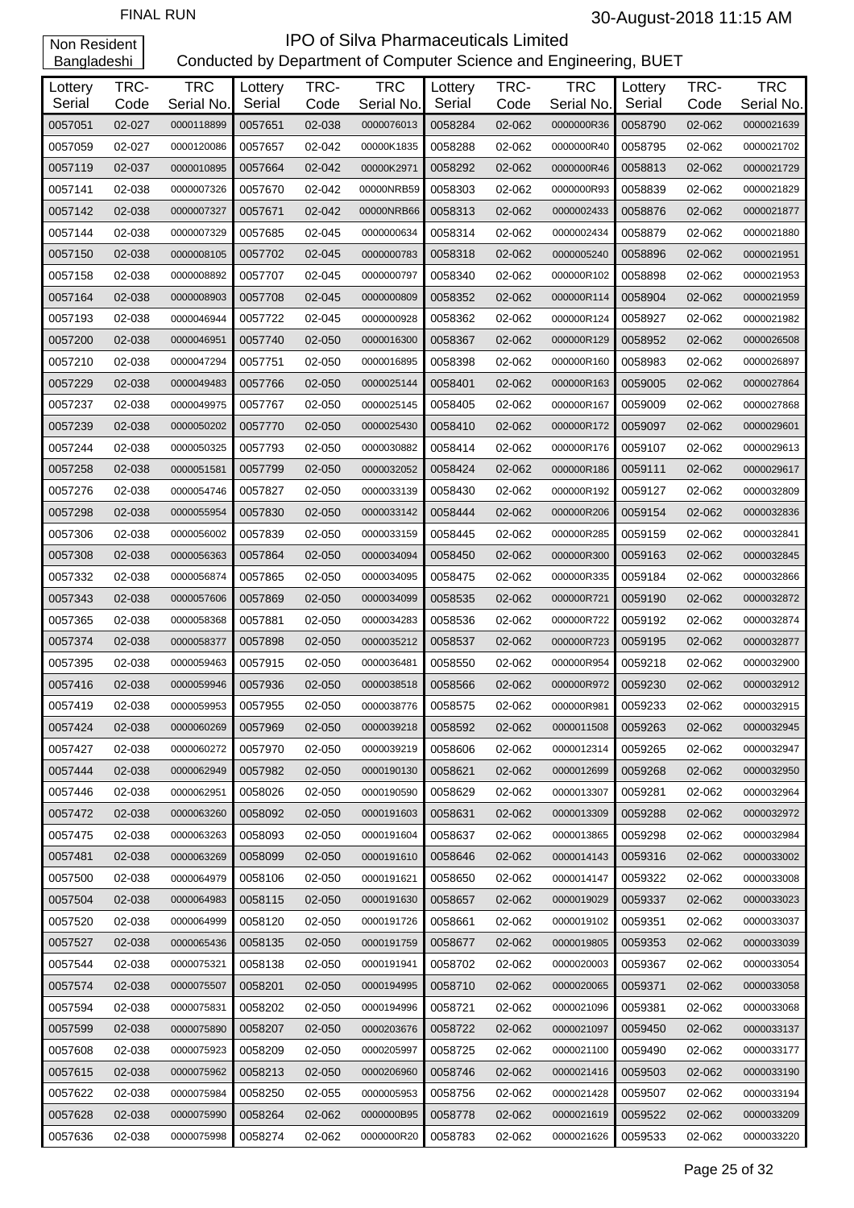FINAL RUN

30-August-2018 11:15 AM

Non Resident Bangladeshi

# IPO of Silva Pharmaceuticals Limited

Conducted by Department of Computer Science and Engineering, BUET

| Lottery Serial | TRC-Code | TRC Serial No. | Lottery Serial | TRC-Code | TRC Serial No. | Lottery Serial | TRC-Code | TRC Serial No. | Lottery Serial | TRC-Code | TRC Serial No. |
|---|---|---|---|---|---|---|---|---|---|---|---|
| 0057051 | 02-027 | 0000118899 | 0057651 | 02-038 | 0000076013 | 0058284 | 02-062 | 0000000R36 | 0058790 | 02-062 | 0000021639 |
| 0057059 | 02-027 | 0000120086 | 0057657 | 02-042 | 00000K1835 | 0058288 | 02-062 | 0000000R40 | 0058795 | 02-062 | 0000021702 |
| 0057119 | 02-037 | 0000010895 | 0057664 | 02-042 | 00000K2971 | 0058292 | 02-062 | 0000000R46 | 0058813 | 02-062 | 0000021729 |
| 0057141 | 02-038 | 0000007326 | 0057670 | 02-042 | 00000NRB59 | 0058303 | 02-062 | 0000000R93 | 0058839 | 02-062 | 0000021829 |
| 0057142 | 02-038 | 0000007327 | 0057671 | 02-042 | 00000NRB66 | 0058313 | 02-062 | 0000002433 | 0058876 | 02-062 | 0000021877 |
| 0057144 | 02-038 | 0000007329 | 0057685 | 02-045 | 0000000634 | 0058314 | 02-062 | 0000002434 | 0058879 | 02-062 | 0000021880 |
| 0057150 | 02-038 | 0000008105 | 0057702 | 02-045 | 0000000783 | 0058318 | 02-062 | 0000005240 | 0058896 | 02-062 | 0000021951 |
| 0057158 | 02-038 | 0000008892 | 0057707 | 02-045 | 0000000797 | 0058340 | 02-062 | 000000R102 | 0058898 | 02-062 | 0000021953 |
| 0057164 | 02-038 | 0000008903 | 0057708 | 02-045 | 0000000809 | 0058352 | 02-062 | 000000R114 | 0058904 | 02-062 | 0000021959 |
| 0057193 | 02-038 | 0000046944 | 0057722 | 02-045 | 0000000928 | 0058362 | 02-062 | 000000R124 | 0058927 | 02-062 | 0000021982 |
| 0057200 | 02-038 | 0000046951 | 0057740 | 02-050 | 0000016300 | 0058367 | 02-062 | 000000R129 | 0058952 | 02-062 | 0000026508 |
| 0057210 | 02-038 | 0000047294 | 0057751 | 02-050 | 0000016895 | 0058398 | 02-062 | 000000R160 | 0058983 | 02-062 | 0000026897 |
| 0057229 | 02-038 | 0000049483 | 0057766 | 02-050 | 0000025144 | 0058401 | 02-062 | 000000R163 | 0059005 | 02-062 | 0000027864 |
| 0057237 | 02-038 | 0000049975 | 0057767 | 02-050 | 0000025145 | 0058405 | 02-062 | 000000R167 | 0059009 | 02-062 | 0000027868 |
| 0057239 | 02-038 | 0000050202 | 0057770 | 02-050 | 0000025430 | 0058410 | 02-062 | 000000R172 | 0059097 | 02-062 | 0000029601 |
| 0057244 | 02-038 | 0000050325 | 0057793 | 02-050 | 0000030882 | 0058414 | 02-062 | 000000R176 | 0059107 | 02-062 | 0000029613 |
| 0057258 | 02-038 | 0000051581 | 0057799 | 02-050 | 0000032052 | 0058424 | 02-062 | 000000R186 | 0059111 | 02-062 | 0000029617 |
| 0057276 | 02-038 | 0000054746 | 0057827 | 02-050 | 0000033139 | 0058430 | 02-062 | 000000R192 | 0059127 | 02-062 | 0000032809 |
| 0057298 | 02-038 | 0000055954 | 0057830 | 02-050 | 0000033142 | 0058444 | 02-062 | 000000R206 | 0059154 | 02-062 | 0000032836 |
| 0057306 | 02-038 | 0000056002 | 0057839 | 02-050 | 0000033159 | 0058445 | 02-062 | 000000R285 | 0059159 | 02-062 | 0000032841 |
| 0057308 | 02-038 | 0000056363 | 0057864 | 02-050 | 0000034094 | 0058450 | 02-062 | 000000R300 | 0059163 | 02-062 | 0000032845 |
| 0057332 | 02-038 | 0000056874 | 0057865 | 02-050 | 0000034095 | 0058475 | 02-062 | 000000R335 | 0059184 | 02-062 | 0000032866 |
| 0057343 | 02-038 | 0000057606 | 0057869 | 02-050 | 0000034099 | 0058535 | 02-062 | 000000R721 | 0059190 | 02-062 | 0000032872 |
| 0057365 | 02-038 | 0000058368 | 0057881 | 02-050 | 0000034283 | 0058536 | 02-062 | 000000R722 | 0059192 | 02-062 | 0000032874 |
| 0057374 | 02-038 | 0000058377 | 0057898 | 02-050 | 0000035212 | 0058537 | 02-062 | 000000R723 | 0059195 | 02-062 | 0000032877 |
| 0057395 | 02-038 | 0000059463 | 0057915 | 02-050 | 0000036481 | 0058550 | 02-062 | 000000R954 | 0059218 | 02-062 | 0000032900 |
| 0057416 | 02-038 | 0000059946 | 0057936 | 02-050 | 0000038518 | 0058566 | 02-062 | 000000R972 | 0059230 | 02-062 | 0000032912 |
| 0057419 | 02-038 | 0000059953 | 0057955 | 02-050 | 0000038776 | 0058575 | 02-062 | 000000R981 | 0059233 | 02-062 | 0000032915 |
| 0057424 | 02-038 | 0000060269 | 0057969 | 02-050 | 0000039218 | 0058592 | 02-062 | 0000011508 | 0059263 | 02-062 | 0000032945 |
| 0057427 | 02-038 | 0000060272 | 0057970 | 02-050 | 0000039219 | 0058606 | 02-062 | 0000012314 | 0059265 | 02-062 | 0000032947 |
| 0057444 | 02-038 | 0000062949 | 0057982 | 02-050 | 0000190130 | 0058621 | 02-062 | 0000012699 | 0059268 | 02-062 | 0000032950 |
| 0057446 | 02-038 | 0000062951 | 0058026 | 02-050 | 0000190590 | 0058629 | 02-062 | 0000013307 | 0059281 | 02-062 | 0000032964 |
| 0057472 | 02-038 | 0000063260 | 0058092 | 02-050 | 0000191603 | 0058631 | 02-062 | 0000013309 | 0059288 | 02-062 | 0000032972 |
| 0057475 | 02-038 | 0000063263 | 0058093 | 02-050 | 0000191604 | 0058637 | 02-062 | 0000013865 | 0059298 | 02-062 | 0000032984 |
| 0057481 | 02-038 | 0000063269 | 0058099 | 02-050 | 0000191610 | 0058646 | 02-062 | 0000014143 | 0059316 | 02-062 | 0000033002 |
| 0057500 | 02-038 | 0000064979 | 0058106 | 02-050 | 0000191621 | 0058650 | 02-062 | 0000014147 | 0059322 | 02-062 | 0000033008 |
| 0057504 | 02-038 | 0000064983 | 0058115 | 02-050 | 0000191630 | 0058657 | 02-062 | 0000019029 | 0059337 | 02-062 | 0000033023 |
| 0057520 | 02-038 | 0000064999 | 0058120 | 02-050 | 0000191726 | 0058661 | 02-062 | 0000019102 | 0059351 | 02-062 | 0000033037 |
| 0057527 | 02-038 | 0000065436 | 0058135 | 02-050 | 0000191759 | 0058677 | 02-062 | 0000019805 | 0059353 | 02-062 | 0000033039 |
| 0057544 | 02-038 | 0000075321 | 0058138 | 02-050 | 0000191941 | 0058702 | 02-062 | 0000020003 | 0059367 | 02-062 | 0000033054 |
| 0057574 | 02-038 | 0000075507 | 0058201 | 02-050 | 0000194995 | 0058710 | 02-062 | 0000020065 | 0059371 | 02-062 | 0000033058 |
| 0057594 | 02-038 | 0000075831 | 0058202 | 02-050 | 0000194996 | 0058721 | 02-062 | 0000021096 | 0059381 | 02-062 | 0000033068 |
| 0057599 | 02-038 | 0000075890 | 0058207 | 02-050 | 0000203676 | 0058722 | 02-062 | 0000021097 | 0059450 | 02-062 | 0000033137 |
| 0057608 | 02-038 | 0000075923 | 0058209 | 02-050 | 0000205997 | 0058725 | 02-062 | 0000021100 | 0059490 | 02-062 | 0000033177 |
| 0057615 | 02-038 | 0000075962 | 0058213 | 02-050 | 0000206960 | 0058746 | 02-062 | 0000021416 | 0059503 | 02-062 | 0000033190 |
| 0057622 | 02-038 | 0000075984 | 0058250 | 02-055 | 0000005953 | 0058756 | 02-062 | 0000021428 | 0059507 | 02-062 | 0000033194 |
| 0057628 | 02-038 | 0000075990 | 0058264 | 02-062 | 0000000B95 | 0058778 | 02-062 | 0000021619 | 0059522 | 02-062 | 0000033209 |
| 0057636 | 02-038 | 0000075998 | 0058274 | 02-062 | 0000000R20 | 0058783 | 02-062 | 0000021626 | 0059533 | 02-062 | 0000033220 |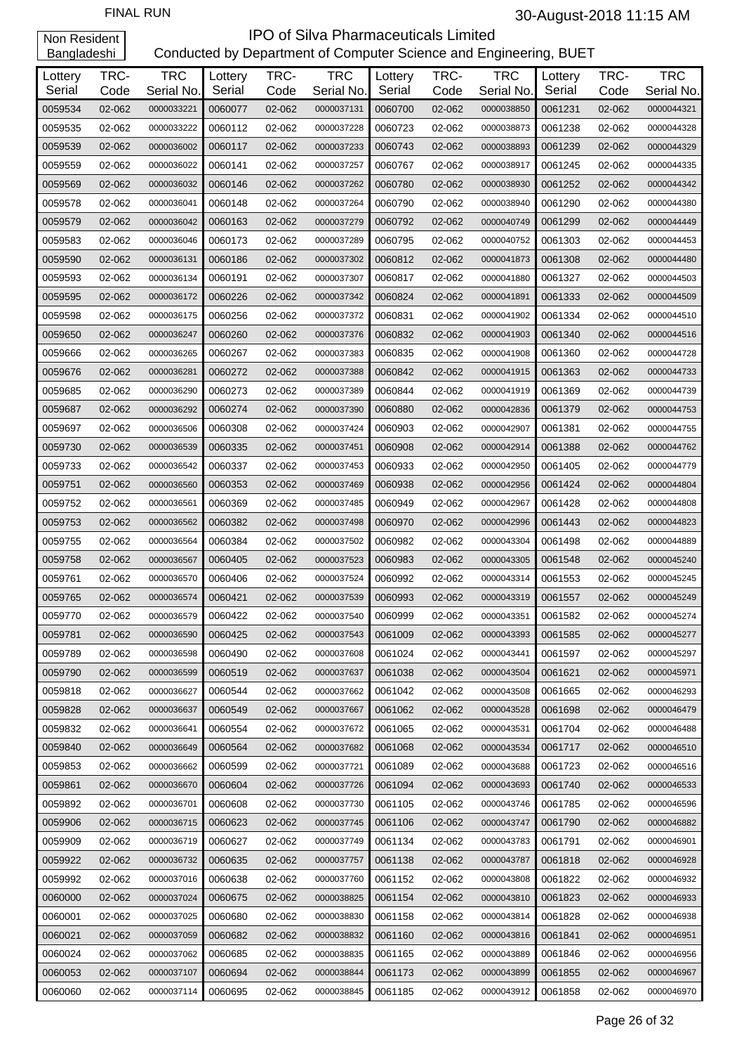FINAL RUN 30-August-2018 11:15 AM

Non Resident Bangladeshi

# IPO of Silva Pharmaceuticals Limited

Conducted by Department of Computer Science and Engineering, BUET

| Lottery Serial | TRC-Code | TRC Serial No. | Lottery Serial | TRC-Code | TRC Serial No. | Lottery Serial | TRC-Code | TRC Serial No. | Lottery Serial | TRC-Code | TRC Serial No. |
|---|---|---|---|---|---|---|---|---|---|---|---|
| 0059534 | 02-062 | 0000033221 | 0060077 | 02-062 | 0000037131 | 0060700 | 02-062 | 0000038850 | 0061231 | 02-062 | 0000044321 |
| 0059535 | 02-062 | 0000033222 | 0060112 | 02-062 | 0000037228 | 0060723 | 02-062 | 0000038873 | 0061238 | 02-062 | 0000044328 |
| 0059539 | 02-062 | 0000036002 | 0060117 | 02-062 | 0000037233 | 0060743 | 02-062 | 0000038893 | 0061239 | 02-062 | 0000044329 |
| 0059559 | 02-062 | 0000036022 | 0060141 | 02-062 | 0000037257 | 0060767 | 02-062 | 0000038917 | 0061245 | 02-062 | 0000044335 |
| 0059569 | 02-062 | 0000036032 | 0060146 | 02-062 | 0000037262 | 0060780 | 02-062 | 0000038930 | 0061252 | 02-062 | 0000044342 |
| 0059578 | 02-062 | 0000036041 | 0060148 | 02-062 | 0000037264 | 0060790 | 02-062 | 0000038940 | 0061290 | 02-062 | 0000044380 |
| 0059579 | 02-062 | 0000036042 | 0060163 | 02-062 | 0000037279 | 0060792 | 02-062 | 0000040749 | 0061299 | 02-062 | 0000044449 |
| 0059583 | 02-062 | 0000036046 | 0060173 | 02-062 | 0000037289 | 0060795 | 02-062 | 0000040752 | 0061303 | 02-062 | 0000044453 |
| 0059590 | 02-062 | 0000036131 | 0060186 | 02-062 | 0000037302 | 0060812 | 02-062 | 0000041873 | 0061308 | 02-062 | 0000044480 |
| 0059593 | 02-062 | 0000036134 | 0060191 | 02-062 | 0000037307 | 0060817 | 02-062 | 0000041880 | 0061327 | 02-062 | 0000044503 |
| 0059595 | 02-062 | 0000036172 | 0060226 | 02-062 | 0000037342 | 0060824 | 02-062 | 0000041891 | 0061333 | 02-062 | 0000044509 |
| 0059598 | 02-062 | 0000036175 | 0060256 | 02-062 | 0000037372 | 0060831 | 02-062 | 0000041902 | 0061334 | 02-062 | 0000044510 |
| 0059650 | 02-062 | 0000036247 | 0060260 | 02-062 | 0000037376 | 0060832 | 02-062 | 0000041903 | 0061340 | 02-062 | 0000044516 |
| 0059666 | 02-062 | 0000036265 | 0060267 | 02-062 | 0000037383 | 0060835 | 02-062 | 0000041908 | 0061360 | 02-062 | 0000044728 |
| 0059676 | 02-062 | 0000036281 | 0060272 | 02-062 | 0000037388 | 0060842 | 02-062 | 0000041915 | 0061363 | 02-062 | 0000044733 |
| 0059685 | 02-062 | 0000036290 | 0060273 | 02-062 | 0000037389 | 0060844 | 02-062 | 0000041919 | 0061369 | 02-062 | 0000044739 |
| 0059687 | 02-062 | 0000036292 | 0060274 | 02-062 | 0000037390 | 0060880 | 02-062 | 0000042836 | 0061379 | 02-062 | 0000044753 |
| 0059697 | 02-062 | 0000036506 | 0060308 | 02-062 | 0000037424 | 0060903 | 02-062 | 0000042907 | 0061381 | 02-062 | 0000044755 |
| 0059730 | 02-062 | 0000036539 | 0060335 | 02-062 | 0000037451 | 0060908 | 02-062 | 0000042914 | 0061388 | 02-062 | 0000044762 |
| 0059733 | 02-062 | 0000036542 | 0060337 | 02-062 | 0000037453 | 0060933 | 02-062 | 0000042950 | 0061405 | 02-062 | 0000044779 |
| 0059751 | 02-062 | 0000036560 | 0060353 | 02-062 | 0000037469 | 0060938 | 02-062 | 0000042956 | 0061424 | 02-062 | 0000044804 |
| 0059752 | 02-062 | 0000036561 | 0060369 | 02-062 | 0000037485 | 0060949 | 02-062 | 0000042967 | 0061428 | 02-062 | 0000044808 |
| 0059753 | 02-062 | 0000036562 | 0060382 | 02-062 | 0000037498 | 0060970 | 02-062 | 0000042996 | 0061443 | 02-062 | 0000044823 |
| 0059755 | 02-062 | 0000036564 | 0060384 | 02-062 | 0000037502 | 0060982 | 02-062 | 0000043304 | 0061498 | 02-062 | 0000044889 |
| 0059758 | 02-062 | 0000036567 | 0060405 | 02-062 | 0000037523 | 0060983 | 02-062 | 0000043305 | 0061548 | 02-062 | 0000045240 |
| 0059761 | 02-062 | 0000036570 | 0060406 | 02-062 | 0000037524 | 0060992 | 02-062 | 0000043314 | 0061553 | 02-062 | 0000045245 |
| 0059765 | 02-062 | 0000036574 | 0060421 | 02-062 | 0000037539 | 0060993 | 02-062 | 0000043319 | 0061557 | 02-062 | 0000045249 |
| 0059770 | 02-062 | 0000036579 | 0060422 | 02-062 | 0000037540 | 0060999 | 02-062 | 0000043351 | 0061582 | 02-062 | 0000045274 |
| 0059781 | 02-062 | 0000036590 | 0060425 | 02-062 | 0000037543 | 0061009 | 02-062 | 0000043393 | 0061585 | 02-062 | 0000045277 |
| 0059789 | 02-062 | 0000036598 | 0060490 | 02-062 | 0000037608 | 0061024 | 02-062 | 0000043441 | 0061597 | 02-062 | 0000045297 |
| 0059790 | 02-062 | 0000036599 | 0060519 | 02-062 | 0000037637 | 0061038 | 02-062 | 0000043504 | 0061621 | 02-062 | 0000045971 |
| 0059818 | 02-062 | 0000036627 | 0060544 | 02-062 | 0000037662 | 0061042 | 02-062 | 0000043508 | 0061665 | 02-062 | 0000046293 |
| 0059828 | 02-062 | 0000036637 | 0060549 | 02-062 | 0000037667 | 0061062 | 02-062 | 0000043528 | 0061698 | 02-062 | 0000046479 |
| 0059832 | 02-062 | 0000036641 | 0060554 | 02-062 | 0000037672 | 0061065 | 02-062 | 0000043531 | 0061704 | 02-062 | 0000046488 |
| 0059840 | 02-062 | 0000036649 | 0060564 | 02-062 | 0000037682 | 0061068 | 02-062 | 0000043534 | 0061717 | 02-062 | 0000046510 |
| 0059853 | 02-062 | 0000036662 | 0060599 | 02-062 | 0000037721 | 0061089 | 02-062 | 0000043688 | 0061723 | 02-062 | 0000046516 |
| 0059861 | 02-062 | 0000036670 | 0060604 | 02-062 | 0000037726 | 0061094 | 02-062 | 0000043693 | 0061740 | 02-062 | 0000046533 |
| 0059892 | 02-062 | 0000036701 | 0060608 | 02-062 | 0000037730 | 0061105 | 02-062 | 0000043746 | 0061785 | 02-062 | 0000046596 |
| 0059906 | 02-062 | 0000036715 | 0060623 | 02-062 | 0000037745 | 0061106 | 02-062 | 0000043747 | 0061790 | 02-062 | 0000046882 |
| 0059909 | 02-062 | 0000036719 | 0060627 | 02-062 | 0000037749 | 0061134 | 02-062 | 0000043783 | 0061791 | 02-062 | 0000046901 |
| 0059922 | 02-062 | 0000036732 | 0060635 | 02-062 | 0000037757 | 0061138 | 02-062 | 0000043787 | 0061818 | 02-062 | 0000046928 |
| 0059992 | 02-062 | 0000037016 | 0060638 | 02-062 | 0000037760 | 0061152 | 02-062 | 0000043808 | 0061822 | 02-062 | 0000046932 |
| 0060000 | 02-062 | 0000037024 | 0060675 | 02-062 | 0000038825 | 0061154 | 02-062 | 0000043810 | 0061823 | 02-062 | 0000046933 |
| 0060001 | 02-062 | 0000037025 | 0060680 | 02-062 | 0000038830 | 0061158 | 02-062 | 0000043814 | 0061828 | 02-062 | 0000046938 |
| 0060021 | 02-062 | 0000037059 | 0060682 | 02-062 | 0000038832 | 0061160 | 02-062 | 0000043816 | 0061841 | 02-062 | 0000046951 |
| 0060024 | 02-062 | 0000037062 | 0060685 | 02-062 | 0000038835 | 0061165 | 02-062 | 0000043889 | 0061846 | 02-062 | 0000046956 |
| 0060053 | 02-062 | 0000037107 | 0060694 | 02-062 | 0000038844 | 0061173 | 02-062 | 0000043899 | 0061855 | 02-062 | 0000046967 |
| 0060060 | 02-062 | 0000037114 | 0060695 | 02-062 | 0000038845 | 0061185 | 02-062 | 0000043912 | 0061858 | 02-062 | 0000046970 |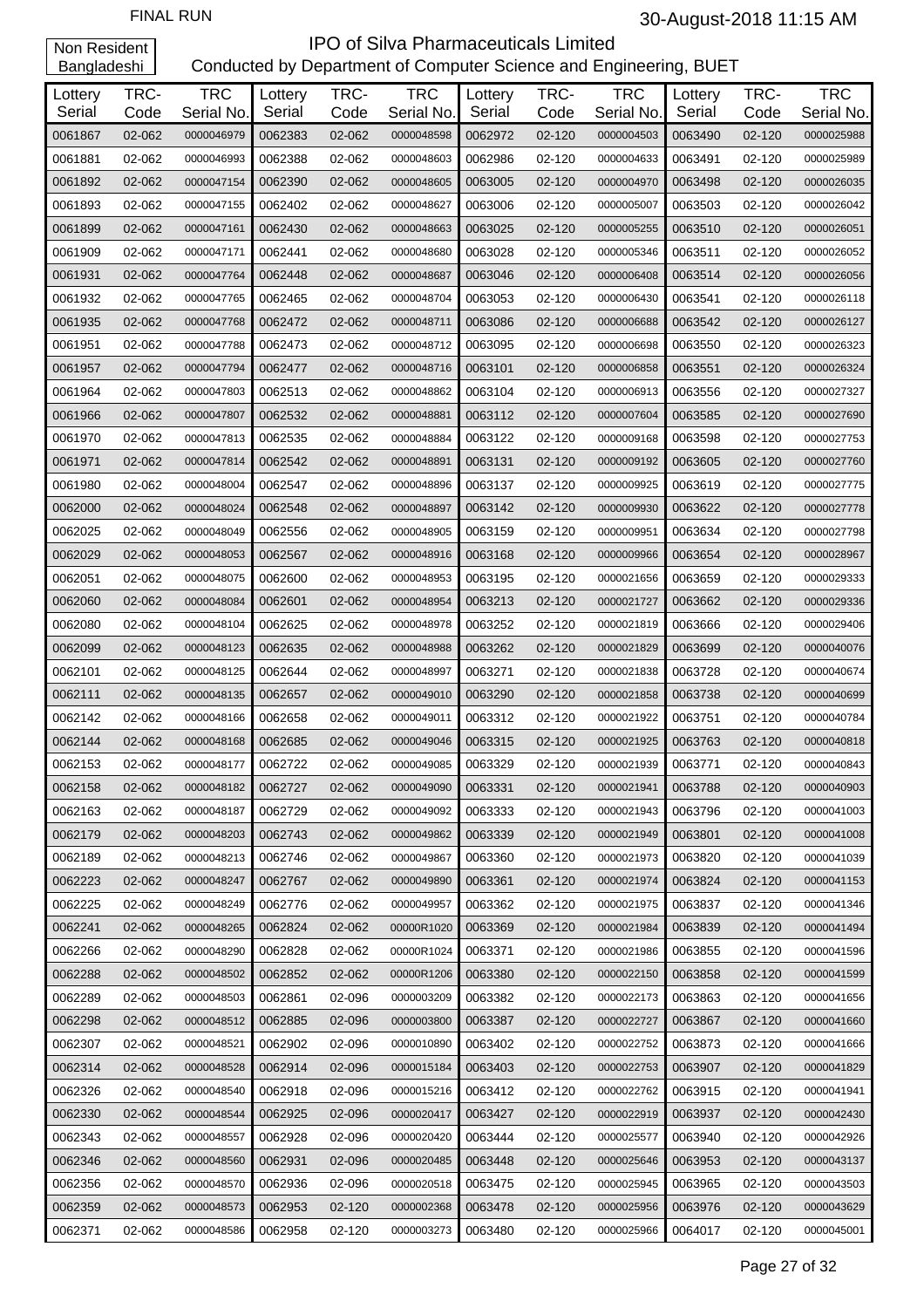FINAL RUN

30-August-2018 11:15 AM

Non Resident Bangladeshi

# IPO of Silva Pharmaceuticals Limited

Conducted by Department of Computer Science and Engineering, BUET

| Lottery Serial | TRC-Code | TRC Serial No. | Lottery Serial | TRC-Code | TRC Serial No. | Lottery Serial | TRC-Code | TRC Serial No. | Lottery Serial | TRC-Code | TRC Serial No. |
|---|---|---|---|---|---|---|---|---|---|---|---|
| 0061867 | 02-062 | 0000046979 | 0062383 | 02-062 | 0000048598 | 0062972 | 02-120 | 0000004503 | 0063490 | 02-120 | 0000025988 |
| 0061881 | 02-062 | 0000046993 | 0062388 | 02-062 | 0000048603 | 0062986 | 02-120 | 0000004633 | 0063491 | 02-120 | 0000025989 |
| 0061892 | 02-062 | 0000047154 | 0062390 | 02-062 | 0000048605 | 0063005 | 02-120 | 0000004970 | 0063498 | 02-120 | 0000026035 |
| 0061893 | 02-062 | 0000047155 | 0062402 | 02-062 | 0000048627 | 0063006 | 02-120 | 0000005007 | 0063503 | 02-120 | 0000026042 |
| 0061899 | 02-062 | 0000047161 | 0062430 | 02-062 | 0000048663 | 0063025 | 02-120 | 0000005255 | 0063510 | 02-120 | 0000026051 |
| 0061909 | 02-062 | 0000047171 | 0062441 | 02-062 | 0000048680 | 0063028 | 02-120 | 0000005346 | 0063511 | 02-120 | 0000026052 |
| 0061931 | 02-062 | 0000047764 | 0062448 | 02-062 | 0000048687 | 0063046 | 02-120 | 0000006408 | 0063514 | 02-120 | 0000026056 |
| 0061932 | 02-062 | 0000047765 | 0062465 | 02-062 | 0000048704 | 0063053 | 02-120 | 0000006430 | 0063541 | 02-120 | 0000026118 |
| 0061935 | 02-062 | 0000047768 | 0062472 | 02-062 | 0000048711 | 0063086 | 02-120 | 0000006688 | 0063542 | 02-120 | 0000026127 |
| 0061951 | 02-062 | 0000047788 | 0062473 | 02-062 | 0000048712 | 0063095 | 02-120 | 0000006698 | 0063550 | 02-120 | 0000026323 |
| 0061957 | 02-062 | 0000047794 | 0062477 | 02-062 | 0000048716 | 0063101 | 02-120 | 0000006858 | 0063551 | 02-120 | 0000026324 |
| 0061964 | 02-062 | 0000047803 | 0062513 | 02-062 | 0000048862 | 0063104 | 02-120 | 0000006913 | 0063556 | 02-120 | 0000027327 |
| 0061966 | 02-062 | 0000047807 | 0062532 | 02-062 | 0000048881 | 0063112 | 02-120 | 0000007604 | 0063585 | 02-120 | 0000027690 |
| 0061970 | 02-062 | 0000047813 | 0062535 | 02-062 | 0000048884 | 0063122 | 02-120 | 0000009168 | 0063598 | 02-120 | 0000027753 |
| 0061971 | 02-062 | 0000047814 | 0062542 | 02-062 | 0000048891 | 0063131 | 02-120 | 0000009192 | 0063605 | 02-120 | 0000027760 |
| 0061980 | 02-062 | 0000048004 | 0062547 | 02-062 | 0000048896 | 0063137 | 02-120 | 0000009925 | 0063619 | 02-120 | 0000027775 |
| 0062000 | 02-062 | 0000048024 | 0062548 | 02-062 | 0000048897 | 0063142 | 02-120 | 0000009930 | 0063622 | 02-120 | 0000027778 |
| 0062025 | 02-062 | 0000048049 | 0062556 | 02-062 | 0000048905 | 0063159 | 02-120 | 0000009951 | 0063634 | 02-120 | 0000027798 |
| 0062029 | 02-062 | 0000048053 | 0062567 | 02-062 | 0000048916 | 0063168 | 02-120 | 0000009966 | 0063654 | 02-120 | 0000028967 |
| 0062051 | 02-062 | 0000048075 | 0062600 | 02-062 | 0000048953 | 0063195 | 02-120 | 0000021656 | 0063659 | 02-120 | 0000029333 |
| 0062060 | 02-062 | 0000048084 | 0062601 | 02-062 | 0000048954 | 0063213 | 02-120 | 0000021727 | 0063662 | 02-120 | 0000029336 |
| 0062080 | 02-062 | 0000048104 | 0062625 | 02-062 | 0000048978 | 0063252 | 02-120 | 0000021819 | 0063666 | 02-120 | 0000029406 |
| 0062099 | 02-062 | 0000048123 | 0062635 | 02-062 | 0000048988 | 0063262 | 02-120 | 0000021829 | 0063699 | 02-120 | 0000040076 |
| 0062101 | 02-062 | 0000048125 | 0062644 | 02-062 | 0000048997 | 0063271 | 02-120 | 0000021838 | 0063728 | 02-120 | 0000040674 |
| 0062111 | 02-062 | 0000048135 | 0062657 | 02-062 | 0000049010 | 0063290 | 02-120 | 0000021858 | 0063738 | 02-120 | 0000040699 |
| 0062142 | 02-062 | 0000048166 | 0062658 | 02-062 | 0000049011 | 0063312 | 02-120 | 0000021922 | 0063751 | 02-120 | 0000040784 |
| 0062144 | 02-062 | 0000048168 | 0062685 | 02-062 | 0000049046 | 0063315 | 02-120 | 0000021925 | 0063763 | 02-120 | 0000040818 |
| 0062153 | 02-062 | 0000048177 | 0062722 | 02-062 | 0000049085 | 0063329 | 02-120 | 0000021939 | 0063771 | 02-120 | 0000040843 |
| 0062158 | 02-062 | 0000048182 | 0062727 | 02-062 | 0000049090 | 0063331 | 02-120 | 0000021941 | 0063788 | 02-120 | 0000040903 |
| 0062163 | 02-062 | 0000048187 | 0062729 | 02-062 | 0000049092 | 0063333 | 02-120 | 0000021943 | 0063796 | 02-120 | 0000041003 |
| 0062179 | 02-062 | 0000048203 | 0062743 | 02-062 | 0000049862 | 0063339 | 02-120 | 0000021949 | 0063801 | 02-120 | 0000041008 |
| 0062189 | 02-062 | 0000048213 | 0062746 | 02-062 | 0000049867 | 0063360 | 02-120 | 0000021973 | 0063820 | 02-120 | 0000041039 |
| 0062223 | 02-062 | 0000048247 | 0062767 | 02-062 | 0000049890 | 0063361 | 02-120 | 0000021974 | 0063824 | 02-120 | 0000041153 |
| 0062225 | 02-062 | 0000048249 | 0062776 | 02-062 | 0000049957 | 0063362 | 02-120 | 0000021975 | 0063837 | 02-120 | 0000041346 |
| 0062241 | 02-062 | 0000048265 | 0062824 | 02-062 | 00000R1020 | 0063369 | 02-120 | 0000021984 | 0063839 | 02-120 | 0000041494 |
| 0062266 | 02-062 | 0000048290 | 0062828 | 02-062 | 00000R1024 | 0063371 | 02-120 | 0000021986 | 0063855 | 02-120 | 0000041596 |
| 0062288 | 02-062 | 0000048502 | 0062852 | 02-062 | 00000R1206 | 0063380 | 02-120 | 0000022150 | 0063858 | 02-120 | 0000041599 |
| 0062289 | 02-062 | 0000048503 | 0062861 | 02-096 | 0000003209 | 0063382 | 02-120 | 0000022173 | 0063863 | 02-120 | 0000041656 |
| 0062298 | 02-062 | 0000048512 | 0062885 | 02-096 | 0000003800 | 0063387 | 02-120 | 0000022727 | 0063867 | 02-120 | 0000041660 |
| 0062307 | 02-062 | 0000048521 | 0062902 | 02-096 | 0000010890 | 0063402 | 02-120 | 0000022752 | 0063873 | 02-120 | 0000041666 |
| 0062314 | 02-062 | 0000048528 | 0062914 | 02-096 | 0000015184 | 0063403 | 02-120 | 0000022753 | 0063907 | 02-120 | 0000041829 |
| 0062326 | 02-062 | 0000048540 | 0062918 | 02-096 | 0000015216 | 0063412 | 02-120 | 0000022762 | 0063915 | 02-120 | 0000041941 |
| 0062330 | 02-062 | 0000048544 | 0062925 | 02-096 | 0000020417 | 0063427 | 02-120 | 0000022919 | 0063937 | 02-120 | 0000042430 |
| 0062343 | 02-062 | 0000048557 | 0062928 | 02-096 | 0000020420 | 0063444 | 02-120 | 0000025577 | 0063940 | 02-120 | 0000042926 |
| 0062346 | 02-062 | 0000048560 | 0062931 | 02-096 | 0000020485 | 0063448 | 02-120 | 0000025646 | 0063953 | 02-120 | 0000043137 |
| 0062356 | 02-062 | 0000048570 | 0062936 | 02-096 | 0000020518 | 0063475 | 02-120 | 0000025945 | 0063965 | 02-120 | 0000043503 |
| 0062359 | 02-062 | 0000048573 | 0062953 | 02-120 | 0000002368 | 0063478 | 02-120 | 0000025956 | 0063976 | 02-120 | 0000043629 |
| 0062371 | 02-062 | 0000048586 | 0062958 | 02-120 | 0000003273 | 0063480 | 02-120 | 0000025966 | 0064017 | 02-120 | 0000045001 |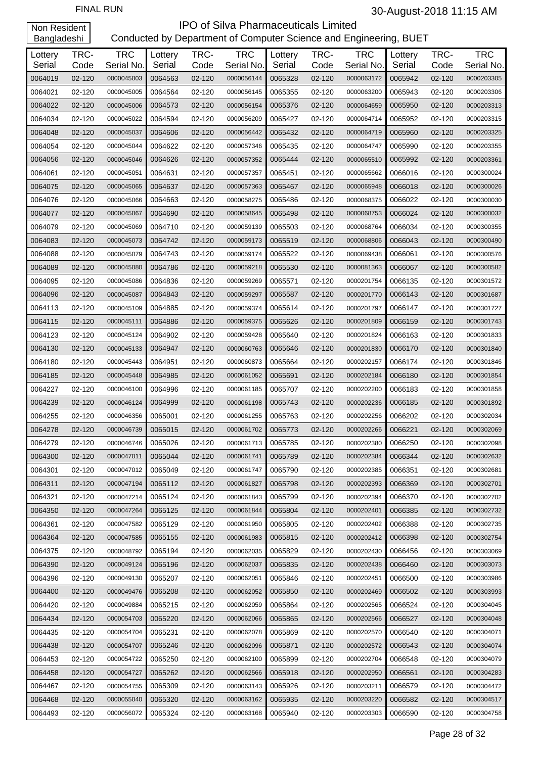FINAL RUN

30-August-2018 11:15 AM

Non Resident Bangladeshi

# IPO of Silva Pharmaceuticals Limited

## Conducted by Department of Computer Science and Engineering, BUET

| Lottery Serial | TRC-Code | TRC Serial No. | Lottery Serial | TRC-Code | TRC Serial No. | Lottery Serial | TRC-Code | TRC Serial No. | Lottery Serial | TRC-Code | TRC Serial No. |
|---|---|---|---|---|---|---|---|---|---|---|---|
| 0064019 | 02-120 | 0000045003 | 0064563 | 02-120 | 0000056144 | 0065328 | 02-120 | 0000063172 | 0065942 | 02-120 | 0000203305 |
| 0064021 | 02-120 | 0000045005 | 0064564 | 02-120 | 0000056145 | 0065355 | 02-120 | 0000063200 | 0065943 | 02-120 | 0000203306 |
| 0064022 | 02-120 | 0000045006 | 0064573 | 02-120 | 0000056154 | 0065376 | 02-120 | 0000064659 | 0065950 | 02-120 | 0000203313 |
| 0064034 | 02-120 | 0000045022 | 0064594 | 02-120 | 0000056209 | 0065427 | 02-120 | 0000064714 | 0065952 | 02-120 | 0000203315 |
| 0064048 | 02-120 | 0000045037 | 0064606 | 02-120 | 0000056442 | 0065432 | 02-120 | 0000064719 | 0065960 | 02-120 | 0000203325 |
| 0064054 | 02-120 | 0000045044 | 0064622 | 02-120 | 0000057346 | 0065435 | 02-120 | 0000064747 | 0065990 | 02-120 | 0000203355 |
| 0064056 | 02-120 | 0000045046 | 0064626 | 02-120 | 0000057352 | 0065444 | 02-120 | 0000065510 | 0065992 | 02-120 | 0000203361 |
| 0064061 | 02-120 | 0000045051 | 0064631 | 02-120 | 0000057357 | 0065451 | 02-120 | 0000065662 | 0066016 | 02-120 | 0000300024 |
| 0064075 | 02-120 | 0000045065 | 0064637 | 02-120 | 0000057363 | 0065467 | 02-120 | 0000065948 | 0066018 | 02-120 | 0000300026 |
| 0064076 | 02-120 | 0000045066 | 0064663 | 02-120 | 0000058275 | 0065486 | 02-120 | 0000068375 | 0066022 | 02-120 | 0000300030 |
| 0064077 | 02-120 | 0000045067 | 0064690 | 02-120 | 0000058645 | 0065498 | 02-120 | 0000068753 | 0066024 | 02-120 | 0000300032 |
| 0064079 | 02-120 | 0000045069 | 0064710 | 02-120 | 0000059139 | 0065503 | 02-120 | 0000068764 | 0066034 | 02-120 | 0000300355 |
| 0064083 | 02-120 | 0000045073 | 0064742 | 02-120 | 0000059173 | 0065519 | 02-120 | 0000068806 | 0066043 | 02-120 | 0000300490 |
| 0064088 | 02-120 | 0000045079 | 0064743 | 02-120 | 0000059174 | 0065522 | 02-120 | 0000069438 | 0066061 | 02-120 | 0000300576 |
| 0064089 | 02-120 | 0000045080 | 0064786 | 02-120 | 0000059218 | 0065530 | 02-120 | 0000081363 | 0066067 | 02-120 | 0000300582 |
| 0064095 | 02-120 | 0000045086 | 0064836 | 02-120 | 0000059269 | 0065571 | 02-120 | 0000201754 | 0066135 | 02-120 | 0000301572 |
| 0064096 | 02-120 | 0000045087 | 0064843 | 02-120 | 0000059297 | 0065587 | 02-120 | 0000201770 | 0066143 | 02-120 | 0000301687 |
| 0064113 | 02-120 | 0000045109 | 0064885 | 02-120 | 0000059374 | 0065614 | 02-120 | 0000201797 | 0066147 | 02-120 | 0000301727 |
| 0064115 | 02-120 | 0000045111 | 0064886 | 02-120 | 0000059375 | 0065626 | 02-120 | 0000201809 | 0066159 | 02-120 | 0000301743 |
| 0064123 | 02-120 | 0000045124 | 0064902 | 02-120 | 0000059428 | 0065640 | 02-120 | 0000201824 | 0066163 | 02-120 | 0000301833 |
| 0064130 | 02-120 | 0000045133 | 0064947 | 02-120 | 0000060763 | 0065646 | 02-120 | 0000201830 | 0066170 | 02-120 | 0000301840 |
| 0064180 | 02-120 | 0000045443 | 0064951 | 02-120 | 0000060873 | 0065664 | 02-120 | 0000202157 | 0066174 | 02-120 | 0000301846 |
| 0064185 | 02-120 | 0000045448 | 0064985 | 02-120 | 0000061052 | 0065691 | 02-120 | 0000202184 | 0066180 | 02-120 | 0000301854 |
| 0064227 | 02-120 | 0000046100 | 0064996 | 02-120 | 0000061185 | 0065707 | 02-120 | 0000202200 | 0066183 | 02-120 | 0000301858 |
| 0064239 | 02-120 | 0000046124 | 0064999 | 02-120 | 0000061198 | 0065743 | 02-120 | 0000202236 | 0066185 | 02-120 | 0000301892 |
| 0064255 | 02-120 | 0000046356 | 0065001 | 02-120 | 0000061255 | 0065763 | 02-120 | 0000202256 | 0066202 | 02-120 | 0000302034 |
| 0064278 | 02-120 | 0000046739 | 0065015 | 02-120 | 0000061702 | 0065773 | 02-120 | 0000202266 | 0066221 | 02-120 | 0000302069 |
| 0064279 | 02-120 | 0000046746 | 0065026 | 02-120 | 0000061713 | 0065785 | 02-120 | 0000202380 | 0066250 | 02-120 | 0000302098 |
| 0064300 | 02-120 | 0000047011 | 0065044 | 02-120 | 0000061741 | 0065789 | 02-120 | 0000202384 | 0066344 | 02-120 | 0000302632 |
| 0064301 | 02-120 | 0000047012 | 0065049 | 02-120 | 0000061747 | 0065790 | 02-120 | 0000202385 | 0066351 | 02-120 | 0000302681 |
| 0064311 | 02-120 | 0000047194 | 0065112 | 02-120 | 0000061827 | 0065798 | 02-120 | 0000202393 | 0066369 | 02-120 | 0000302701 |
| 0064321 | 02-120 | 0000047214 | 0065124 | 02-120 | 0000061843 | 0065799 | 02-120 | 0000202394 | 0066370 | 02-120 | 0000302702 |
| 0064350 | 02-120 | 0000047264 | 0065125 | 02-120 | 0000061844 | 0065804 | 02-120 | 0000202401 | 0066385 | 02-120 | 0000302732 |
| 0064361 | 02-120 | 0000047582 | 0065129 | 02-120 | 0000061950 | 0065805 | 02-120 | 0000202402 | 0066388 | 02-120 | 0000302735 |
| 0064364 | 02-120 | 0000047585 | 0065155 | 02-120 | 0000061983 | 0065815 | 02-120 | 0000202412 | 0066398 | 02-120 | 0000302754 |
| 0064375 | 02-120 | 0000048792 | 0065194 | 02-120 | 0000062035 | 0065829 | 02-120 | 0000202430 | 0066456 | 02-120 | 0000303069 |
| 0064390 | 02-120 | 0000049124 | 0065196 | 02-120 | 0000062037 | 0065835 | 02-120 | 0000202438 | 0066460 | 02-120 | 0000303073 |
| 0064396 | 02-120 | 0000049130 | 0065207 | 02-120 | 0000062051 | 0065846 | 02-120 | 0000202451 | 0066500 | 02-120 | 0000303986 |
| 0064400 | 02-120 | 0000049476 | 0065208 | 02-120 | 0000062052 | 0065850 | 02-120 | 0000202469 | 0066502 | 02-120 | 0000303993 |
| 0064420 | 02-120 | 0000049884 | 0065215 | 02-120 | 0000062059 | 0065864 | 02-120 | 0000202565 | 0066524 | 02-120 | 0000304045 |
| 0064434 | 02-120 | 0000054703 | 0065220 | 02-120 | 0000062066 | 0065865 | 02-120 | 0000202566 | 0066527 | 02-120 | 0000304048 |
| 0064435 | 02-120 | 0000054704 | 0065231 | 02-120 | 0000062078 | 0065869 | 02-120 | 0000202570 | 0066540 | 02-120 | 0000304071 |
| 0064438 | 02-120 | 0000054707 | 0065246 | 02-120 | 0000062096 | 0065871 | 02-120 | 0000202572 | 0066543 | 02-120 | 0000304074 |
| 0064453 | 02-120 | 0000054722 | 0065250 | 02-120 | 0000062100 | 0065899 | 02-120 | 0000202704 | 0066548 | 02-120 | 0000304079 |
| 0064458 | 02-120 | 0000054727 | 0065262 | 02-120 | 0000062566 | 0065918 | 02-120 | 0000202950 | 0066561 | 02-120 | 0000304283 |
| 0064467 | 02-120 | 0000054755 | 0065309 | 02-120 | 0000063143 | 0065926 | 02-120 | 0000203211 | 0066579 | 02-120 | 0000304472 |
| 0064468 | 02-120 | 0000055040 | 0065320 | 02-120 | 0000063162 | 0065935 | 02-120 | 0000203220 | 0066582 | 02-120 | 0000304517 |
| 0064493 | 02-120 | 0000056072 | 0065324 | 02-120 | 0000063168 | 0065940 | 02-120 | 0000203303 | 0066590 | 02-120 | 0000304758 |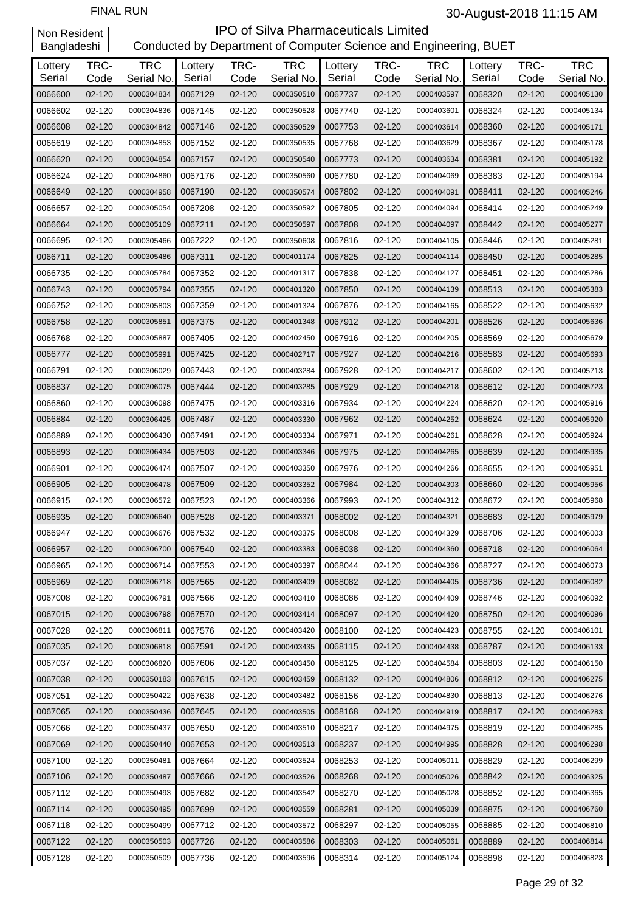FINAL RUN

30-August-2018 11:15 AM

Non Resident Bangladeshi

# IPO of Silva Pharmaceuticals Limited

## Conducted by Department of Computer Science and Engineering, BUET

| Lottery Serial | TRC-Code | TRC Serial No. | Lottery Serial | TRC-Code | TRC Serial No. | Lottery Serial | TRC-Code | TRC Serial No. | Lottery Serial | TRC-Code | TRC Serial No. |
|---|---|---|---|---|---|---|---|---|---|---|---|
| 0066600 | 02-120 | 0000304834 | 0067129 | 02-120 | 0000350510 | 0067737 | 02-120 | 0000403597 | 0068320 | 02-120 | 0000405130 |
| 0066602 | 02-120 | 0000304836 | 0067145 | 02-120 | 0000350528 | 0067740 | 02-120 | 0000403601 | 0068324 | 02-120 | 0000405134 |
| 0066608 | 02-120 | 0000304842 | 0067146 | 02-120 | 0000350529 | 0067753 | 02-120 | 0000403614 | 0068360 | 02-120 | 0000405171 |
| 0066619 | 02-120 | 0000304853 | 0067152 | 02-120 | 0000350535 | 0067768 | 02-120 | 0000403629 | 0068367 | 02-120 | 0000405178 |
| 0066620 | 02-120 | 0000304854 | 0067157 | 02-120 | 0000350540 | 0067773 | 02-120 | 0000403634 | 0068381 | 02-120 | 0000405192 |
| 0066624 | 02-120 | 0000304860 | 0067176 | 02-120 | 0000350560 | 0067780 | 02-120 | 0000404069 | 0068383 | 02-120 | 0000405194 |
| 0066649 | 02-120 | 0000304958 | 0067190 | 02-120 | 0000350574 | 0067802 | 02-120 | 0000404091 | 0068411 | 02-120 | 0000405246 |
| 0066657 | 02-120 | 0000305054 | 0067208 | 02-120 | 0000350592 | 0067805 | 02-120 | 0000404094 | 0068414 | 02-120 | 0000405249 |
| 0066664 | 02-120 | 0000305109 | 0067211 | 02-120 | 0000350597 | 0067808 | 02-120 | 0000404097 | 0068442 | 02-120 | 0000405277 |
| 0066695 | 02-120 | 0000305466 | 0067222 | 02-120 | 0000350608 | 0067816 | 02-120 | 0000404105 | 0068446 | 02-120 | 0000405281 |
| 0066711 | 02-120 | 0000305486 | 0067311 | 02-120 | 0000401174 | 0067825 | 02-120 | 0000404114 | 0068450 | 02-120 | 0000405285 |
| 0066735 | 02-120 | 0000305784 | 0067352 | 02-120 | 0000401317 | 0067838 | 02-120 | 0000404127 | 0068451 | 02-120 | 0000405286 |
| 0066743 | 02-120 | 0000305794 | 0067355 | 02-120 | 0000401320 | 0067850 | 02-120 | 0000404139 | 0068513 | 02-120 | 0000405383 |
| 0066752 | 02-120 | 0000305803 | 0067359 | 02-120 | 0000401324 | 0067876 | 02-120 | 0000404165 | 0068522 | 02-120 | 0000405632 |
| 0066758 | 02-120 | 0000305851 | 0067375 | 02-120 | 0000401348 | 0067912 | 02-120 | 0000404201 | 0068526 | 02-120 | 0000405636 |
| 0066768 | 02-120 | 0000305887 | 0067405 | 02-120 | 0000402450 | 0067916 | 02-120 | 0000404205 | 0068569 | 02-120 | 0000405679 |
| 0066777 | 02-120 | 0000305991 | 0067425 | 02-120 | 0000402717 | 0067927 | 02-120 | 0000404216 | 0068583 | 02-120 | 0000405693 |
| 0066791 | 02-120 | 0000306029 | 0067443 | 02-120 | 0000403284 | 0067928 | 02-120 | 0000404217 | 0068602 | 02-120 | 0000405713 |
| 0066837 | 02-120 | 0000306075 | 0067444 | 02-120 | 0000403285 | 0067929 | 02-120 | 0000404218 | 0068612 | 02-120 | 0000405723 |
| 0066860 | 02-120 | 0000306098 | 0067475 | 02-120 | 0000403316 | 0067934 | 02-120 | 0000404224 | 0068620 | 02-120 | 0000405916 |
| 0066884 | 02-120 | 0000306425 | 0067487 | 02-120 | 0000403330 | 0067962 | 02-120 | 0000404252 | 0068624 | 02-120 | 0000405920 |
| 0066889 | 02-120 | 0000306430 | 0067491 | 02-120 | 0000403334 | 0067971 | 02-120 | 0000404261 | 0068628 | 02-120 | 0000405924 |
| 0066893 | 02-120 | 0000306434 | 0067503 | 02-120 | 0000403346 | 0067975 | 02-120 | 0000404265 | 0068639 | 02-120 | 0000405935 |
| 0066901 | 02-120 | 0000306474 | 0067507 | 02-120 | 0000403350 | 0067976 | 02-120 | 0000404266 | 0068655 | 02-120 | 0000405951 |
| 0066905 | 02-120 | 0000306478 | 0067509 | 02-120 | 0000403352 | 0067984 | 02-120 | 0000404303 | 0068660 | 02-120 | 0000405956 |
| 0066915 | 02-120 | 0000306572 | 0067523 | 02-120 | 0000403366 | 0067993 | 02-120 | 0000404312 | 0068672 | 02-120 | 0000405968 |
| 0066935 | 02-120 | 0000306640 | 0067528 | 02-120 | 0000403371 | 0068002 | 02-120 | 0000404321 | 0068683 | 02-120 | 0000405979 |
| 0066947 | 02-120 | 0000306676 | 0067532 | 02-120 | 0000403375 | 0068008 | 02-120 | 0000404329 | 0068706 | 02-120 | 0000406003 |
| 0066957 | 02-120 | 0000306700 | 0067540 | 02-120 | 0000403383 | 0068038 | 02-120 | 0000404360 | 0068718 | 02-120 | 0000406064 |
| 0066965 | 02-120 | 0000306714 | 0067553 | 02-120 | 0000403397 | 0068044 | 02-120 | 0000404366 | 0068727 | 02-120 | 0000406073 |
| 0066969 | 02-120 | 0000306718 | 0067565 | 02-120 | 0000403409 | 0068082 | 02-120 | 0000404405 | 0068736 | 02-120 | 0000406082 |
| 0067008 | 02-120 | 0000306791 | 0067566 | 02-120 | 0000403410 | 0068086 | 02-120 | 0000404409 | 0068746 | 02-120 | 0000406092 |
| 0067015 | 02-120 | 0000306798 | 0067570 | 02-120 | 0000403414 | 0068097 | 02-120 | 0000404420 | 0068750 | 02-120 | 0000406096 |
| 0067028 | 02-120 | 0000306811 | 0067576 | 02-120 | 0000403420 | 0068100 | 02-120 | 0000404423 | 0068755 | 02-120 | 0000406101 |
| 0067035 | 02-120 | 0000306818 | 0067591 | 02-120 | 0000403435 | 0068115 | 02-120 | 0000404438 | 0068787 | 02-120 | 0000406133 |
| 0067037 | 02-120 | 0000306820 | 0067606 | 02-120 | 0000403450 | 0068125 | 02-120 | 0000404584 | 0068803 | 02-120 | 0000406150 |
| 0067038 | 02-120 | 0000350183 | 0067615 | 02-120 | 0000403459 | 0068132 | 02-120 | 0000404806 | 0068812 | 02-120 | 0000406275 |
| 0067051 | 02-120 | 0000350422 | 0067638 | 02-120 | 0000403482 | 0068156 | 02-120 | 0000404830 | 0068813 | 02-120 | 0000406276 |
| 0067065 | 02-120 | 0000350436 | 0067645 | 02-120 | 0000403505 | 0068168 | 02-120 | 0000404919 | 0068817 | 02-120 | 0000406283 |
| 0067066 | 02-120 | 0000350437 | 0067650 | 02-120 | 0000403510 | 0068217 | 02-120 | 0000404975 | 0068819 | 02-120 | 0000406285 |
| 0067069 | 02-120 | 0000350440 | 0067653 | 02-120 | 0000403513 | 0068237 | 02-120 | 0000404995 | 0068828 | 02-120 | 0000406298 |
| 0067100 | 02-120 | 0000350481 | 0067664 | 02-120 | 0000403524 | 0068253 | 02-120 | 0000405011 | 0068829 | 02-120 | 0000406299 |
| 0067106 | 02-120 | 0000350487 | 0067666 | 02-120 | 0000403526 | 0068268 | 02-120 | 0000405026 | 0068842 | 02-120 | 0000406325 |
| 0067112 | 02-120 | 0000350493 | 0067682 | 02-120 | 0000403542 | 0068270 | 02-120 | 0000405028 | 0068852 | 02-120 | 0000406365 |
| 0067114 | 02-120 | 0000350495 | 0067699 | 02-120 | 0000403559 | 0068281 | 02-120 | 0000405039 | 0068875 | 02-120 | 0000406760 |
| 0067118 | 02-120 | 0000350499 | 0067712 | 02-120 | 0000403572 | 0068297 | 02-120 | 0000405055 | 0068885 | 02-120 | 0000406810 |
| 0067122 | 02-120 | 0000350503 | 0067726 | 02-120 | 0000403586 | 0068303 | 02-120 | 0000405061 | 0068889 | 02-120 | 0000406814 |
| 0067128 | 02-120 | 0000350509 | 0067736 | 02-120 | 0000403596 | 0068314 | 02-120 | 0000405124 | 0068898 | 02-120 | 0000406823 |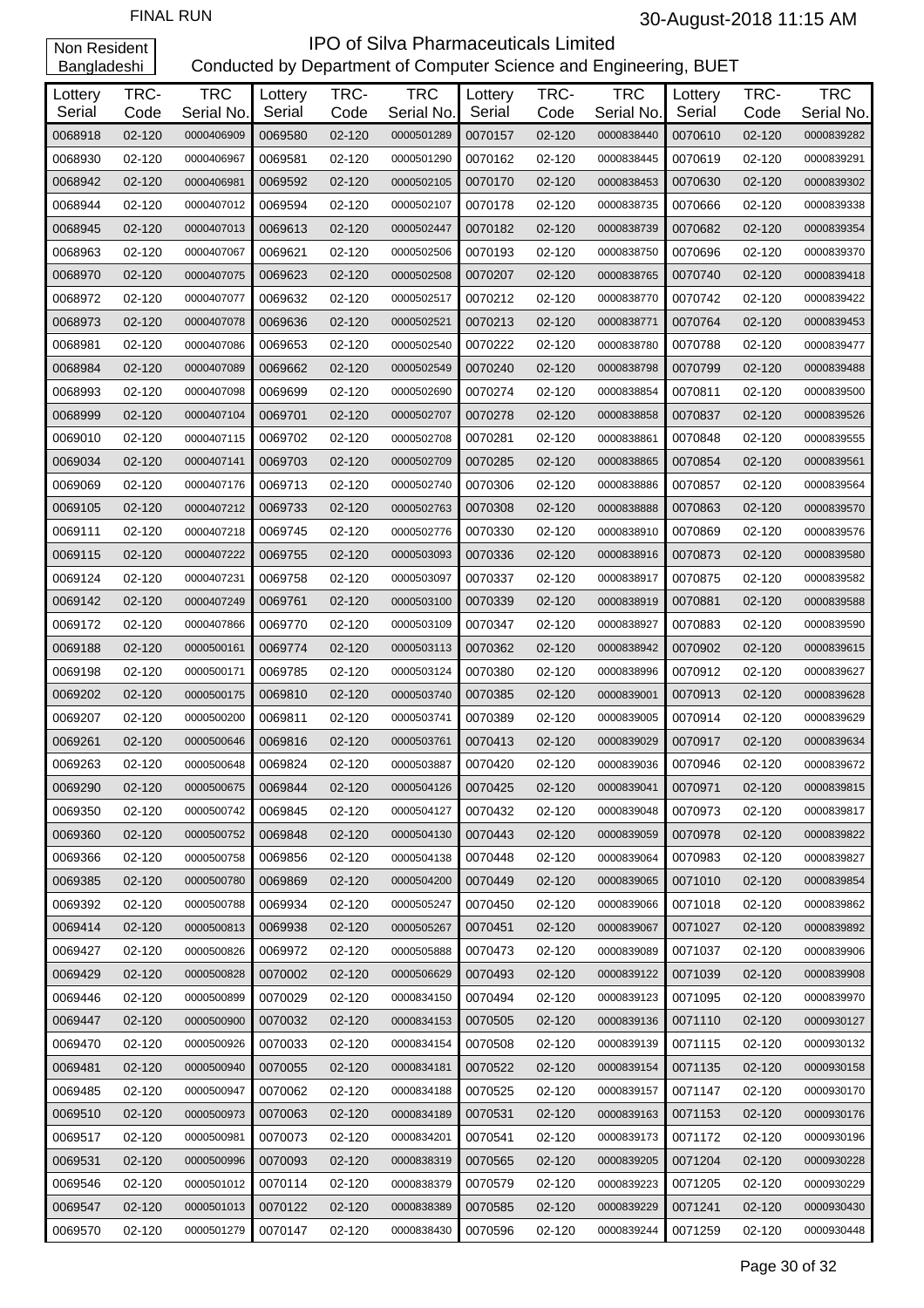FINAL RUN

30-August-2018 11:15 AM

Non Resident Bangladeshi

# IPO of Silva Pharmaceuticals Limited

Conducted by Department of Computer Science and Engineering, BUET

| Lottery Serial | TRC-Code | TRC Serial No. | Lottery Serial | TRC-Code | TRC Serial No. | Lottery Serial | TRC-Code | TRC Serial No. | Lottery Serial | TRC-Code | TRC Serial No. |
|---|---|---|---|---|---|---|---|---|---|---|---|
| 0068918 | 02-120 | 0000406909 | 0069580 | 02-120 | 0000501289 | 0070157 | 02-120 | 0000838440 | 0070610 | 02-120 | 0000839282 |
| 0068930 | 02-120 | 0000406967 | 0069581 | 02-120 | 0000501290 | 0070162 | 02-120 | 0000838445 | 0070619 | 02-120 | 0000839291 |
| 0068942 | 02-120 | 0000406981 | 0069592 | 02-120 | 0000502105 | 0070170 | 02-120 | 0000838453 | 0070630 | 02-120 | 0000839302 |
| 0068944 | 02-120 | 0000407012 | 0069594 | 02-120 | 0000502107 | 0070178 | 02-120 | 0000838735 | 0070666 | 02-120 | 0000839338 |
| 0068945 | 02-120 | 0000407013 | 0069613 | 02-120 | 0000502447 | 0070182 | 02-120 | 0000838739 | 0070682 | 02-120 | 0000839354 |
| 0068963 | 02-120 | 0000407067 | 0069621 | 02-120 | 0000502506 | 0070193 | 02-120 | 0000838750 | 0070696 | 02-120 | 0000839370 |
| 0068970 | 02-120 | 0000407075 | 0069623 | 02-120 | 0000502508 | 0070207 | 02-120 | 0000838765 | 0070740 | 02-120 | 0000839418 |
| 0068972 | 02-120 | 0000407077 | 0069632 | 02-120 | 0000502517 | 0070212 | 02-120 | 0000838770 | 0070742 | 02-120 | 0000839422 |
| 0068973 | 02-120 | 0000407078 | 0069636 | 02-120 | 0000502521 | 0070213 | 02-120 | 0000838771 | 0070764 | 02-120 | 0000839453 |
| 0068981 | 02-120 | 0000407086 | 0069653 | 02-120 | 0000502540 | 0070222 | 02-120 | 0000838780 | 0070788 | 02-120 | 0000839477 |
| 0068984 | 02-120 | 0000407089 | 0069662 | 02-120 | 0000502549 | 0070240 | 02-120 | 0000838798 | 0070799 | 02-120 | 0000839488 |
| 0068993 | 02-120 | 0000407098 | 0069699 | 02-120 | 0000502690 | 0070274 | 02-120 | 0000838854 | 0070811 | 02-120 | 0000839500 |
| 0068999 | 02-120 | 0000407104 | 0069701 | 02-120 | 0000502707 | 0070278 | 02-120 | 0000838858 | 0070837 | 02-120 | 0000839526 |
| 0069010 | 02-120 | 0000407115 | 0069702 | 02-120 | 0000502708 | 0070281 | 02-120 | 0000838861 | 0070848 | 02-120 | 0000839555 |
| 0069034 | 02-120 | 0000407141 | 0069703 | 02-120 | 0000502709 | 0070285 | 02-120 | 0000838865 | 0070854 | 02-120 | 0000839561 |
| 0069069 | 02-120 | 0000407176 | 0069713 | 02-120 | 0000502740 | 0070306 | 02-120 | 0000838886 | 0070857 | 02-120 | 0000839564 |
| 0069105 | 02-120 | 0000407212 | 0069733 | 02-120 | 0000502763 | 0070308 | 02-120 | 0000838888 | 0070863 | 02-120 | 0000839570 |
| 0069111 | 02-120 | 0000407218 | 0069745 | 02-120 | 0000502776 | 0070330 | 02-120 | 0000838910 | 0070869 | 02-120 | 0000839576 |
| 0069115 | 02-120 | 0000407222 | 0069755 | 02-120 | 0000503093 | 0070336 | 02-120 | 0000838916 | 0070873 | 02-120 | 0000839580 |
| 0069124 | 02-120 | 0000407231 | 0069758 | 02-120 | 0000503097 | 0070337 | 02-120 | 0000838917 | 0070875 | 02-120 | 0000839582 |
| 0069142 | 02-120 | 0000407249 | 0069761 | 02-120 | 0000503100 | 0070339 | 02-120 | 0000838919 | 0070881 | 02-120 | 0000839588 |
| 0069172 | 02-120 | 0000407866 | 0069770 | 02-120 | 0000503109 | 0070347 | 02-120 | 0000838927 | 0070883 | 02-120 | 0000839590 |
| 0069188 | 02-120 | 0000500161 | 0069774 | 02-120 | 0000503113 | 0070362 | 02-120 | 0000838942 | 0070902 | 02-120 | 0000839615 |
| 0069198 | 02-120 | 0000500171 | 0069785 | 02-120 | 0000503124 | 0070380 | 02-120 | 0000838996 | 0070912 | 02-120 | 0000839627 |
| 0069202 | 02-120 | 0000500175 | 0069810 | 02-120 | 0000503740 | 0070385 | 02-120 | 0000839001 | 0070913 | 02-120 | 0000839628 |
| 0069207 | 02-120 | 0000500200 | 0069811 | 02-120 | 0000503741 | 0070389 | 02-120 | 0000839005 | 0070914 | 02-120 | 0000839629 |
| 0069261 | 02-120 | 0000500646 | 0069816 | 02-120 | 0000503761 | 0070413 | 02-120 | 0000839029 | 0070917 | 02-120 | 0000839634 |
| 0069263 | 02-120 | 0000500648 | 0069824 | 02-120 | 0000503887 | 0070420 | 02-120 | 0000839036 | 0070946 | 02-120 | 0000839672 |
| 0069290 | 02-120 | 0000500675 | 0069844 | 02-120 | 0000504126 | 0070425 | 02-120 | 0000839041 | 0070971 | 02-120 | 0000839815 |
| 0069350 | 02-120 | 0000500742 | 0069845 | 02-120 | 0000504127 | 0070432 | 02-120 | 0000839048 | 0070973 | 02-120 | 0000839817 |
| 0069360 | 02-120 | 0000500752 | 0069848 | 02-120 | 0000504130 | 0070443 | 02-120 | 0000839059 | 0070978 | 02-120 | 0000839822 |
| 0069366 | 02-120 | 0000500758 | 0069856 | 02-120 | 0000504138 | 0070448 | 02-120 | 0000839064 | 0070983 | 02-120 | 0000839827 |
| 0069385 | 02-120 | 0000500780 | 0069869 | 02-120 | 0000504200 | 0070449 | 02-120 | 0000839065 | 0071010 | 02-120 | 0000839854 |
| 0069392 | 02-120 | 0000500788 | 0069934 | 02-120 | 0000505247 | 0070450 | 02-120 | 0000839066 | 0071018 | 02-120 | 0000839862 |
| 0069414 | 02-120 | 0000500813 | 0069938 | 02-120 | 0000505267 | 0070451 | 02-120 | 0000839067 | 0071027 | 02-120 | 0000839892 |
| 0069427 | 02-120 | 0000500826 | 0069972 | 02-120 | 0000505888 | 0070473 | 02-120 | 0000839089 | 0071037 | 02-120 | 0000839906 |
| 0069429 | 02-120 | 0000500828 | 0070002 | 02-120 | 0000506629 | 0070493 | 02-120 | 0000839122 | 0071039 | 02-120 | 0000839908 |
| 0069446 | 02-120 | 0000500899 | 0070029 | 02-120 | 0000834150 | 0070494 | 02-120 | 0000839123 | 0071095 | 02-120 | 0000839970 |
| 0069447 | 02-120 | 0000500900 | 0070032 | 02-120 | 0000834153 | 0070505 | 02-120 | 0000839136 | 0071110 | 02-120 | 0000930127 |
| 0069470 | 02-120 | 0000500926 | 0070033 | 02-120 | 0000834154 | 0070508 | 02-120 | 0000839139 | 0071115 | 02-120 | 0000930132 |
| 0069481 | 02-120 | 0000500940 | 0070055 | 02-120 | 0000834181 | 0070522 | 02-120 | 0000839154 | 0071135 | 02-120 | 0000930158 |
| 0069485 | 02-120 | 0000500947 | 0070062 | 02-120 | 0000834188 | 0070525 | 02-120 | 0000839157 | 0071147 | 02-120 | 0000930170 |
| 0069510 | 02-120 | 0000500973 | 0070063 | 02-120 | 0000834189 | 0070531 | 02-120 | 0000839163 | 0071153 | 02-120 | 0000930176 |
| 0069517 | 02-120 | 0000500981 | 0070073 | 02-120 | 0000834201 | 0070541 | 02-120 | 0000839173 | 0071172 | 02-120 | 0000930196 |
| 0069531 | 02-120 | 0000500996 | 0070093 | 02-120 | 0000838319 | 0070565 | 02-120 | 0000839205 | 0071204 | 02-120 | 0000930228 |
| 0069546 | 02-120 | 0000501012 | 0070114 | 02-120 | 0000838379 | 0070579 | 02-120 | 0000839223 | 0071205 | 02-120 | 0000930229 |
| 0069547 | 02-120 | 0000501013 | 0070122 | 02-120 | 0000838389 | 0070585 | 02-120 | 0000839229 | 0071241 | 02-120 | 0000930430 |
| 0069570 | 02-120 | 0000501279 | 0070147 | 02-120 | 0000838430 | 0070596 | 02-120 | 0000839244 | 0071259 | 02-120 | 0000930448 |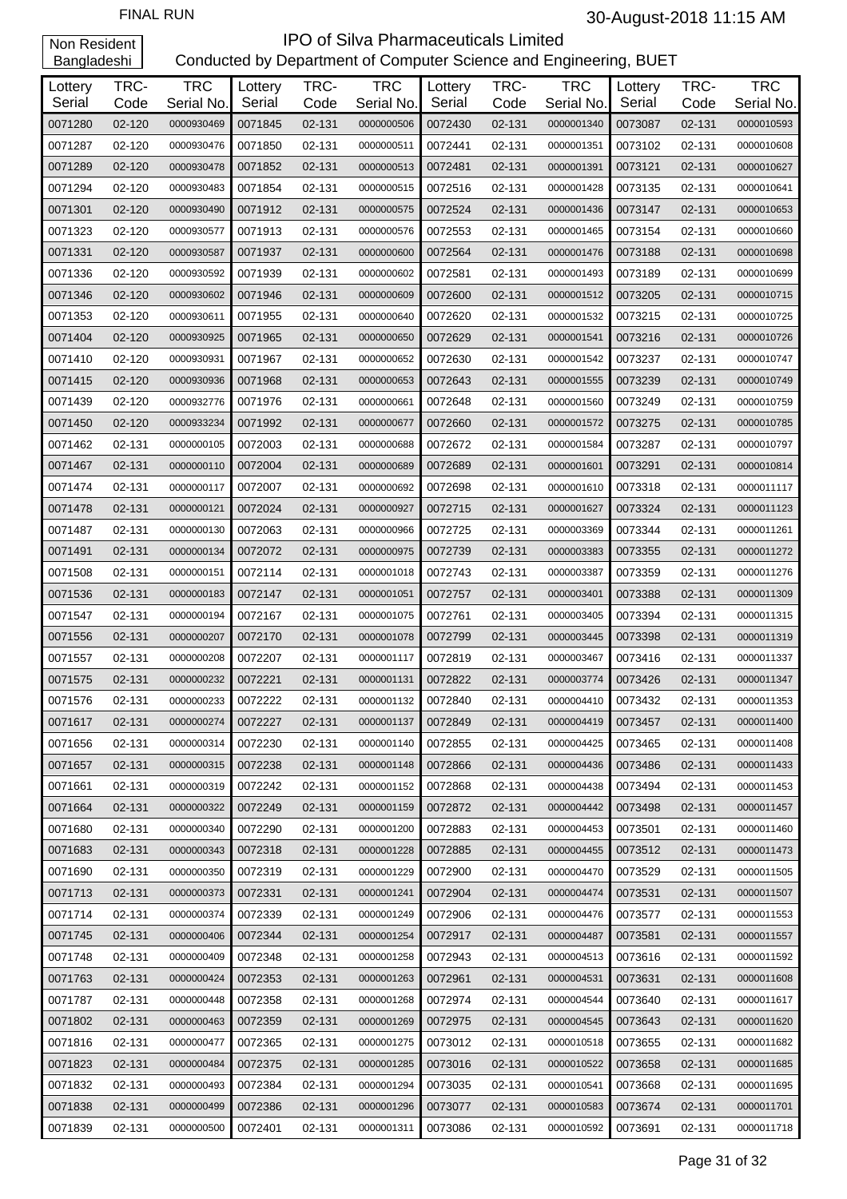FINAL RUN

30-August-2018 11:15 AM

Non Resident Bangladeshi

# IPO of Silva Pharmaceuticals Limited

Conducted by Department of Computer Science and Engineering, BUET

| Lottery Serial | TRC-Code | TRC Serial No. | Lottery Serial | TRC-Code | TRC Serial No. | Lottery Serial | TRC-Code | TRC Serial No. | Lottery Serial | TRC-Code | TRC Serial No. |
|---|---|---|---|---|---|---|---|---|---|---|---|
| 0071280 | 02-120 | 0000930469 | 0071845 | 02-131 | 0000000506 | 0072430 | 02-131 | 0000001340 | 0073087 | 02-131 | 0000010593 |
| 0071287 | 02-120 | 0000930476 | 0071850 | 02-131 | 0000000511 | 0072441 | 02-131 | 0000001351 | 0073102 | 02-131 | 0000010608 |
| 0071289 | 02-120 | 0000930478 | 0071852 | 02-131 | 0000000513 | 0072481 | 02-131 | 0000001391 | 0073121 | 02-131 | 0000010627 |
| 0071294 | 02-120 | 0000930483 | 0071854 | 02-131 | 0000000515 | 0072516 | 02-131 | 0000001428 | 0073135 | 02-131 | 0000010641 |
| 0071301 | 02-120 | 0000930490 | 0071912 | 02-131 | 0000000575 | 0072524 | 02-131 | 0000001436 | 0073147 | 02-131 | 0000010653 |
| 0071323 | 02-120 | 0000930577 | 0071913 | 02-131 | 0000000576 | 0072553 | 02-131 | 0000001465 | 0073154 | 02-131 | 0000010660 |
| 0071331 | 02-120 | 0000930587 | 0071937 | 02-131 | 0000000600 | 0072564 | 02-131 | 0000001476 | 0073188 | 02-131 | 0000010698 |
| 0071336 | 02-120 | 0000930592 | 0071939 | 02-131 | 0000000602 | 0072581 | 02-131 | 0000001493 | 0073189 | 02-131 | 0000010699 |
| 0071346 | 02-120 | 0000930602 | 0071946 | 02-131 | 0000000609 | 0072600 | 02-131 | 0000001512 | 0073205 | 02-131 | 0000010715 |
| 0071353 | 02-120 | 0000930611 | 0071955 | 02-131 | 0000000640 | 0072620 | 02-131 | 0000001532 | 0073215 | 02-131 | 0000010725 |
| 0071404 | 02-120 | 0000930925 | 0071965 | 02-131 | 0000000650 | 0072629 | 02-131 | 0000001541 | 0073216 | 02-131 | 0000010726 |
| 0071410 | 02-120 | 0000930931 | 0071967 | 02-131 | 0000000652 | 0072630 | 02-131 | 0000001542 | 0073237 | 02-131 | 0000010747 |
| 0071415 | 02-120 | 0000930936 | 0071968 | 02-131 | 0000000653 | 0072643 | 02-131 | 0000001555 | 0073239 | 02-131 | 0000010749 |
| 0071439 | 02-120 | 0000932776 | 0071976 | 02-131 | 0000000661 | 0072648 | 02-131 | 0000001560 | 0073249 | 02-131 | 0000010759 |
| 0071450 | 02-120 | 0000933234 | 0071992 | 02-131 | 0000000677 | 0072660 | 02-131 | 0000001572 | 0073275 | 02-131 | 0000010785 |
| 0071462 | 02-131 | 0000000105 | 0072003 | 02-131 | 0000000688 | 0072672 | 02-131 | 0000001584 | 0073287 | 02-131 | 0000010797 |
| 0071467 | 02-131 | 0000000110 | 0072004 | 02-131 | 0000000689 | 0072689 | 02-131 | 0000001601 | 0073291 | 02-131 | 0000010814 |
| 0071474 | 02-131 | 0000000117 | 0072007 | 02-131 | 0000000692 | 0072698 | 02-131 | 0000001610 | 0073318 | 02-131 | 0000011117 |
| 0071478 | 02-131 | 0000000121 | 0072024 | 02-131 | 0000000927 | 0072715 | 02-131 | 0000001627 | 0073324 | 02-131 | 0000011123 |
| 0071487 | 02-131 | 0000000130 | 0072063 | 02-131 | 0000000966 | 0072725 | 02-131 | 0000003369 | 0073344 | 02-131 | 0000011261 |
| 0071491 | 02-131 | 0000000134 | 0072072 | 02-131 | 0000000975 | 0072739 | 02-131 | 0000003383 | 0073355 | 02-131 | 0000011272 |
| 0071508 | 02-131 | 0000000151 | 0072114 | 02-131 | 0000001018 | 0072743 | 02-131 | 0000003387 | 0073359 | 02-131 | 0000011276 |
| 0071536 | 02-131 | 0000000183 | 0072147 | 02-131 | 0000001051 | 0072757 | 02-131 | 0000003401 | 0073388 | 02-131 | 0000011309 |
| 0071547 | 02-131 | 0000000194 | 0072167 | 02-131 | 0000001075 | 0072761 | 02-131 | 0000003405 | 0073394 | 02-131 | 0000011315 |
| 0071556 | 02-131 | 0000000207 | 0072170 | 02-131 | 0000001078 | 0072799 | 02-131 | 0000003445 | 0073398 | 02-131 | 0000011319 |
| 0071557 | 02-131 | 0000000208 | 0072207 | 02-131 | 0000001117 | 0072819 | 02-131 | 0000003467 | 0073416 | 02-131 | 0000011337 |
| 0071575 | 02-131 | 0000000232 | 0072221 | 02-131 | 0000001131 | 0072822 | 02-131 | 0000003774 | 0073426 | 02-131 | 0000011347 |
| 0071576 | 02-131 | 0000000233 | 0072222 | 02-131 | 0000001132 | 0072840 | 02-131 | 0000004410 | 0073432 | 02-131 | 0000011353 |
| 0071617 | 02-131 | 0000000274 | 0072227 | 02-131 | 0000001137 | 0072849 | 02-131 | 0000004419 | 0073457 | 02-131 | 0000011400 |
| 0071656 | 02-131 | 0000000314 | 0072230 | 02-131 | 0000001140 | 0072855 | 02-131 | 0000004425 | 0073465 | 02-131 | 0000011408 |
| 0071657 | 02-131 | 0000000315 | 0072238 | 02-131 | 0000001148 | 0072866 | 02-131 | 0000004436 | 0073486 | 02-131 | 0000011433 |
| 0071661 | 02-131 | 0000000319 | 0072242 | 02-131 | 0000001152 | 0072868 | 02-131 | 0000004438 | 0073494 | 02-131 | 0000011453 |
| 0071664 | 02-131 | 0000000322 | 0072249 | 02-131 | 0000001159 | 0072872 | 02-131 | 0000004442 | 0073498 | 02-131 | 0000011457 |
| 0071680 | 02-131 | 0000000340 | 0072290 | 02-131 | 0000001200 | 0072883 | 02-131 | 0000004453 | 0073501 | 02-131 | 0000011460 |
| 0071683 | 02-131 | 0000000343 | 0072318 | 02-131 | 0000001228 | 0072885 | 02-131 | 0000004455 | 0073512 | 02-131 | 0000011473 |
| 0071690 | 02-131 | 0000000350 | 0072319 | 02-131 | 0000001229 | 0072900 | 02-131 | 0000004470 | 0073529 | 02-131 | 0000011505 |
| 0071713 | 02-131 | 0000000373 | 0072331 | 02-131 | 0000001241 | 0072904 | 02-131 | 0000004474 | 0073531 | 02-131 | 0000011507 |
| 0071714 | 02-131 | 0000000374 | 0072339 | 02-131 | 0000001249 | 0072906 | 02-131 | 0000004476 | 0073577 | 02-131 | 0000011553 |
| 0071745 | 02-131 | 0000000406 | 0072344 | 02-131 | 0000001254 | 0072917 | 02-131 | 0000004487 | 0073581 | 02-131 | 0000011557 |
| 0071748 | 02-131 | 0000000409 | 0072348 | 02-131 | 0000001258 | 0072943 | 02-131 | 0000004513 | 0073616 | 02-131 | 0000011592 |
| 0071763 | 02-131 | 0000000424 | 0072353 | 02-131 | 0000001263 | 0072961 | 02-131 | 0000004531 | 0073631 | 02-131 | 0000011608 |
| 0071787 | 02-131 | 0000000448 | 0072358 | 02-131 | 0000001268 | 0072974 | 02-131 | 0000004544 | 0073640 | 02-131 | 0000011617 |
| 0071802 | 02-131 | 0000000463 | 0072359 | 02-131 | 0000001269 | 0072975 | 02-131 | 0000004545 | 0073643 | 02-131 | 0000011620 |
| 0071816 | 02-131 | 0000000477 | 0072365 | 02-131 | 0000001275 | 0073012 | 02-131 | 0000010518 | 0073655 | 02-131 | 0000011682 |
| 0071823 | 02-131 | 0000000484 | 0072375 | 02-131 | 0000001285 | 0073016 | 02-131 | 0000010522 | 0073658 | 02-131 | 0000011685 |
| 0071832 | 02-131 | 0000000493 | 0072384 | 02-131 | 0000001294 | 0073035 | 02-131 | 0000010541 | 0073668 | 02-131 | 0000011695 |
| 0071838 | 02-131 | 0000000499 | 0072386 | 02-131 | 0000001296 | 0073077 | 02-131 | 0000010583 | 0073674 | 02-131 | 0000011701 |
| 0071839 | 02-131 | 0000000500 | 0072401 | 02-131 | 0000001311 | 0073086 | 02-131 | 0000010592 | 0073691 | 02-131 | 0000011718 |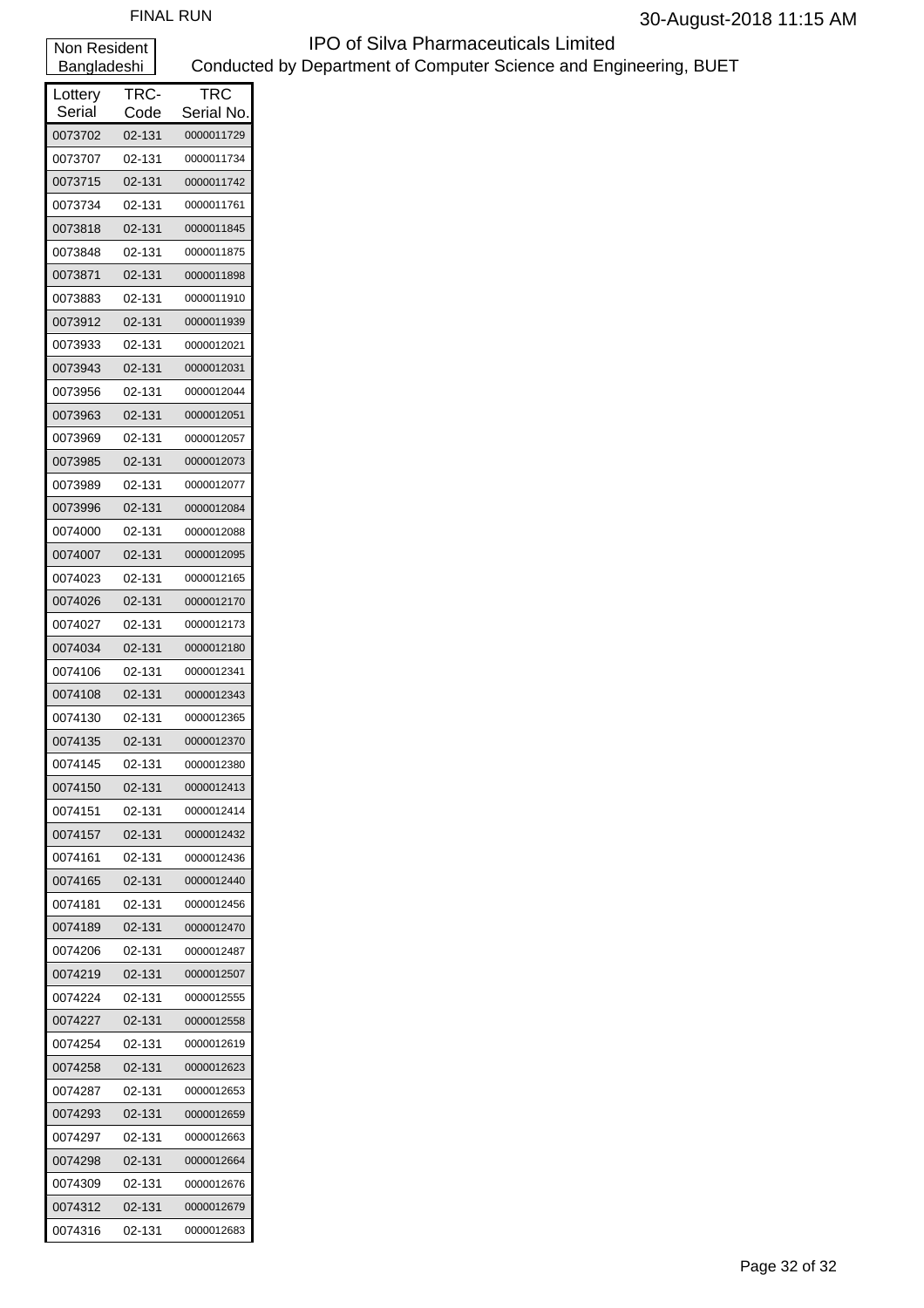FINAL RUN

30-August-2018 11:15 AM

Non Resident Bangladeshi

# IPO of Silva Pharmaceuticals Limited

Conducted by Department of Computer Science and Engineering, BUET

| Lottery Serial | TRC-Code | TRC Serial No. |
|---|---|---|
| 0073702 | 02-131 | 0000011729 |
| 0073707 | 02-131 | 0000011734 |
| 0073715 | 02-131 | 0000011742 |
| 0073734 | 02-131 | 0000011761 |
| 0073818 | 02-131 | 0000011845 |
| 0073848 | 02-131 | 0000011875 |
| 0073871 | 02-131 | 0000011898 |
| 0073883 | 02-131 | 0000011910 |
| 0073912 | 02-131 | 0000011939 |
| 0073933 | 02-131 | 0000012021 |
| 0073943 | 02-131 | 0000012031 |
| 0073956 | 02-131 | 0000012044 |
| 0073963 | 02-131 | 0000012051 |
| 0073969 | 02-131 | 0000012057 |
| 0073985 | 02-131 | 0000012073 |
| 0073989 | 02-131 | 0000012077 |
| 0073996 | 02-131 | 0000012084 |
| 0074000 | 02-131 | 0000012088 |
| 0074007 | 02-131 | 0000012095 |
| 0074023 | 02-131 | 0000012165 |
| 0074026 | 02-131 | 0000012170 |
| 0074027 | 02-131 | 0000012173 |
| 0074034 | 02-131 | 0000012180 |
| 0074106 | 02-131 | 0000012341 |
| 0074108 | 02-131 | 0000012343 |
| 0074130 | 02-131 | 0000012365 |
| 0074135 | 02-131 | 0000012370 |
| 0074145 | 02-131 | 0000012380 |
| 0074150 | 02-131 | 0000012413 |
| 0074151 | 02-131 | 0000012414 |
| 0074157 | 02-131 | 0000012432 |
| 0074161 | 02-131 | 0000012436 |
| 0074165 | 02-131 | 0000012440 |
| 0074181 | 02-131 | 0000012456 |
| 0074189 | 02-131 | 0000012470 |
| 0074206 | 02-131 | 0000012487 |
| 0074219 | 02-131 | 0000012507 |
| 0074224 | 02-131 | 0000012555 |
| 0074227 | 02-131 | 0000012558 |
| 0074254 | 02-131 | 0000012619 |
| 0074258 | 02-131 | 0000012623 |
| 0074287 | 02-131 | 0000012653 |
| 0074293 | 02-131 | 0000012659 |
| 0074297 | 02-131 | 0000012663 |
| 0074298 | 02-131 | 0000012664 |
| 0074309 | 02-131 | 0000012676 |
| 0074312 | 02-131 | 0000012679 |
| 0074316 | 02-131 | 0000012683 |